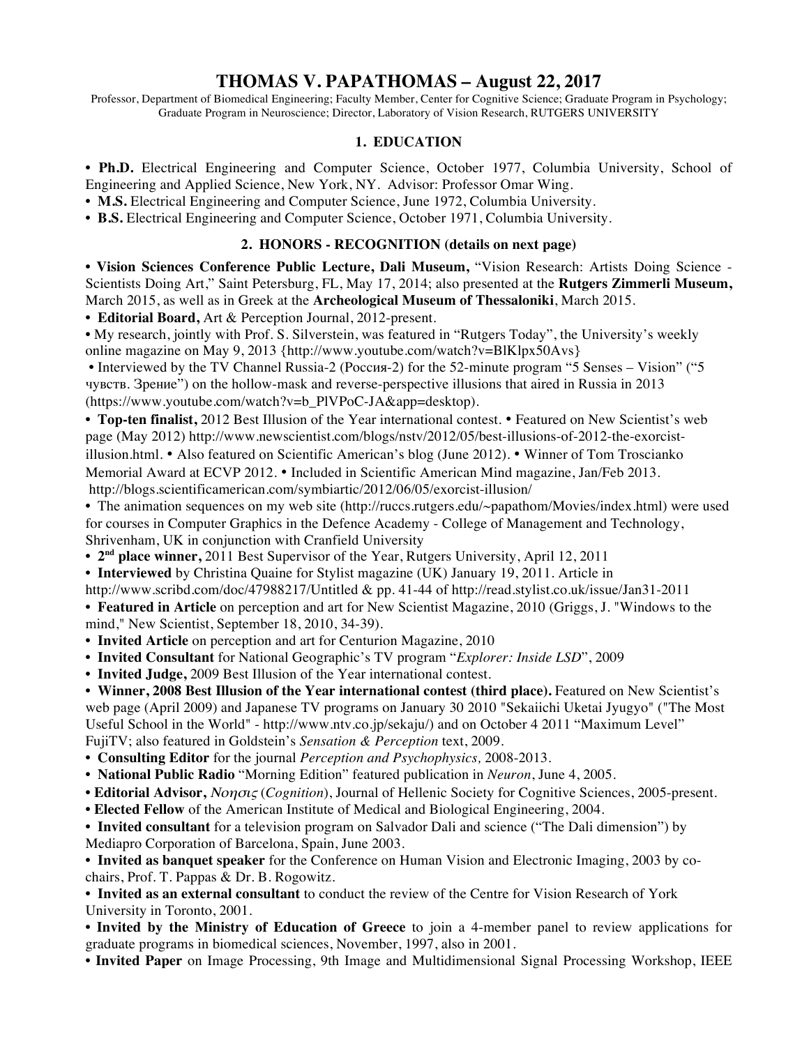# THOMAS V. PAPATHOMAS – August 22, 2017

Professor, Department of Biomedical Engineering; Faculty Member, Center for Cognitive Science; Graduate Program in Psychology; Graduate Program in Neuroscience; Director, Laboratory of Vision Research, RUTGERS UNIVERSITY

## 1. EDUCATION

- **Ph.D.** Electrical Engineering and Computer Science, October 1977, Columbia University, School of Engineering and Applied Science, New York, NY. Advisor: Professor Omar Wing.
- **M.S.** Electrical Engineering and Computer Science, June 1972, Columbia University.
- **B.S.** Electrical Engineering and Computer Science, October 1971, Columbia University.

## 2. HONORS - RECOGNITION (details on next page)

- **Vision Sciences Conference Public Lecture, Dali Museum,** "Vision Research: Artists Doing Science - Scientists Doing Art," Saint Petersburg, FL, May 17, 2014; also presented at the **Rutgers Zimmerli Museum,** March 2015, as well as in Greek at the **Archeological Museum of Thessaloniki**, March 2015.
- **Editorial Board,** Art & Perception Journal, 2012-present.
- My research, jointly with Prof. S. Silverstein, was featured in "Rutgers Today", the University's weekly online magazine on May 9, 2013 {http://www.youtube.com/watch?v=BlKlpx50Avs}
- Interviewed by the TV Channel Russia-2 (Россия-2) for the 52-minute program "5 Senses – Vision" ("5 чувств. Зрение") on the hollow-mask and reverse-perspective illusions that aired in Russia in 2013 (https://www.youtube.com/watch?v=b_PlVPoC-JA&app=desktop).
- **Top-ten finalist,** 2012 Best Illusion of the Year international contest. • Featured on New Scientist's web page (May 2012) http://www.newscientist.com/blogs/nstv/2012/05/best-illusions-of-2012-the-exorcist-illusion.html. • Also featured on Scientific American's blog (June 2012). • Winner of Tom Troscianko Memorial Award at ECVP 2012. • Included in Scientific American Mind magazine, Jan/Feb 2013. http://blogs.scientificamerican.com/symbiartic/2012/06/05/exorcist-illusion/
- The animation sequences on my web site (http://ruccs.rutgers.edu/~papathom/Movies/index.html) were used for courses in Computer Graphics in the Defence Academy - College of Management and Technology, Shrivenham, UK in conjunction with Cranfield University
- **2nd place winner,** 2011 Best Supervisor of the Year, Rutgers University, April 12, 2011
- **Interviewed** by Christina Quaine for Stylist magazine (UK) January 19, 2011. Article in http://www.scribd.com/doc/47988217/Untitled & pp. 41-44 of http://read.stylist.co.uk/issue/Jan31-2011
- **Featured in Article** on perception and art for New Scientist Magazine, 2010 (Griggs, J. "Windows to the mind," New Scientist, September 18, 2010, 34-39).
- **Invited Article** on perception and art for Centurion Magazine, 2010
- **Invited Consultant** for National Geographic's TV program "*Explorer: Inside LSD*", 2009
- **Invited Judge,** 2009 Best Illusion of the Year international contest.
- **Winner, 2008 Best Illusion of the Year international contest (third place).** Featured on New Scientist's web page (April 2009) and Japanese TV programs on January 30 2010 "Sekaiichi Uketai Jyugyo" ("The Most Useful School in the World" - http://www.ntv.co.jp/sekaju/) and on October 4 2011 "Maximum Level" FujiTV; also featured in Goldstein's *Sensation & Perception* text, 2009.
- **Consulting Editor** for the journal *Perception and Psychophysics,* 2008-2013.
- **National Public Radio** "Morning Edition" featured publication in *Neuron*, June 4, 2005.
- **Editorial Advisor,** *Νοησις* (*Cognition*), Journal of Hellenic Society for Cognitive Sciences, 2005-present.
- **Elected Fellow** of the American Institute of Medical and Biological Engineering, 2004.
- **Invited consultant** for a television program on Salvador Dali and science ("The Dali dimension") by Mediapro Corporation of Barcelona, Spain, June 2003.
- **Invited as banquet speaker** for the Conference on Human Vision and Electronic Imaging, 2003 by co-chairs, Prof. T. Pappas & Dr. B. Rogowitz.
- **Invited as an external consultant** to conduct the review of the Centre for Vision Research of York University in Toronto, 2001.
- **Invited by the Ministry of Education of Greece** to join a 4-member panel to review applications for graduate programs in biomedical sciences, November, 1997, also in 2001.
- **Invited Paper** on Image Processing, 9th Image and Multidimensional Signal Processing Workshop, IEEE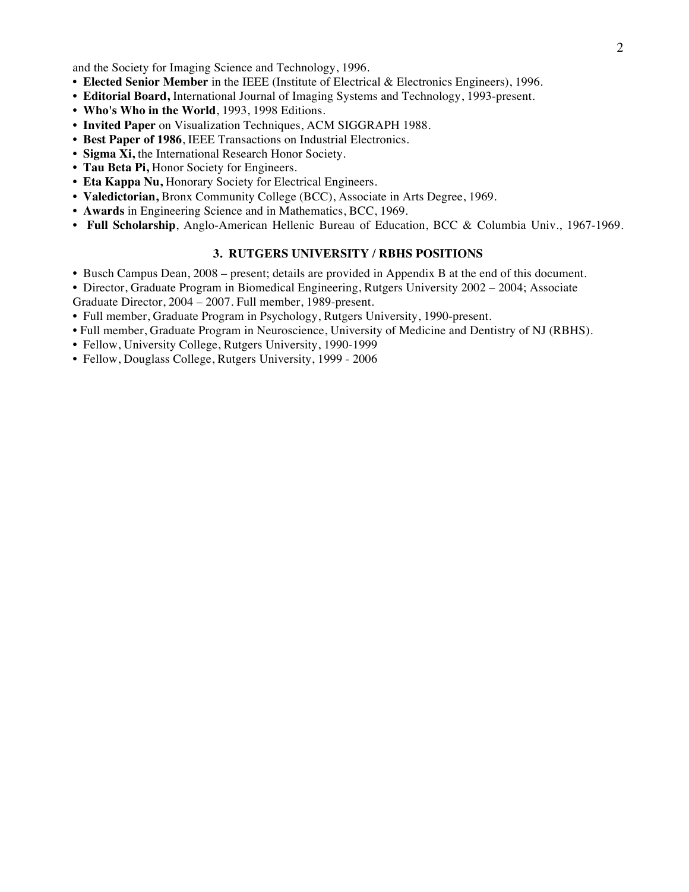and the Society for Imaging Science and Technology, 1996.

- **Elected Senior Member** in the IEEE (Institute of Electrical & Electronics Engineers), 1996.
- **Editorial Board,** International Journal of Imaging Systems and Technology, 1993-present.
- **Who's Who in the World**, 1993, 1998 Editions.
- **Invited Paper** on Visualization Techniques, ACM SIGGRAPH 1988.
- **Best Paper of 1986**, IEEE Transactions on Industrial Electronics.
- **Sigma Xi,** the International Research Honor Society.
- **Tau Beta Pi,** Honor Society for Engineers.
- **Eta Kappa Nu,** Honorary Society for Electrical Engineers.
- **Valedictorian,** Bronx Community College (BCC), Associate in Arts Degree, 1969.
- **Awards** in Engineering Science and in Mathematics, BCC, 1969.
- **Full Scholarship**, Anglo-American Hellenic Bureau of Education, BCC & Columbia Univ., 1967-1969.

## 3. RUTGERS UNIVERSITY / RBHS POSITIONS

- Busch Campus Dean, 2008 – present; details are provided in Appendix B at the end of this document.
- Director, Graduate Program in Biomedical Engineering, Rutgers University 2002 – 2004; Associate Graduate Director, 2004 – 2007. Full member, 1989-present.
- Full member, Graduate Program in Psychology, Rutgers University, 1990-present.
- Full member, Graduate Program in Neuroscience, University of Medicine and Dentistry of NJ (RBHS).
- Fellow, University College, Rutgers University, 1990-1999
- Fellow, Douglass College, Rutgers University, 1999 - 2006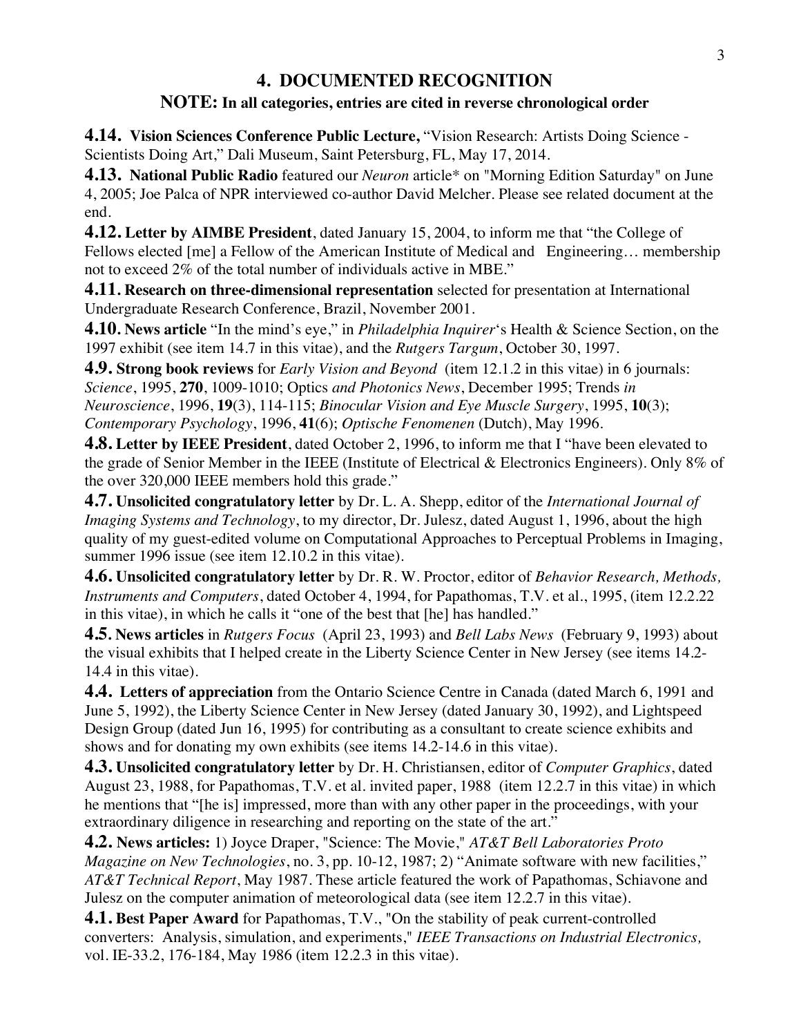## 4. DOCUMENTED RECOGNITION

### NOTE: In all categories, entries are cited in reverse chronological order

**4.14. Vision Sciences Conference Public Lecture,** "Vision Research: Artists Doing Science - Scientists Doing Art," Dali Museum, Saint Petersburg, FL, May 17, 2014.

**4.13. National Public Radio** featured our *Neuron* article* on "Morning Edition Saturday" on June 4, 2005; Joe Palca of NPR interviewed co-author David Melcher. Please see related document at the end.

**4.12. Letter by AIMBE President**, dated January 15, 2004, to inform me that "the College of Fellows elected [me] a Fellow of the American Institute of Medical and Engineering… membership not to exceed 2% of the total number of individuals active in MBE."

**4.11. Research on three-dimensional representation** selected for presentation at International Undergraduate Research Conference, Brazil, November 2001.

**4.10. News article** "In the mind's eye," in *Philadelphia Inquirer*'s Health & Science Section, on the 1997 exhibit (see item 14.7 in this vitae), and the *Rutgers Targum*, October 30, 1997.

**4.9. Strong book reviews** for *Early Vision and Beyond* (item 12.1.2 in this vitae) in 6 journals: *Science*, 1995, **270**, 1009-1010; Optics *and Photonics News*, December 1995; Trends *in Neuroscience*, 1996, **19**(3), 114-115; *Binocular Vision and Eye Muscle Surgery*, 1995, **10**(3); *Contemporary Psychology*, 1996, **41**(6); *Optische Fenomenen* (Dutch), May 1996.

**4.8. Letter by IEEE President**, dated October 2, 1996, to inform me that I "have been elevated to the grade of Senior Member in the IEEE (Institute of Electrical & Electronics Engineers). Only 8% of the over 320,000 IEEE members hold this grade."

**4.7. Unsolicited congratulatory letter** by Dr. L. A. Shepp, editor of the *International Journal of Imaging Systems and Technology*, to my director, Dr. Julesz, dated August 1, 1996, about the high quality of my guest-edited volume on Computational Approaches to Perceptual Problems in Imaging, summer 1996 issue (see item 12.10.2 in this vitae).

**4.6. Unsolicited congratulatory letter** by Dr. R. W. Proctor, editor of *Behavior Research, Methods, Instruments and Computers*, dated October 4, 1994, for Papathomas, T.V. et al., 1995, (item 12.2.22 in this vitae), in which he calls it "one of the best that [he] has handled."

**4.5. News articles** in *Rutgers Focus* (April 23, 1993) and *Bell Labs News* (February 9, 1993) about the visual exhibits that I helped create in the Liberty Science Center in New Jersey (see items 14.2-14.4 in this vitae).

**4.4. Letters of appreciation** from the Ontario Science Centre in Canada (dated March 6, 1991 and June 5, 1992), the Liberty Science Center in New Jersey (dated January 30, 1992), and Lightspeed Design Group (dated Jun 16, 1995) for contributing as a consultant to create science exhibits and shows and for donating my own exhibits (see items 14.2-14.6 in this vitae).

**4.3. Unsolicited congratulatory letter** by Dr. H. Christiansen, editor of *Computer Graphics*, dated August 23, 1988, for Papathomas, T.V. et al. invited paper, 1988 (item 12.2.7 in this vitae) in which he mentions that "[he is] impressed, more than with any other paper in the proceedings, with your extraordinary diligence in researching and reporting on the state of the art."

**4.2. News articles:** 1) Joyce Draper, "Science: The Movie," *AT&T Bell Laboratories Proto Magazine on New Technologies*, no. 3, pp. 10-12, 1987; 2) "Animate software with new facilities," *AT&T Technical Report*, May 1987. These article featured the work of Papathomas, Schiavone and Julesz on the computer animation of meteorological data (see item 12.2.7 in this vitae).

**4.1. Best Paper Award** for Papathomas, T.V., "On the stability of peak current-controlled converters: Analysis, simulation, and experiments," *IEEE Transactions on Industrial Electronics,* vol. IE-33.2, 176-184, May 1986 (item 12.2.3 in this vitae).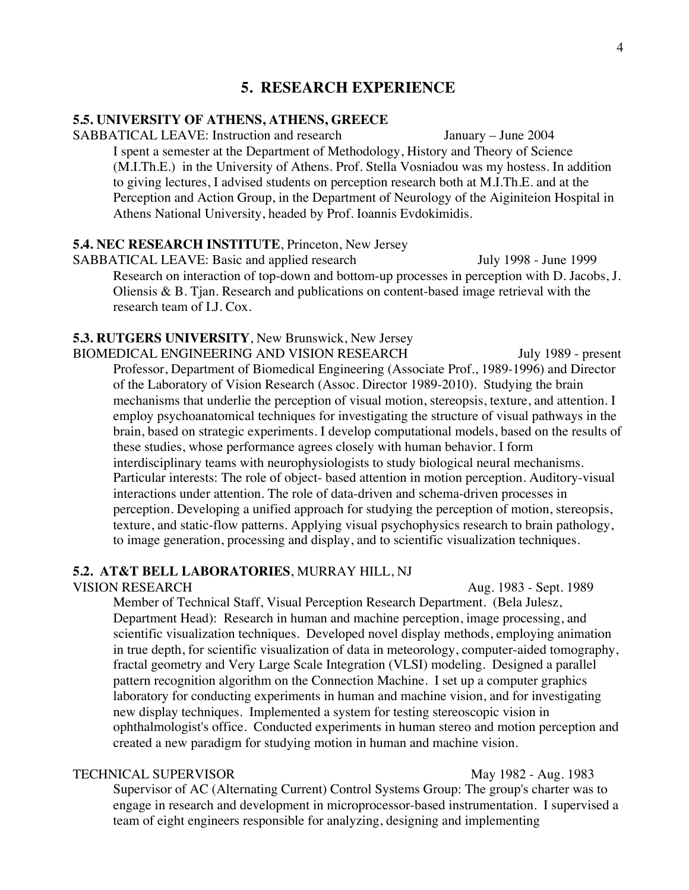# 5. RESEARCH EXPERIENCE

### 5.5. UNIVERSITY OF ATHENS, ATHENS, GREECE

SABBATICAL LEAVE: Instruction and research — January – June 2004

I spent a semester at the Department of Methodology, History and Theory of Science (M.I.Th.E.) in the University of Athens. Prof. Stella Vosniadou was my hostess. In addition to giving lectures, I advised students on perception research both at M.I.Th.E. and at the Perception and Action Group, in the Department of Neurology of the Aiginiteion Hospital in Athens National University, headed by Prof. Ioannis Evdokimidis.

### 5.4. NEC RESEARCH INSTITUTE, Princeton, New Jersey

SABBATICAL LEAVE: Basic and applied research — July 1998 - June 1999

Research on interaction of top-down and bottom-up processes in perception with D. Jacobs, J. Oliensis & B. Tjan. Research and publications on content-based image retrieval with the research team of I.J. Cox.

### 5.3. RUTGERS UNIVERSITY, New Brunswick, New Jersey

BIOMEDICAL ENGINEERING AND VISION RESEARCH — July 1989 - present

Professor, Department of Biomedical Engineering (Associate Prof., 1989-1996) and Director of the Laboratory of Vision Research (Assoc. Director 1989-2010). Studying the brain mechanisms that underlie the perception of visual motion, stereopsis, texture, and attention. I employ psychoanatomical techniques for investigating the structure of visual pathways in the brain, based on strategic experiments. I develop computational models, based on the results of these studies, whose performance agrees closely with human behavior. I form interdisciplinary teams with neurophysiologists to study biological neural mechanisms. Particular interests: The role of object- based attention in motion perception. Auditory-visual interactions under attention. The role of data-driven and schema-driven processes in perception. Developing a unified approach for studying the perception of motion, stereopsis, texture, and static-flow patterns. Applying visual psychophysics research to brain pathology, to image generation, processing and display, and to scientific visualization techniques.

### 5.2. AT&T BELL LABORATORIES, MURRAY HILL, NJ

VISION RESEARCH — Aug. 1983 - Sept. 1989

Member of Technical Staff, Visual Perception Research Department. (Bela Julesz, Department Head): Research in human and machine perception, image processing, and scientific visualization techniques. Developed novel display methods, employing animation in true depth, for scientific visualization of data in meteorology, computer-aided tomography, fractal geometry and Very Large Scale Integration (VLSI) modeling. Designed a parallel pattern recognition algorithm on the Connection Machine. I set up a computer graphics laboratory for conducting experiments in human and machine vision, and for investigating new display techniques. Implemented a system for testing stereoscopic vision in ophthalmologist's office. Conducted experiments in human stereo and motion perception and created a new paradigm for studying motion in human and machine vision.

TECHNICAL SUPERVISOR — May 1982 - Aug. 1983

Supervisor of AC (Alternating Current) Control Systems Group: The group's charter was to engage in research and development in microprocessor-based instrumentation. I supervised a team of eight engineers responsible for analyzing, designing and implementing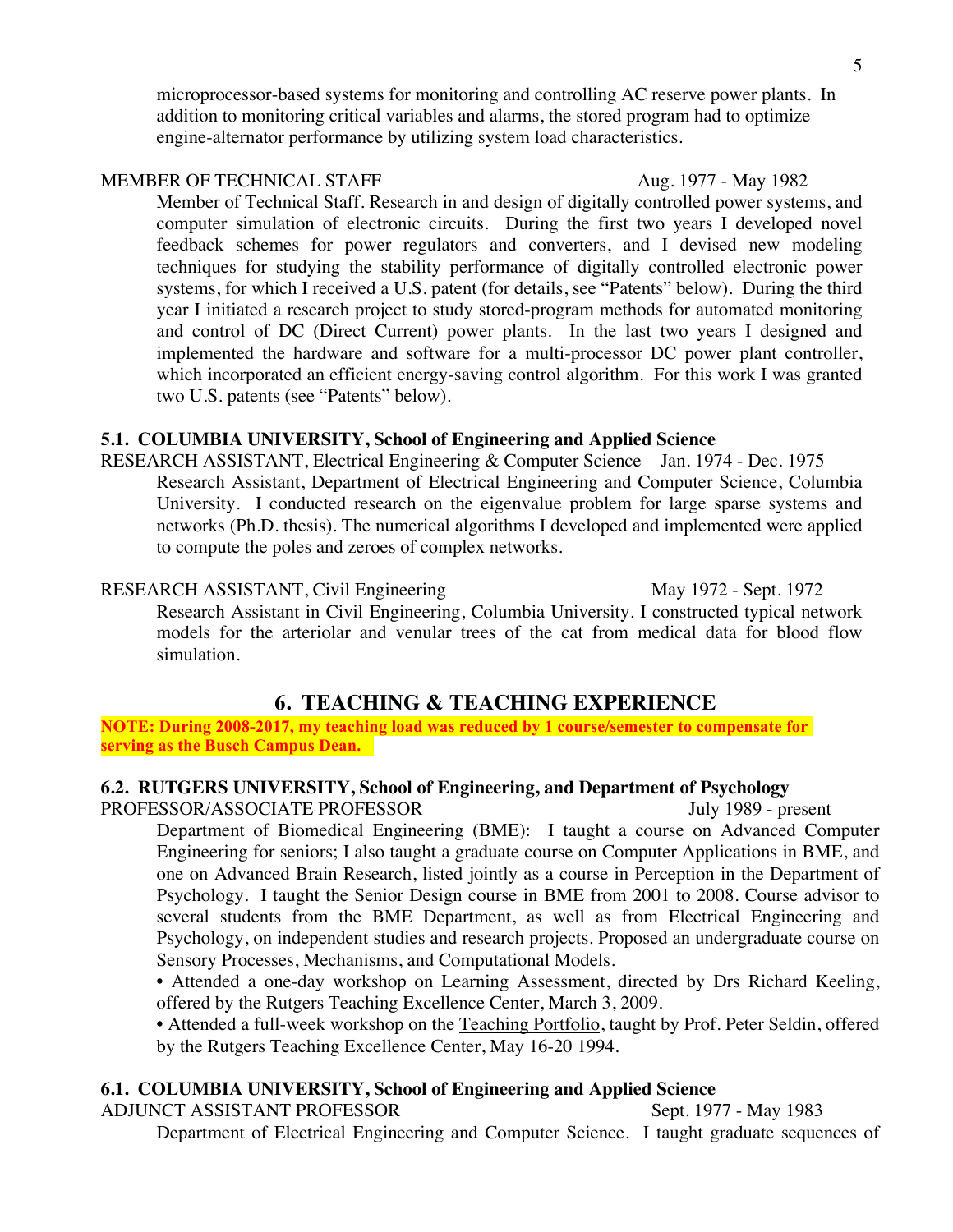microprocessor-based systems for monitoring and controlling AC reserve power plants. In addition to monitoring critical variables and alarms, the stored program had to optimize engine-alternator performance by utilizing system load characteristics.

MEMBER OF TECHNICAL STAFF — Aug. 1977 - May 1982

Member of Technical Staff. Research in and design of digitally controlled power systems, and computer simulation of electronic circuits. During the first two years I developed novel feedback schemes for power regulators and converters, and I devised new modeling techniques for studying the stability performance of digitally controlled electronic power systems, for which I received a U.S. patent (for details, see "Patents" below). During the third year I initiated a research project to study stored-program methods for automated monitoring and control of DC (Direct Current) power plants. In the last two years I designed and implemented the hardware and software for a multi-processor DC power plant controller, which incorporated an efficient energy-saving control algorithm. For this work I was granted two U.S. patents (see "Patents" below).

### 5.1. COLUMBIA UNIVERSITY, School of Engineering and Applied Science

RESEARCH ASSISTANT, Electrical Engineering & Computer Science — Jan. 1974 - Dec. 1975

Research Assistant, Department of Electrical Engineering and Computer Science, Columbia University. I conducted research on the eigenvalue problem for large sparse systems and networks (Ph.D. thesis). The numerical algorithms I developed and implemented were applied to compute the poles and zeroes of complex networks.

RESEARCH ASSISTANT, Civil Engineering — May 1972 - Sept. 1972

Research Assistant in Civil Engineering, Columbia University. I constructed typical network models for the arteriolar and venular trees of the cat from medical data for blood flow simulation.

## 6. TEACHING & TEACHING EXPERIENCE

**NOTE: During 2008-2017, my teaching load was reduced by 1 course/semester to compensate for serving as the Busch Campus Dean.**

### 6.2. RUTGERS UNIVERSITY, School of Engineering, and Department of Psychology

PROFESSOR/ASSOCIATE PROFESSOR — July 1989 - present

Department of Biomedical Engineering (BME): I taught a course on Advanced Computer Engineering for seniors; I also taught a graduate course on Computer Applications in BME, and one on Advanced Brain Research, listed jointly as a course in Perception in the Department of Psychology. I taught the Senior Design course in BME from 2001 to 2008. Course advisor to several students from the BME Department, as well as from Electrical Engineering and Psychology, on independent studies and research projects. Proposed an undergraduate course on Sensory Processes, Mechanisms, and Computational Models.

- Attended a one-day workshop on Learning Assessment, directed by Drs Richard Keeling, offered by the Rutgers Teaching Excellence Center, March 3, 2009.
- Attended a full-week workshop on the Teaching Portfolio, taught by Prof. Peter Seldin, offered by the Rutgers Teaching Excellence Center, May 16-20 1994.

### 6.1. COLUMBIA UNIVERSITY, School of Engineering and Applied Science

ADJUNCT ASSISTANT PROFESSOR — Sept. 1977 - May 1983

Department of Electrical Engineering and Computer Science. I taught graduate sequences of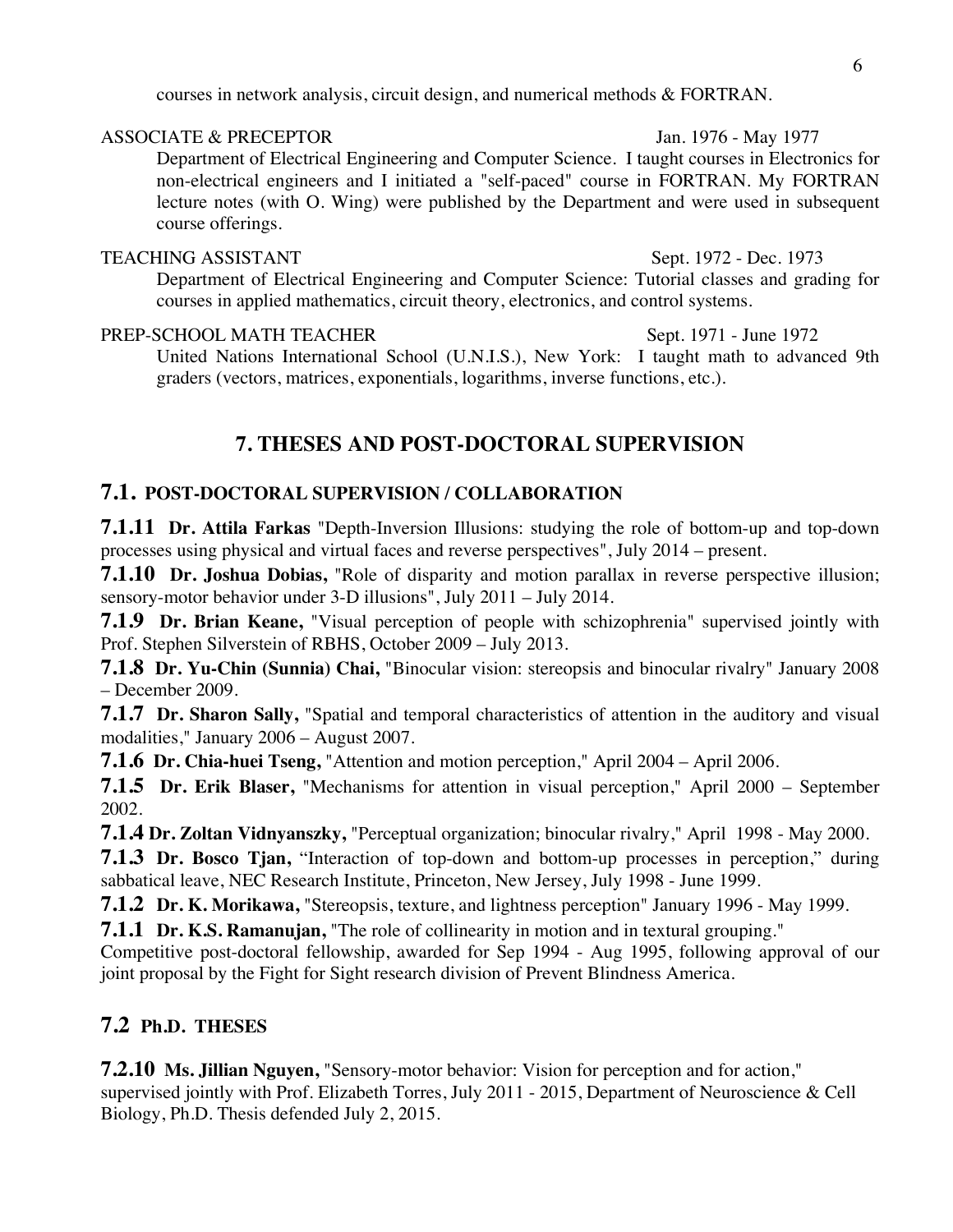courses in network analysis, circuit design, and numerical methods & FORTRAN.

ASSOCIATE & PRECEPTOR Jan. 1976 - May 1977

Department of Electrical Engineering and Computer Science. I taught courses in Electronics for non-electrical engineers and I initiated a "self-paced" course in FORTRAN. My FORTRAN lecture notes (with O. Wing) were published by the Department and were used in subsequent course offerings.

TEACHING ASSISTANT Sept. 1972 - Dec. 1973

Department of Electrical Engineering and Computer Science: Tutorial classes and grading for courses in applied mathematics, circuit theory, electronics, and control systems.

PREP-SCHOOL MATH TEACHER Sept. 1971 - June 1972

United Nations International School (U.N.I.S.), New York: I taught math to advanced 9th graders (vectors, matrices, exponentials, logarithms, inverse functions, etc.).

## 7. THESES AND POST-DOCTORAL SUPERVISION

### 7.1. POST-DOCTORAL SUPERVISION / COLLABORATION

**7.1.11 Dr. Attila Farkas** "Depth-Inversion Illusions: studying the role of bottom-up and top-down processes using physical and virtual faces and reverse perspectives", July 2014 – present.

**7.1.10 Dr. Joshua Dobias,** "Role of disparity and motion parallax in reverse perspective illusion; sensory-motor behavior under 3-D illusions", July 2011 – July 2014.

**7.1.9 Dr. Brian Keane,** "Visual perception of people with schizophrenia" supervised jointly with Prof. Stephen Silverstein of RBHS, October 2009 – July 2013.

**7.1.8 Dr. Yu-Chin (Sunnia) Chai,** "Binocular vision: stereopsis and binocular rivalry" January 2008 – December 2009.

**7.1.7 Dr. Sharon Sally,** "Spatial and temporal characteristics of attention in the auditory and visual modalities," January 2006 – August 2007.

**7.1.6 Dr. Chia-huei Tseng,** "Attention and motion perception," April 2004 – April 2006.

**7.1.5 Dr. Erik Blaser,** "Mechanisms for attention in visual perception," April 2000 – September 2002.

**7.1.4 Dr. Zoltan Vidnyanszky,** "Perceptual organization; binocular rivalry," April 1998 - May 2000.

**7.1.3 Dr. Bosco Tjan,** "Interaction of top-down and bottom-up processes in perception," during sabbatical leave, NEC Research Institute, Princeton, New Jersey, July 1998 - June 1999.

**7.1.2 Dr. K. Morikawa,** "Stereopsis, texture, and lightness perception" January 1996 - May 1999.

**7.1.1 Dr. K.S. Ramanujan,** "The role of collinearity in motion and in textural grouping."
Competitive post-doctoral fellowship, awarded for Sep 1994 - Aug 1995, following approval of our joint proposal by the Fight for Sight research division of Prevent Blindness America.

### 7.2 Ph.D. THESES

**7.2.10 Ms. Jillian Nguyen,** "Sensory-motor behavior: Vision for perception and for action," supervised jointly with Prof. Elizabeth Torres, July 2011 - 2015, Department of Neuroscience & Cell Biology, Ph.D. Thesis defended July 2, 2015.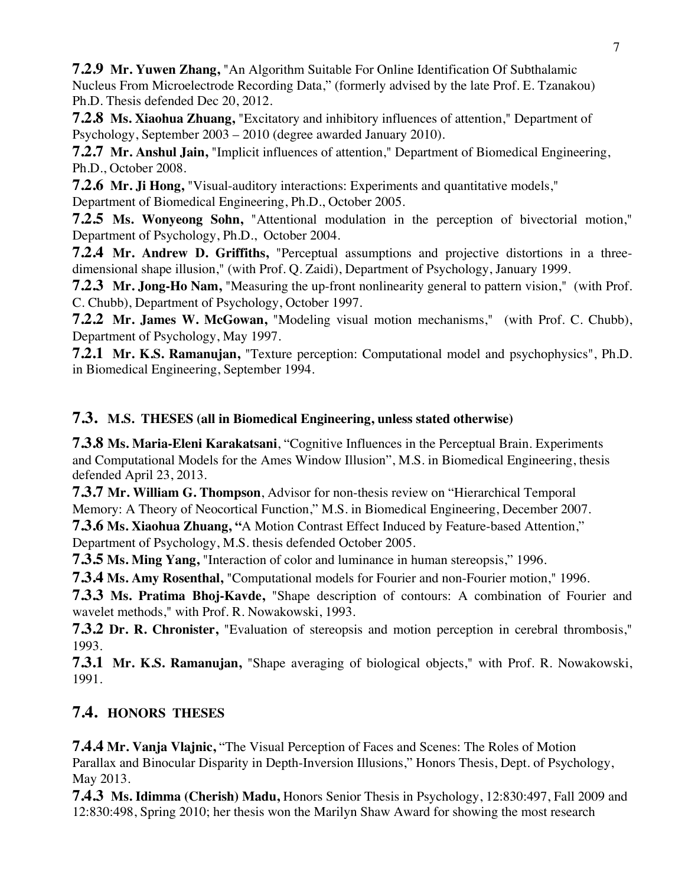**7.2.9 Mr. Yuwen Zhang,** "An Algorithm Suitable For Online Identification Of Subthalamic Nucleus From Microelectrode Recording Data," (formerly advised by the late Prof. E. Tzanakou) Ph.D. Thesis defended Dec 20, 2012.

**7.2.8 Ms. Xiaohua Zhuang,** "Excitatory and inhibitory influences of attention," Department of Psychology, September 2003 – 2010 (degree awarded January 2010).

**7.2.7 Mr. Anshul Jain,** "Implicit influences of attention," Department of Biomedical Engineering, Ph.D., October 2008.

**7.2.6 Mr. Ji Hong,** "Visual-auditory interactions: Experiments and quantitative models," Department of Biomedical Engineering, Ph.D., October 2005.

**7.2.5 Ms. Wonyeong Sohn,** "Attentional modulation in the perception of bivectorial motion," Department of Psychology, Ph.D., October 2004.

**7.2.4 Mr. Andrew D. Griffiths,** "Perceptual assumptions and projective distortions in a three-dimensional shape illusion," (with Prof. Q. Zaidi), Department of Psychology, January 1999.

**7.2.3 Mr. Jong-Ho Nam,** "Measuring the up-front nonlinearity general to pattern vision," (with Prof. C. Chubb), Department of Psychology, October 1997.

**7.2.2 Mr. James W. McGowan,** "Modeling visual motion mechanisms," (with Prof. C. Chubb), Department of Psychology, May 1997.

**7.2.1 Mr. K.S. Ramanujan,** "Texture perception: Computational model and psychophysics", Ph.D. in Biomedical Engineering, September 1994.

## 7.3. M.S. THESES (all in Biomedical Engineering, unless stated otherwise)

**7.3.8 Ms. Maria-Eleni Karakatsani**, "Cognitive Influences in the Perceptual Brain. Experiments and Computational Models for the Ames Window Illusion", M.S. in Biomedical Engineering, thesis defended April 23, 2013.

**7.3.7 Mr. William G. Thompson**, Advisor for non-thesis review on "Hierarchical Temporal Memory: A Theory of Neocortical Function," M.S. in Biomedical Engineering, December 2007.

**7.3.6 Ms. Xiaohua Zhuang, "**A Motion Contrast Effect Induced by Feature-based Attention," Department of Psychology, M.S. thesis defended October 2005.

**7.3.5 Ms. Ming Yang,** "Interaction of color and luminance in human stereopsis," 1996.

**7.3.4 Ms. Amy Rosenthal,** "Computational models for Fourier and non-Fourier motion," 1996.

**7.3.3 Ms. Pratima Bhoj-Kavde,** "Shape description of contours: A combination of Fourier and wavelet methods," with Prof. R. Nowakowski, 1993.

**7.3.2 Dr. R. Chronister,** "Evaluation of stereopsis and motion perception in cerebral thrombosis," 1993.

**7.3.1 Mr. K.S. Ramanujan,** "Shape averaging of biological objects," with Prof. R. Nowakowski, 1991.

## 7.4. HONORS THESES

**7.4.4 Mr. Vanja Vlajnic,** "The Visual Perception of Faces and Scenes: The Roles of Motion Parallax and Binocular Disparity in Depth-Inversion Illusions," Honors Thesis, Dept. of Psychology, May 2013.

**7.4.3 Ms. Idimma (Cherish) Madu,** Honors Senior Thesis in Psychology, 12:830:497, Fall 2009 and 12:830:498, Spring 2010; her thesis won the Marilyn Shaw Award for showing the most research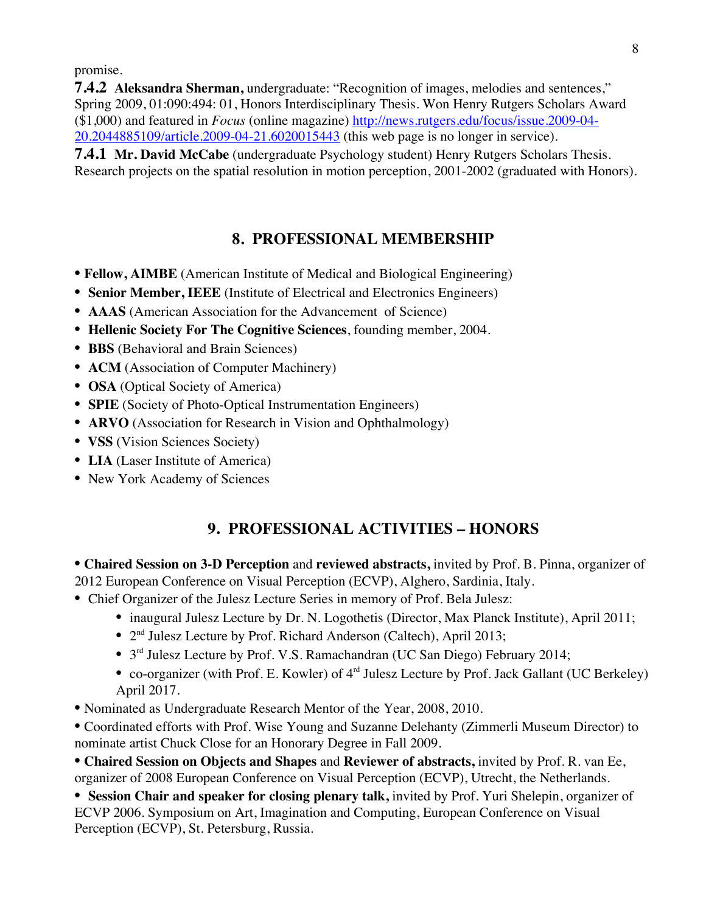promise.

**7.4.2 Aleksandra Sherman,** undergraduate: "Recognition of images, melodies and sentences," Spring 2009, 01:090:494: 01, Honors Interdisciplinary Thesis. Won Henry Rutgers Scholars Award ($1,000) and featured in *Focus* (online magazine) [http://news.rutgers.edu/focus/issue.2009-04-20.2044885109/article.2009-04-21.6020015443](http://news.rutgers.edu/focus/issue.2009-04-20.2044885109/article.2009-04-21.6020015443) (this web page is no longer in service).

**7.4.1 Mr. David McCabe** (undergraduate Psychology student) Henry Rutgers Scholars Thesis. Research projects on the spatial resolution in motion perception, 2001-2002 (graduated with Honors).

## 8. PROFESSIONAL MEMBERSHIP

- **Fellow, AIMBE** (American Institute of Medical and Biological Engineering)
- **Senior Member, IEEE** (Institute of Electrical and Electronics Engineers)
- **AAAS** (American Association for the Advancement of Science)
- **Hellenic Society For The Cognitive Sciences**, founding member, 2004.
- **BBS** (Behavioral and Brain Sciences)
- **ACM** (Association of Computer Machinery)
- **OSA** (Optical Society of America)
- **SPIE** (Society of Photo-Optical Instrumentation Engineers)
- **ARVO** (Association for Research in Vision and Ophthalmology)
- **VSS** (Vision Sciences Society)
- **LIA** (Laser Institute of America)
- New York Academy of Sciences

## 9. PROFESSIONAL ACTIVITIES – HONORS

- **Chaired Session on 3-D Perception** and **reviewed abstracts,** invited by Prof. B. Pinna, organizer of 2012 European Conference on Visual Perception (ECVP), Alghero, Sardinia, Italy.
- Chief Organizer of the Julesz Lecture Series in memory of Prof. Bela Julesz:
  - inaugural Julesz Lecture by Dr. N. Logothetis (Director, Max Planck Institute), April 2011;
  - 2nd Julesz Lecture by Prof. Richard Anderson (Caltech), April 2013;
  - 3rd Julesz Lecture by Prof. V.S. Ramachandran (UC San Diego) February 2014;
  - co-organizer (with Prof. E. Kowler) of 4th Julesz Lecture by Prof. Jack Gallant (UC Berkeley) April 2017.
- Nominated as Undergraduate Research Mentor of the Year, 2008, 2010.
- Coordinated efforts with Prof. Wise Young and Suzanne Delehanty (Zimmerli Museum Director) to nominate artist Chuck Close for an Honorary Degree in Fall 2009.
- **Chaired Session on Objects and Shapes** and **Reviewer of abstracts,** invited by Prof. R. van Ee, organizer of 2008 European Conference on Visual Perception (ECVP), Utrecht, the Netherlands.
- **Session Chair and speaker for closing plenary talk,** invited by Prof. Yuri Shelepin, organizer of ECVP 2006. Symposium on Art, Imagination and Computing, European Conference on Visual Perception (ECVP), St. Petersburg, Russia.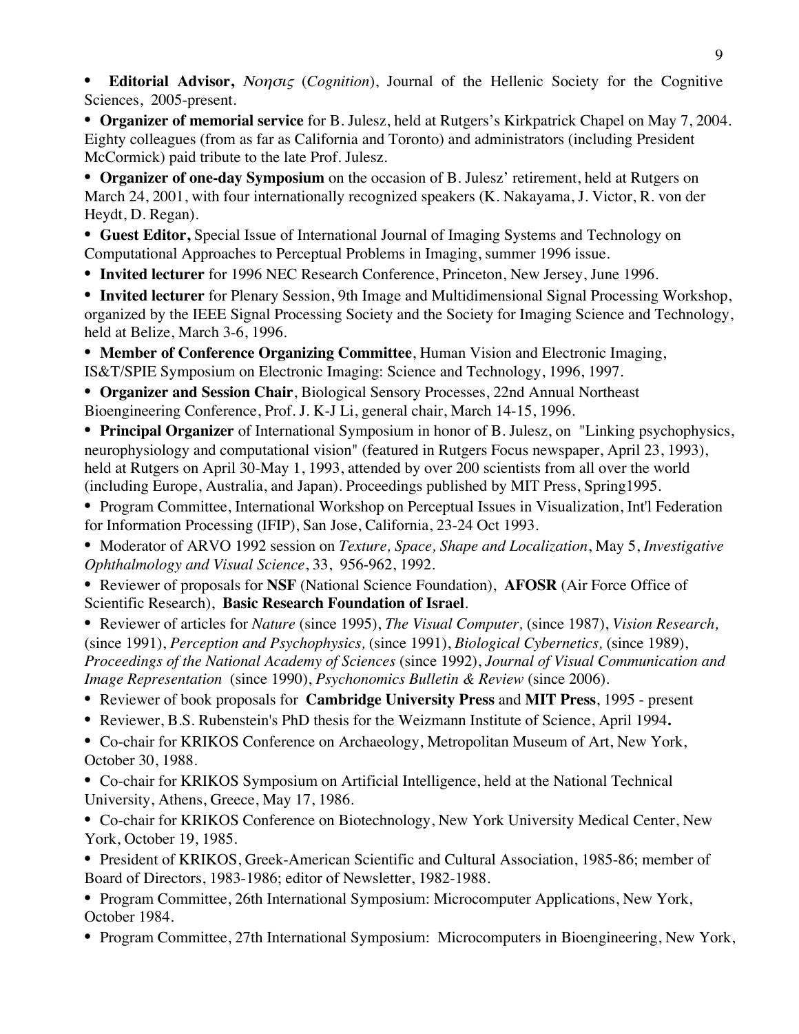- **Editorial Advisor,** *Νοησις* (*Cognition*), Journal of the Hellenic Society for the Cognitive Sciences, 2005-present.
- **Organizer of memorial service** for B. Julesz, held at Rutgers's Kirkpatrick Chapel on May 7, 2004. Eighty colleagues (from as far as California and Toronto) and administrators (including President McCormick) paid tribute to the late Prof. Julesz.
- **Organizer of one-day Symposium** on the occasion of B. Julesz' retirement, held at Rutgers on March 24, 2001, with four internationally recognized speakers (K. Nakayama, J. Victor, R. von der Heydt, D. Regan).
- **Guest Editor,** Special Issue of International Journal of Imaging Systems and Technology on Computational Approaches to Perceptual Problems in Imaging, summer 1996 issue.
- **Invited lecturer** for 1996 NEC Research Conference, Princeton, New Jersey, June 1996.
- **Invited lecturer** for Plenary Session, 9th Image and Multidimensional Signal Processing Workshop, organized by the IEEE Signal Processing Society and the Society for Imaging Science and Technology, held at Belize, March 3-6, 1996.
- **Member of Conference Organizing Committee**, Human Vision and Electronic Imaging, IS&T/SPIE Symposium on Electronic Imaging: Science and Technology, 1996, 1997.
- **Organizer and Session Chair**, Biological Sensory Processes, 22nd Annual Northeast Bioengineering Conference, Prof. J. K-J Li, general chair, March 14-15, 1996.
- **Principal Organizer** of International Symposium in honor of B. Julesz, on "Linking psychophysics, neurophysiology and computational vision" (featured in Rutgers Focus newspaper, April 23, 1993), held at Rutgers on April 30-May 1, 1993, attended by over 200 scientists from all over the world (including Europe, Australia, and Japan). Proceedings published by MIT Press, Spring1995.
- Program Committee, International Workshop on Perceptual Issues in Visualization, Int'l Federation for Information Processing (IFIP), San Jose, California, 23-24 Oct 1993.
- Moderator of ARVO 1992 session on *Texture, Space, Shape and Localization*, May 5, *Investigative Ophthalmology and Visual Science*, 33, 956-962, 1992.
- Reviewer of proposals for **NSF** (National Science Foundation), **AFOSR** (Air Force Office of Scientific Research), **Basic Research Foundation of Israel**.
- Reviewer of articles for *Nature* (since 1995), *The Visual Computer,* (since 1987), *Vision Research,* (since 1991), *Perception and Psychophysics,* (since 1991), *Biological Cybernetics,* (since 1989), *Proceedings of the National Academy of Sciences* (since 1992), *Journal of Visual Communication and Image Representation* (since 1990), *Psychonomics Bulletin & Review* (since 2006).
- Reviewer of book proposals for **Cambridge University Press** and **MIT Press**, 1995 - present
- Reviewer, B.S. Rubenstein's PhD thesis for the Weizmann Institute of Science, April 1994**.**
- Co-chair for KRIKOS Conference on Archaeology, Metropolitan Museum of Art, New York, October 30, 1988.
- Co-chair for KRIKOS Symposium on Artificial Intelligence, held at the National Technical University, Athens, Greece, May 17, 1986.
- Co-chair for KRIKOS Conference on Biotechnology, New York University Medical Center, New York, October 19, 1985.
- President of KRIKOS, Greek-American Scientific and Cultural Association, 1985-86; member of Board of Directors, 1983-1986; editor of Newsletter, 1982-1988.
- Program Committee, 26th International Symposium: Microcomputer Applications, New York, October 1984.
- Program Committee, 27th International Symposium: Microcomputers in Bioengineering, New York,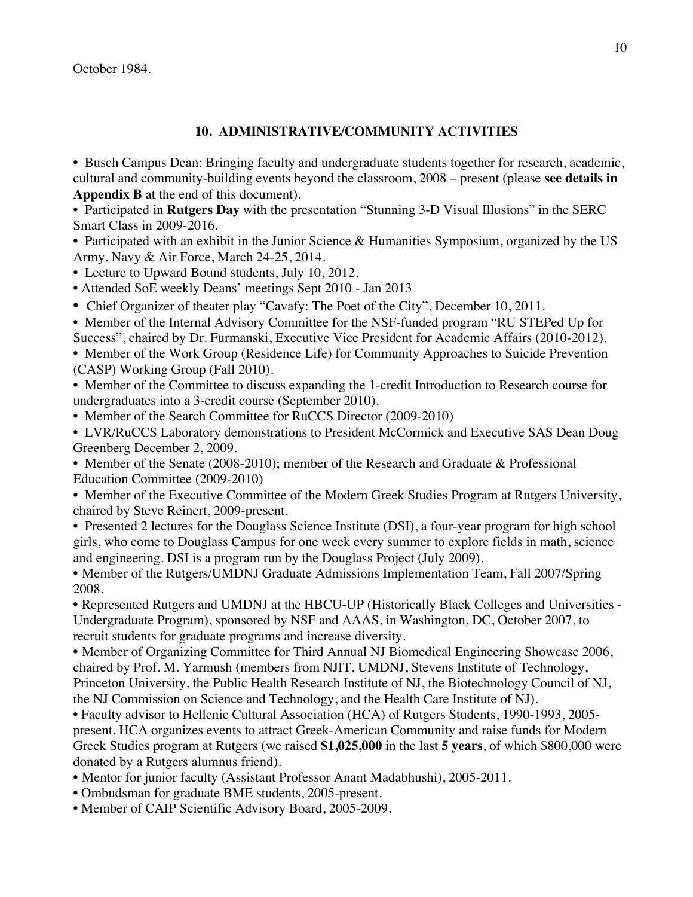October 1984.

## 10. ADMINISTRATIVE/COMMUNITY ACTIVITIES

- Busch Campus Dean: Bringing faculty and undergraduate students together for research, academic, cultural and community-building events beyond the classroom, 2008 – present (please **see details in Appendix B** at the end of this document).
- Participated in **Rutgers Day** with the presentation "Stunning 3-D Visual Illusions" in the SERC Smart Class in 2009-2016.
- Participated with an exhibit in the Junior Science & Humanities Symposium, organized by the US Army, Navy & Air Force, March 24-25, 2014.
- Lecture to Upward Bound students, July 10, 2012.
- Attended SoE weekly Deans' meetings Sept 2010 - Jan 2013
- Chief Organizer of theater play "Cavafy: The Poet of the City", December 10, 2011.
- Member of the Internal Advisory Committee for the NSF-funded program "RU STEPed Up for Success", chaired by Dr. Furmanski, Executive Vice President for Academic Affairs (2010-2012).
- Member of the Work Group (Residence Life) for Community Approaches to Suicide Prevention (CASP) Working Group (Fall 2010).
- Member of the Committee to discuss expanding the 1-credit Introduction to Research course for undergraduates into a 3-credit course (September 2010).
- Member of the Search Committee for RuCCS Director (2009-2010)
- LVR/RuCCS Laboratory demonstrations to President McCormick and Executive SAS Dean Doug Greenberg December 2, 2009.
- Member of the Senate (2008-2010); member of the Research and Graduate & Professional Education Committee (2009-2010)
- Member of the Executive Committee of the Modern Greek Studies Program at Rutgers University, chaired by Steve Reinert, 2009-present.
- Presented 2 lectures for the Douglass Science Institute (DSI), a four-year program for high school girls, who come to Douglass Campus for one week every summer to explore fields in math, science and engineering. DSI is a program run by the Douglass Project (July 2009).
- Member of the Rutgers/UMDNJ Graduate Admissions Implementation Team, Fall 2007/Spring 2008.
- Represented Rutgers and UMDNJ at the HBCU-UP (Historically Black Colleges and Universities - Undergraduate Program), sponsored by NSF and AAAS, in Washington, DC, October 2007, to recruit students for graduate programs and increase diversity.
- Member of Organizing Committee for Third Annual NJ Biomedical Engineering Showcase 2006, chaired by Prof. M. Yarmush (members from NJIT, UMDNJ, Stevens Institute of Technology, Princeton University, the Public Health Research Institute of NJ, the Biotechnology Council of NJ, the NJ Commission on Science and Technology, and the Health Care Institute of NJ).
- Faculty advisor to Hellenic Cultural Association (HCA) of Rutgers Students, 1990-1993, 2005-present. HCA organizes events to attract Greek-American Community and raise funds for Modern Greek Studies program at Rutgers (we raised **$1,025,000** in the last **5 years**, of which $800,000 were donated by a Rutgers alumnus friend).
- Mentor for junior faculty (Assistant Professor Anant Madabhushi), 2005-2011.
- Ombudsman for graduate BME students, 2005-present.
- Member of CAIP Scientific Advisory Board, 2005-2009.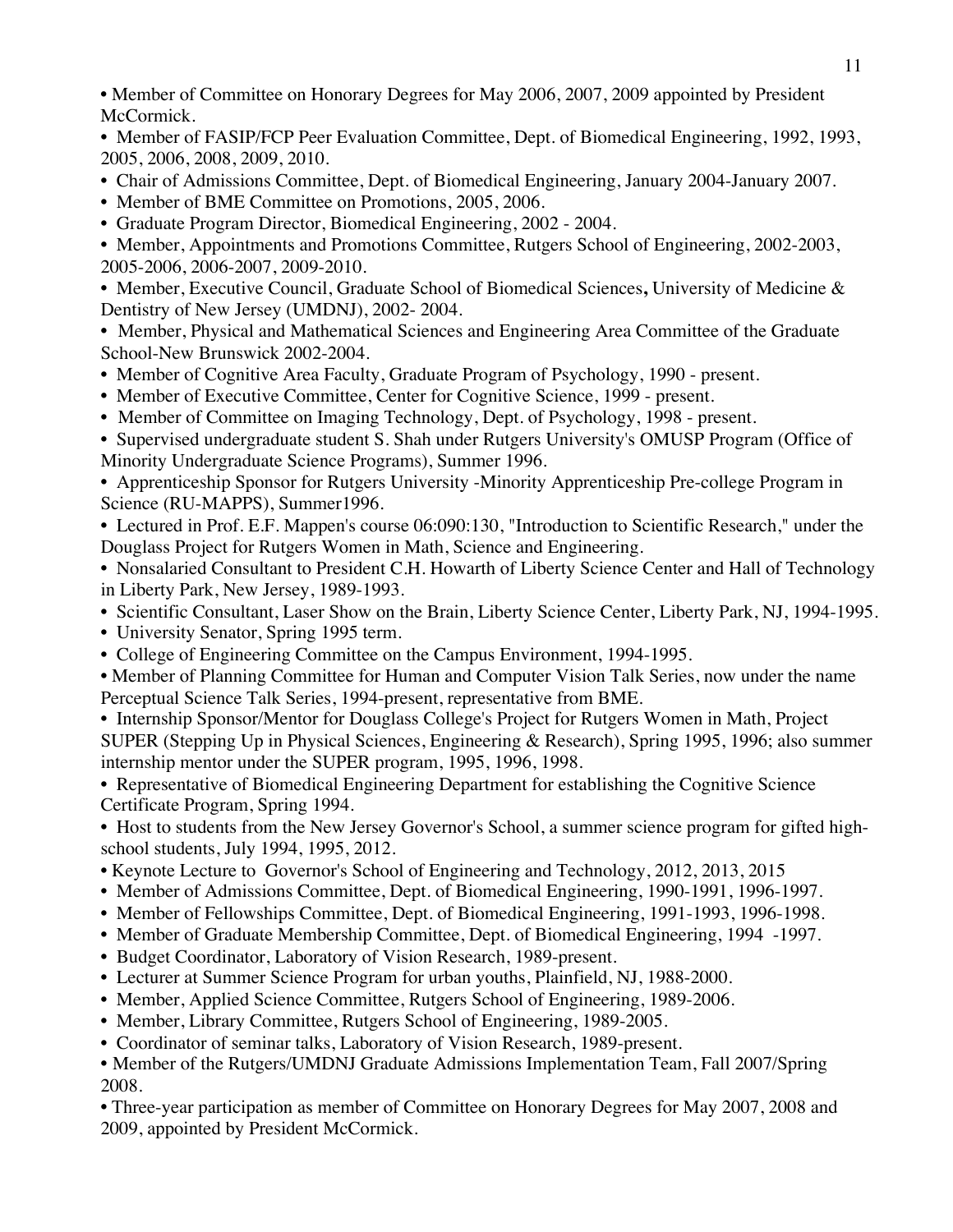- Member of Committee on Honorary Degrees for May 2006, 2007, 2009 appointed by President McCormick.
- Member of FASIP/FCP Peer Evaluation Committee, Dept. of Biomedical Engineering, 1992, 1993, 2005, 2006, 2008, 2009, 2010.
- Chair of Admissions Committee, Dept. of Biomedical Engineering, January 2004-January 2007.
- Member of BME Committee on Promotions, 2005, 2006.
- Graduate Program Director, Biomedical Engineering, 2002 - 2004.
- Member, Appointments and Promotions Committee, Rutgers School of Engineering, 2002-2003, 2005-2006, 2006-2007, 2009-2010.
- Member, Executive Council, Graduate School of Biomedical Sciences**,** University of Medicine & Dentistry of New Jersey (UMDNJ), 2002- 2004.
- Member, Physical and Mathematical Sciences and Engineering Area Committee of the Graduate School-New Brunswick 2002-2004.
- Member of Cognitive Area Faculty, Graduate Program of Psychology, 1990 - present.
- Member of Executive Committee, Center for Cognitive Science, 1999 - present.
- Member of Committee on Imaging Technology, Dept. of Psychology, 1998 - present.
- Supervised undergraduate student S. Shah under Rutgers University's OMUSP Program (Office of Minority Undergraduate Science Programs), Summer 1996.
- Apprenticeship Sponsor for Rutgers University -Minority Apprenticeship Pre-college Program in Science (RU-MAPPS), Summer1996.
- Lectured in Prof. E.F. Mappen's course 06:090:130, "Introduction to Scientific Research," under the Douglass Project for Rutgers Women in Math, Science and Engineering.
- Nonsalaried Consultant to President C.H. Howarth of Liberty Science Center and Hall of Technology in Liberty Park, New Jersey, 1989-1993.
- Scientific Consultant, Laser Show on the Brain, Liberty Science Center, Liberty Park, NJ, 1994-1995.
- University Senator, Spring 1995 term.
- College of Engineering Committee on the Campus Environment, 1994-1995.
- Member of Planning Committee for Human and Computer Vision Talk Series, now under the name Perceptual Science Talk Series, 1994-present, representative from BME.
- Internship Sponsor/Mentor for Douglass College's Project for Rutgers Women in Math, Project SUPER (Stepping Up in Physical Sciences, Engineering & Research), Spring 1995, 1996; also summer internship mentor under the SUPER program, 1995, 1996, 1998.
- Representative of Biomedical Engineering Department for establishing the Cognitive Science Certificate Program, Spring 1994.
- Host to students from the New Jersey Governor's School, a summer science program for gifted high-school students, July 1994, 1995, 2012.
- Keynote Lecture to Governor's School of Engineering and Technology, 2012, 2013, 2015
- Member of Admissions Committee, Dept. of Biomedical Engineering, 1990-1991, 1996-1997.
- Member of Fellowships Committee, Dept. of Biomedical Engineering, 1991-1993, 1996-1998.
- Member of Graduate Membership Committee, Dept. of Biomedical Engineering, 1994 -1997.
- Budget Coordinator, Laboratory of Vision Research, 1989-present.
- Lecturer at Summer Science Program for urban youths, Plainfield, NJ, 1988-2000.
- Member, Applied Science Committee, Rutgers School of Engineering, 1989-2006.
- Member, Library Committee, Rutgers School of Engineering, 1989-2005.
- Coordinator of seminar talks, Laboratory of Vision Research, 1989-present.
- Member of the Rutgers/UMDNJ Graduate Admissions Implementation Team, Fall 2007/Spring 2008.
- Three-year participation as member of Committee on Honorary Degrees for May 2007, 2008 and 2009, appointed by President McCormick.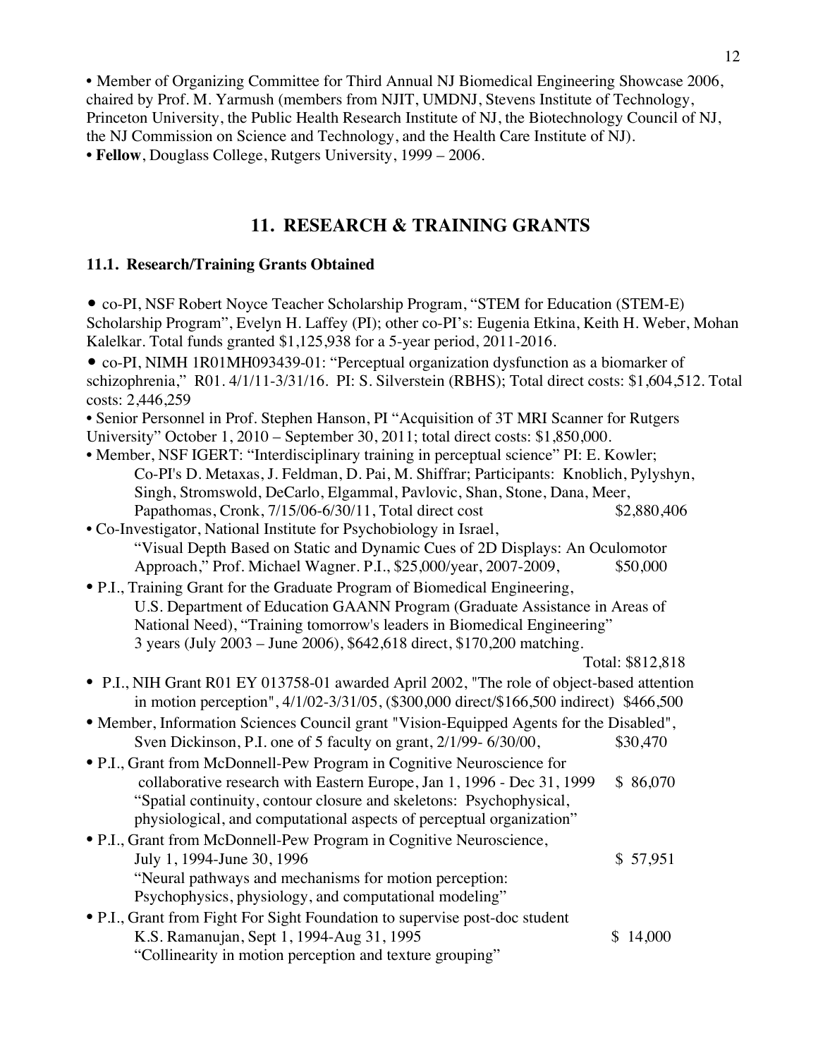• Member of Organizing Committee for Third Annual NJ Biomedical Engineering Showcase 2006, chaired by Prof. M. Yarmush (members from NJIT, UMDNJ, Stevens Institute of Technology, Princeton University, the Public Health Research Institute of NJ, the Biotechnology Council of NJ, the NJ Commission on Science and Technology, and the Health Care Institute of NJ).
• **Fellow**, Douglass College, Rutgers University, 1999 – 2006.

## 11. RESEARCH & TRAINING GRANTS

### 11.1. Research/Training Grants Obtained

- co-PI, NSF Robert Noyce Teacher Scholarship Program, "STEM for Education (STEM-E) Scholarship Program", Evelyn H. Laffey (PI); other co-PI's: Eugenia Etkina, Keith H. Weber, Mohan Kalelkar. Total funds granted $1,125,938 for a 5-year period, 2011-2016.
- co-PI, NIMH 1R01MH093439-01: "Perceptual organization dysfunction as a biomarker of schizophrenia," R01. 4/1/11-3/31/16. PI: S. Silverstein (RBHS); Total direct costs: $1,604,512. Total costs: 2,446,259
- Senior Personnel in Prof. Stephen Hanson, PI "Acquisition of 3T MRI Scanner for Rutgers University" October 1, 2010 – September 30, 2011; total direct costs: $1,850,000.
- Member, NSF IGERT: "Interdisciplinary training in perceptual science" PI: E. Kowler; Co-PI's D. Metaxas, J. Feldman, D. Pai, M. Shiffrar; Participants: Knoblich, Pylyshyn, Singh, Stromswold, DeCarlo, Elgammal, Pavlovic, Shan, Stone, Dana, Meer, Papathomas, Cronk, 7/15/06-6/30/11, Total direct cost $2,880,406
- Co-Investigator, National Institute for Psychobiology in Israel, "Visual Depth Based on Static and Dynamic Cues of 2D Displays: An Oculomotor Approach," Prof. Michael Wagner. P.I., $25,000/year, 2007-2009, $50,000
- P.I., Training Grant for the Graduate Program of Biomedical Engineering, U.S. Department of Education GAANN Program (Graduate Assistance in Areas of National Need), "Training tomorrow's leaders in Biomedical Engineering" 3 years (July 2003 – June 2006), $642,618 direct, $170,200 matching. Total: $812,818
- P.I., NIH Grant R01 EY 013758-01 awarded April 2002, "The role of object-based attention in motion perception", 4/1/02-3/31/05, ($300,000 direct/$166,500 indirect) $466,500
- Member, Information Sciences Council grant "Vision-Equipped Agents for the Disabled", Sven Dickinson, P.I. one of 5 faculty on grant, 2/1/99- 6/30/00, $30,470
- P.I., Grant from McDonnell-Pew Program in Cognitive Neuroscience for collaborative research with Eastern Europe, Jan 1, 1996 - Dec 31, 1999 $ 86,070 "Spatial continuity, contour closure and skeletons: Psychophysical, physiological, and computational aspects of perceptual organization"
- P.I., Grant from McDonnell-Pew Program in Cognitive Neuroscience, July 1, 1994-June 30, 1996 $ 57,951 "Neural pathways and mechanisms for motion perception: Psychophysics, physiology, and computational modeling"
- P.I., Grant from Fight For Sight Foundation to supervise post-doc student K.S. Ramanujan, Sept 1, 1994-Aug 31, 1995 $ 14,000 "Collinearity in motion perception and texture grouping"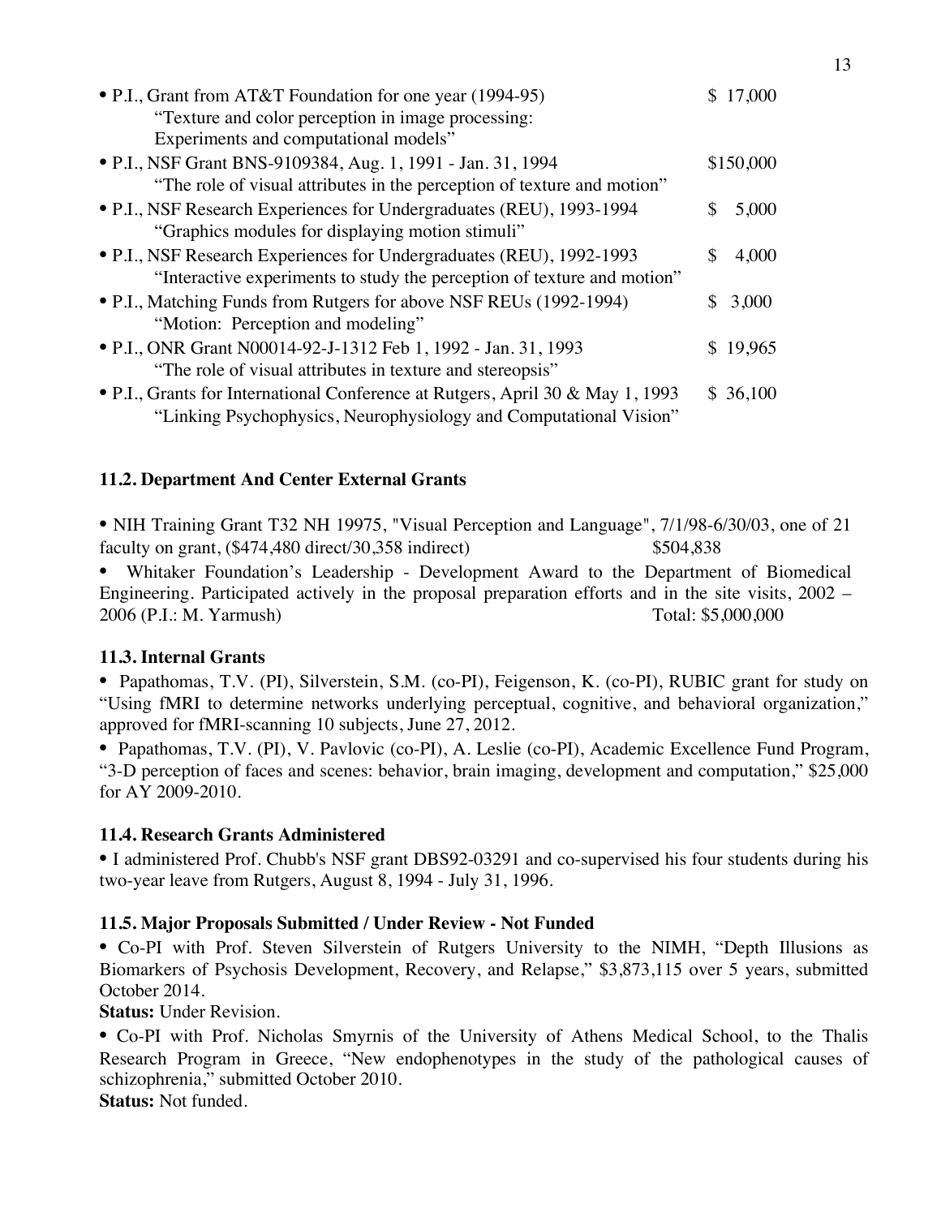- P.I., Grant from AT&T Foundation for one year (1994-95) $ 17,000
  "Texture and color perception in image processing:
  Experiments and computational models"
- P.I., NSF Grant BNS-9109384, Aug. 1, 1991 - Jan. 31, 1994 $150,000
  "The role of visual attributes in the perception of texture and motion"
- P.I., NSF Research Experiences for Undergraduates (REU), 1993-1994 $ 5,000
  "Graphics modules for displaying motion stimuli"
- P.I., NSF Research Experiences for Undergraduates (REU), 1992-1993 $ 4,000
  "Interactive experiments to study the perception of texture and motion"
- P.I., Matching Funds from Rutgers for above NSF REUs (1992-1994) $ 3,000
  "Motion: Perception and modeling"
- P.I., ONR Grant N00014-92-J-1312 Feb 1, 1992 - Jan. 31, 1993 $ 19,965
  "The role of visual attributes in texture and stereopsis"
- P.I., Grants for International Conference at Rutgers, April 30 & May 1, 1993 $ 36,100
  "Linking Psychophysics, Neurophysiology and Computational Vision"

### 11.2. Department And Center External Grants

- NIH Training Grant T32 NH 19975, "Visual Perception and Language", 7/1/98-6/30/03, one of 21 faculty on grant, ($474,480 direct/30,358 indirect) $504,838
- Whitaker Foundation's Leadership - Development Award to the Department of Biomedical Engineering. Participated actively in the proposal preparation efforts and in the site visits, 2002 – 2006 (P.I.: M. Yarmush) Total: $5,000,000

### 11.3. Internal Grants

- Papathomas, T.V. (PI), Silverstein, S.M. (co-PI), Feigenson, K. (co-PI), RUBIC grant for study on "Using fMRI to determine networks underlying perceptual, cognitive, and behavioral organization," approved for fMRI-scanning 10 subjects, June 27, 2012.
- Papathomas, T.V. (PI), V. Pavlovic (co-PI), A. Leslie (co-PI), Academic Excellence Fund Program, "3-D perception of faces and scenes: behavior, brain imaging, development and computation," $25,000 for AY 2009-2010.

### 11.4. Research Grants Administered

- I administered Prof. Chubb's NSF grant DBS92-03291 and co-supervised his four students during his two-year leave from Rutgers, August 8, 1994 - July 31, 1996.

### 11.5. Major Proposals Submitted / Under Review - Not Funded

- Co-PI with Prof. Steven Silverstein of Rutgers University to the NIMH, "Depth Illusions as Biomarkers of Psychosis Development, Recovery, and Relapse," $3,873,115 over 5 years, submitted October 2014.

**Status:** Under Revision.

- Co-PI with Prof. Nicholas Smyrnis of the University of Athens Medical School, to the Thalis Research Program in Greece, "New endophenotypes in the study of the pathological causes of schizophrenia," submitted October 2010.

**Status:** Not funded.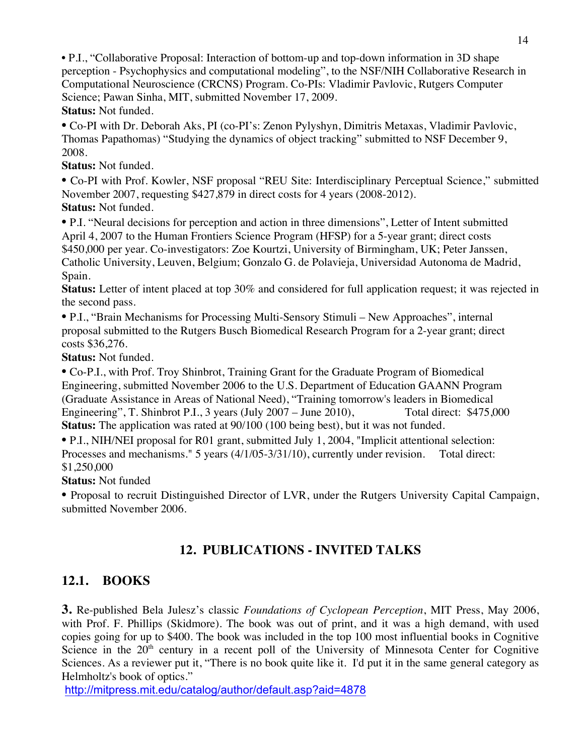• P.I., “Collaborative Proposal: Interaction of bottom-up and top-down information in 3D shape perception - Psychophysics and computational modeling”, to the NSF/NIH Collaborative Research in Computational Neuroscience (CRCNS) Program. Co-PIs: Vladimir Pavlovic, Rutgers Computer Science; Pawan Sinha, MIT, submitted November 17, 2009.
**Status:** Not funded.

• Co-PI with Dr. Deborah Aks, PI (co-PI’s: Zenon Pylyshyn, Dimitris Metaxas, Vladimir Pavlovic, Thomas Papathomas) “Studying the dynamics of object tracking” submitted to NSF December 9, 2008.
**Status:** Not funded.

• Co-PI with Prof. Kowler, NSF proposal “REU Site: Interdisciplinary Perceptual Science,” submitted November 2007, requesting $427,879 in direct costs for 4 years (2008-2012).
**Status:** Not funded.

• P.I. “Neural decisions for perception and action in three dimensions”, Letter of Intent submitted April 4, 2007 to the Human Frontiers Science Program (HFSP) for a 5-year grant; direct costs $450,000 per year. Co-investigators: Zoe Kourtzi, University of Birmingham, UK; Peter Janssen, Catholic University, Leuven, Belgium; Gonzalo G. de Polavieja, Universidad Autonoma de Madrid, Spain.
**Status:** Letter of intent placed at top 30% and considered for full application request; it was rejected in the second pass.

• P.I., “Brain Mechanisms for Processing Multi-Sensory Stimuli – New Approaches”, internal proposal submitted to the Rutgers Busch Biomedical Research Program for a 2-year grant; direct costs $36,276.
**Status:** Not funded.

• Co-P.I., with Prof. Troy Shinbrot, Training Grant for the Graduate Program of Biomedical Engineering, submitted November 2006 to the U.S. Department of Education GAANN Program (Graduate Assistance in Areas of National Need), “Training tomorrow's leaders in Biomedical Engineering”, T. Shinbrot P.I., 3 years (July 2007 – June 2010), Total direct: $475,000
**Status:** The application was rated at 90/100 (100 being best), but it was not funded.

• P.I., NIH/NEI proposal for R01 grant, submitted July 1, 2004, "Implicit attentional selection: Processes and mechanisms." 5 years (4/1/05-3/31/10), currently under revision. Total direct: $1,250,000
**Status:** Not funded

• Proposal to recruit Distinguished Director of LVR, under the Rutgers University Capital Campaign, submitted November 2006.

## 12. PUBLICATIONS - INVITED TALKS

### 12.1. BOOKS

**3.** Re-published Bela Julesz’s classic *Foundations of Cyclopean Perception*, MIT Press, May 2006, with Prof. F. Phillips (Skidmore). The book was out of print, and it was a high demand, with used copies going for up to $400. The book was included in the top 100 most influential books in Cognitive Science in the 20th century in a recent poll of the University of Minnesota Center for Cognitive Sciences. As a reviewer put it, “There is no book quite like it. I'd put it in the same general category as Helmholtz's book of optics.”
http://mitpress.mit.edu/catalog/author/default.asp?aid=4878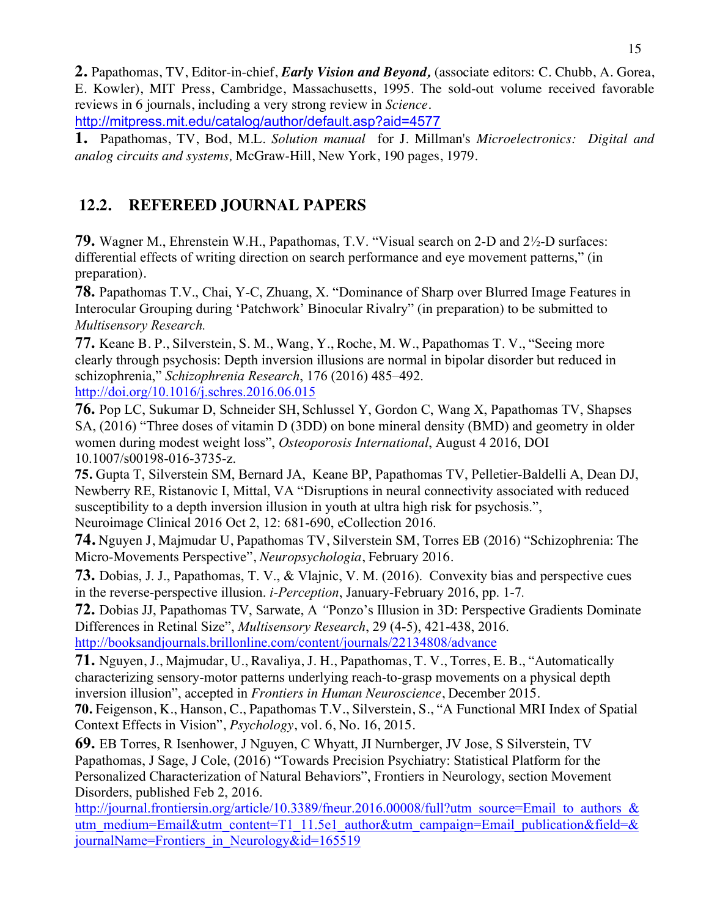**2.** Papathomas, TV, Editor-in-chief, ***Early Vision and Beyond,*** (associate editors: C. Chubb, A. Gorea, E. Kowler), MIT Press, Cambridge, Massachusetts, 1995. The sold-out volume received favorable reviews in 6 journals, including a very strong review in *Science*.
http://mitpress.mit.edu/catalog/author/default.asp?aid=4577

**1.** Papathomas, TV, Bod, M.L. *Solution manual* for J. Millman's *Microelectronics: Digital and analog circuits and systems,* McGraw-Hill, New York, 190 pages, 1979.

## 12.2. REFEREED JOURNAL PAPERS

**79.** Wagner M., Ehrenstein W.H., Papathomas, T.V. "Visual search on 2-D and 2½-D surfaces: differential effects of writing direction on search performance and eye movement patterns," (in preparation).

**78.** Papathomas T.V., Chai, Y-C, Zhuang, X. "Dominance of Sharp over Blurred Image Features in Interocular Grouping during 'Patchwork' Binocular Rivalry" (in preparation) to be submitted to *Multisensory Research.*

**77.** Keane B. P., Silverstein, S. M., Wang, Y., Roche, M. W., Papathomas T. V., "Seeing more clearly through psychosis: Depth inversion illusions are normal in bipolar disorder but reduced in schizophrenia," *Schizophrenia Research*, 176 (2016) 485–492.
http://doi.org/10.1016/j.schres.2016.06.015

**76.** Pop LC, Sukumar D, Schneider SH, Schlussel Y, Gordon C, Wang X, Papathomas TV, Shapses SA, (2016) "Three doses of vitamin D (3DD) on bone mineral density (BMD) and geometry in older women during modest weight loss", *Osteoporosis International*, August 4 2016, DOI 10.1007/s00198-016-3735-z.

**75.** Gupta T, Silverstein SM, Bernard JA, Keane BP, Papathomas TV, Pelletier-Baldelli A, Dean DJ, Newberry RE, Ristanovic I, Mittal, VA "Disruptions in neural connectivity associated with reduced susceptibility to a depth inversion illusion in youth at ultra high risk for psychosis.", Neuroimage Clinical 2016 Oct 2, 12: 681-690, eCollection 2016.

**74.** Nguyen J, Majmudar U, Papathomas TV, Silverstein SM, Torres EB (2016) "Schizophrenia: The Micro-Movements Perspective", *Neuropsychologia*, February 2016.

**73.** Dobias, J. J., Papathomas, T. V., & Vlajnic, V. M. (2016). Convexity bias and perspective cues in the reverse-perspective illusion. *i-Perception*, January-February 2016, pp. 1-7*.*

**72.** Dobias JJ, Papathomas TV, Sarwate, A *"*Ponzo's Illusion in 3D: Perspective Gradients Dominate Differences in Retinal Size", *Multisensory Research*, 29 (4-5), 421-438, 2016.
http://booksandjournals.brillonline.com/content/journals/22134808/advance

**71.** Nguyen, J., Majmudar, U., Ravaliya, J. H., Papathomas, T. V., Torres, E. B., "Automatically characterizing sensory-motor patterns underlying reach-to-grasp movements on a physical depth inversion illusion", accepted in *Frontiers in Human Neuroscience*, December 2015.

**70.** Feigenson, K., Hanson, C., Papathomas T.V., Silverstein, S., "A Functional MRI Index of Spatial Context Effects in Vision", *Psychology*, vol. 6, No. 16, 2015.

**69.** EB Torres, R Isenhower, J Nguyen, C Whyatt, JI Nurnberger, JV Jose, S Silverstein, TV Papathomas, J Sage, J Cole, (2016) "Towards Precision Psychiatry: Statistical Platform for the Personalized Characterization of Natural Behaviors", Frontiers in Neurology, section Movement Disorders, published Feb 2, 2016.
http://journal.frontiersin.org/article/10.3389/fneur.2016.00008/full?utm_source=Email_to_authors_&utm_medium=Email&utm_content=T1_11.5e1_author&utm_campaign=Email_publication&field=&journalName=Frontiers_in_Neurology&id=165519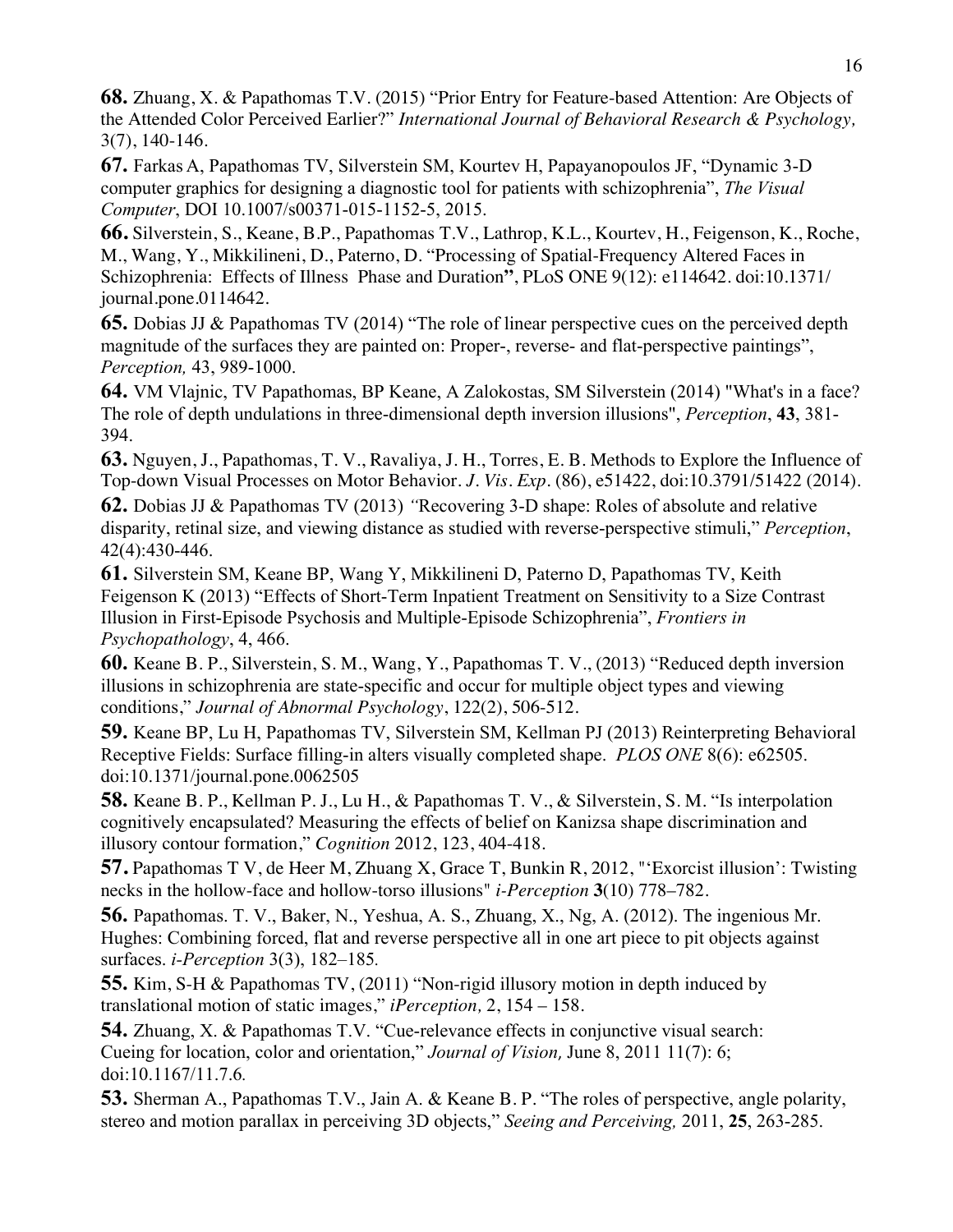**68.** Zhuang, X. & Papathomas T.V. (2015) "Prior Entry for Feature-based Attention: Are Objects of the Attended Color Perceived Earlier?" *International Journal of Behavioral Research & Psychology,* 3(7), 140-146.

**67.** Farkas A, Papathomas TV, Silverstein SM, Kourtev H, Papayanopoulos JF, "Dynamic 3-D computer graphics for designing a diagnostic tool for patients with schizophrenia", *The Visual Computer*, DOI 10.1007/s00371-015-1152-5, 2015.

**66.** Silverstein, S., Keane, B.P., Papathomas T.V., Lathrop, K.L., Kourtev, H., Feigenson, K., Roche, M., Wang, Y., Mikkilineni, D., Paterno, D. "Processing of Spatial-Frequency Altered Faces in Schizophrenia: Effects of Illness Phase and Duration**"**, PLoS ONE 9(12): e114642. doi:10.1371/ journal.pone.0114642.

**65.** Dobias JJ & Papathomas TV (2014) "The role of linear perspective cues on the perceived depth magnitude of the surfaces they are painted on: Proper-, reverse- and flat-perspective paintings", *Perception,* 43, 989-1000.

**64.** VM Vlajnic, TV Papathomas, BP Keane, A Zalokostas, SM Silverstein (2014) "What's in a face? The role of depth undulations in three-dimensional depth inversion illusions", *Perception*, **43**, 381-394.

**63.** Nguyen, J., Papathomas, T. V., Ravaliya, J. H., Torres, E. B. Methods to Explore the Influence of Top-down Visual Processes on Motor Behavior. *J. Vis. Exp*. (86), e51422, doi:10.3791/51422 (2014).

**62.** Dobias JJ & Papathomas TV (2013) *"*Recovering 3-D shape: Roles of absolute and relative disparity, retinal size, and viewing distance as studied with reverse-perspective stimuli," *Perception*, 42(4):430-446.

**61.** Silverstein SM, Keane BP, Wang Y, Mikkilineni D, Paterno D, Papathomas TV, Keith Feigenson K (2013) "Effects of Short-Term Inpatient Treatment on Sensitivity to a Size Contrast Illusion in First-Episode Psychosis and Multiple-Episode Schizophrenia", *Frontiers in Psychopathology*, 4, 466.

**60.** Keane B. P., Silverstein, S. M., Wang, Y., Papathomas T. V., (2013) "Reduced depth inversion illusions in schizophrenia are state-specific and occur for multiple object types and viewing conditions," *Journal of Abnormal Psychology*, 122(2), 506-512.

**59.** Keane BP, Lu H, Papathomas TV, Silverstein SM, Kellman PJ (2013) Reinterpreting Behavioral Receptive Fields: Surface filling-in alters visually completed shape. *PLOS ONE* 8(6): e62505. doi:10.1371/journal.pone.0062505

**58.** Keane B. P., Kellman P. J., Lu H., & Papathomas T. V., & Silverstein, S. M. "Is interpolation cognitively encapsulated? Measuring the effects of belief on Kanizsa shape discrimination and illusory contour formation," *Cognition* 2012, 123, 404-418.

**57.** Papathomas T V, de Heer M, Zhuang X, Grace T, Bunkin R, 2012, "'Exorcist illusion': Twisting necks in the hollow-face and hollow-torso illusions" *i-Perception* **3**(10) 778–782.

**56.** Papathomas. T. V., Baker, N., Yeshua, A. S., Zhuang, X., Ng, A. (2012). The ingenious Mr. Hughes: Combining forced, flat and reverse perspective all in one art piece to pit objects against surfaces. *i-Perception* 3(3), 182–185*.*

**55.** Kim, S-H & Papathomas TV, (2011) "Non-rigid illusory motion in depth induced by translational motion of static images," *iPerception,* 2, 154 – 158.

**54.** Zhuang, X. & Papathomas T.V. "Cue-relevance effects in conjunctive visual search: Cueing for location, color and orientation," *Journal of Vision,* June 8, 2011 11(7): 6; doi:10.1167/11.7.6*.*

**53.** Sherman A., Papathomas T.V., Jain A. & Keane B. P. "The roles of perspective, angle polarity, stereo and motion parallax in perceiving 3D objects," *Seeing and Perceiving,* 2011, **25**, 263-285.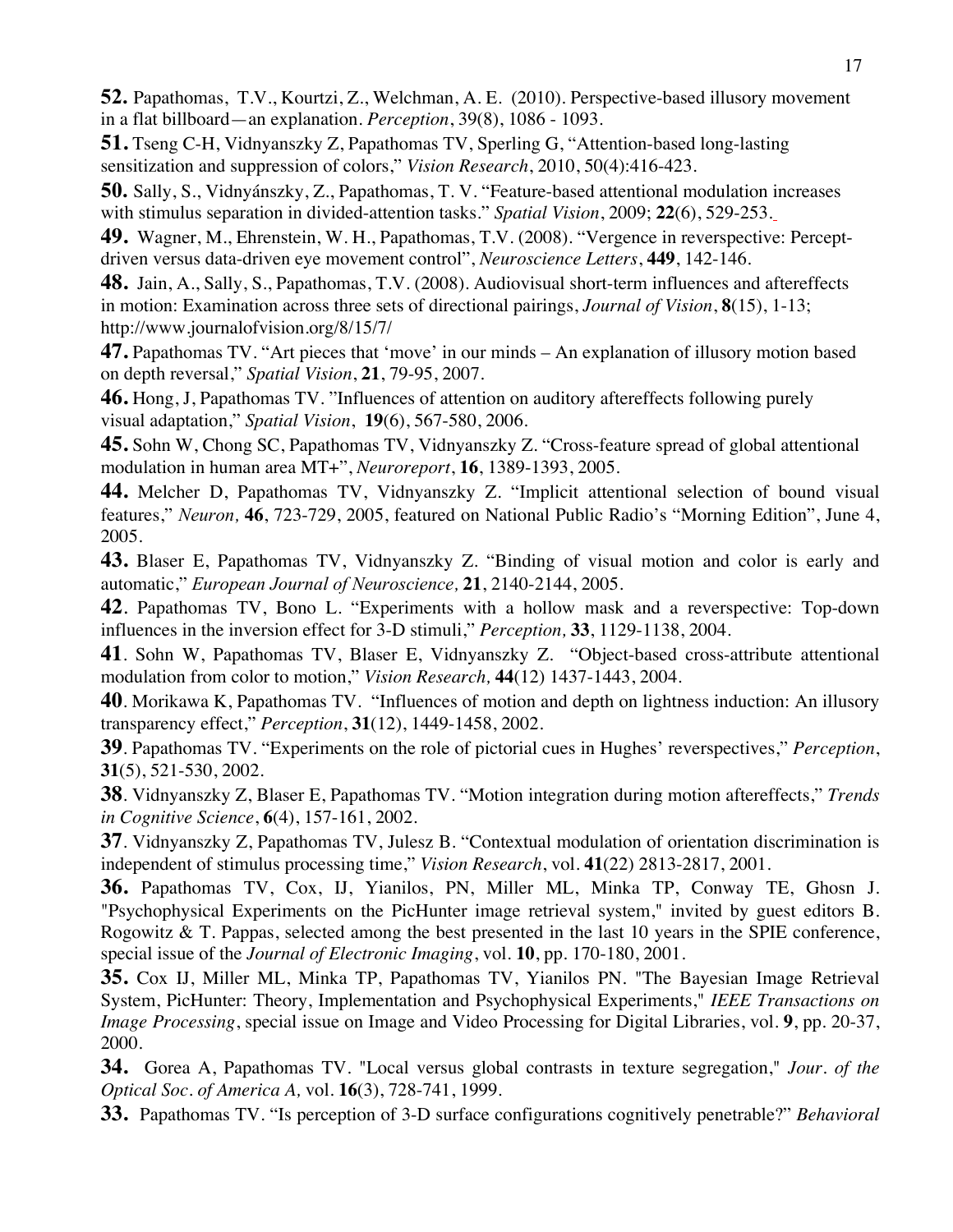**52.** Papathomas, T.V., Kourtzi, Z., Welchman, A. E. (2010). Perspective-based illusory movement in a flat billboard—an explanation. *Perception*, 39(8), 1086 - 1093.

**51.** Tseng C-H, Vidnyanszky Z, Papathomas TV, Sperling G, "Attention-based long-lasting sensitization and suppression of colors," *Vision Research*, 2010, 50(4):416-423.

**50.** Sally, S., Vidnyánszky, Z., Papathomas, T. V. "Feature-based attentional modulation increases with stimulus separation in divided-attention tasks." *Spatial Vision*, 2009; **22**(6), 529-253.

**49.** Wagner, M., Ehrenstein, W. H., Papathomas, T.V. (2008). "Vergence in reverspective: Percept-driven versus data-driven eye movement control", *Neuroscience Letters*, **449**, 142-146.

**48.** Jain, A., Sally, S., Papathomas, T.V. (2008). Audiovisual short-term influences and aftereffects in motion: Examination across three sets of directional pairings, *Journal of Vision*, **8**(15), 1-13; http://www.journalofvision.org/8/15/7/

**47.** Papathomas TV. "Art pieces that 'move' in our minds – An explanation of illusory motion based on depth reversal," *Spatial Vision*, **21**, 79-95, 2007.

**46.** Hong, J, Papathomas TV. "Influences of attention on auditory aftereffects following purely visual adaptation," *Spatial Vision*, **19**(6), 567-580, 2006.

**45.** Sohn W, Chong SC, Papathomas TV, Vidnyanszky Z. "Cross-feature spread of global attentional modulation in human area MT+", *Neuroreport*, **16**, 1389-1393, 2005.

**44.** Melcher D, Papathomas TV, Vidnyanszky Z. "Implicit attentional selection of bound visual features," *Neuron,* **46**, 723-729, 2005, featured on National Public Radio's "Morning Edition", June 4, 2005.

**43.** Blaser E, Papathomas TV, Vidnyanszky Z. "Binding of visual motion and color is early and automatic," *European Journal of Neuroscience,* **21**, 2140-2144, 2005.

**42**. Papathomas TV, Bono L. "Experiments with a hollow mask and a reverspective: Top-down influences in the inversion effect for 3-D stimuli," *Perception,* **33**, 1129-1138, 2004.

**41**. Sohn W, Papathomas TV, Blaser E, Vidnyanszky Z. "Object-based cross-attribute attentional modulation from color to motion," *Vision Research,* **44**(12) 1437-1443, 2004.

**40**. Morikawa K, Papathomas TV. "Influences of motion and depth on lightness induction: An illusory transparency effect," *Perception*, **31**(12), 1449-1458, 2002.

**39**. Papathomas TV. "Experiments on the role of pictorial cues in Hughes' reverspectives," *Perception*, **31**(5), 521-530, 2002.

**38**. Vidnyanszky Z, Blaser E, Papathomas TV. "Motion integration during motion aftereffects," *Trends in Cognitive Science*, **6**(4), 157-161, 2002.

**37**. Vidnyanszky Z, Papathomas TV, Julesz B. "Contextual modulation of orientation discrimination is independent of stimulus processing time," *Vision Research*, vol. **41**(22) 2813-2817, 2001.

**36.** Papathomas TV, Cox, IJ, Yianilos, PN, Miller ML, Minka TP, Conway TE, Ghosn J. "Psychophysical Experiments on the PicHunter image retrieval system," invited by guest editors B. Rogowitz & T. Pappas, selected among the best presented in the last 10 years in the SPIE conference, special issue of the *Journal of Electronic Imaging*, vol. **10**, pp. 170-180, 2001.

**35.** Cox IJ, Miller ML, Minka TP, Papathomas TV, Yianilos PN. "The Bayesian Image Retrieval System, PicHunter: Theory, Implementation and Psychophysical Experiments," *IEEE Transactions on Image Processing*, special issue on Image and Video Processing for Digital Libraries, vol. **9**, pp. 20-37, 2000.

**34.** Gorea A, Papathomas TV. "Local versus global contrasts in texture segregation," *Jour. of the Optical Soc. of America A,* vol. **16**(3), 728-741, 1999.

**33.** Papathomas TV. "Is perception of 3-D surface configurations cognitively penetrable?" *Behavioral*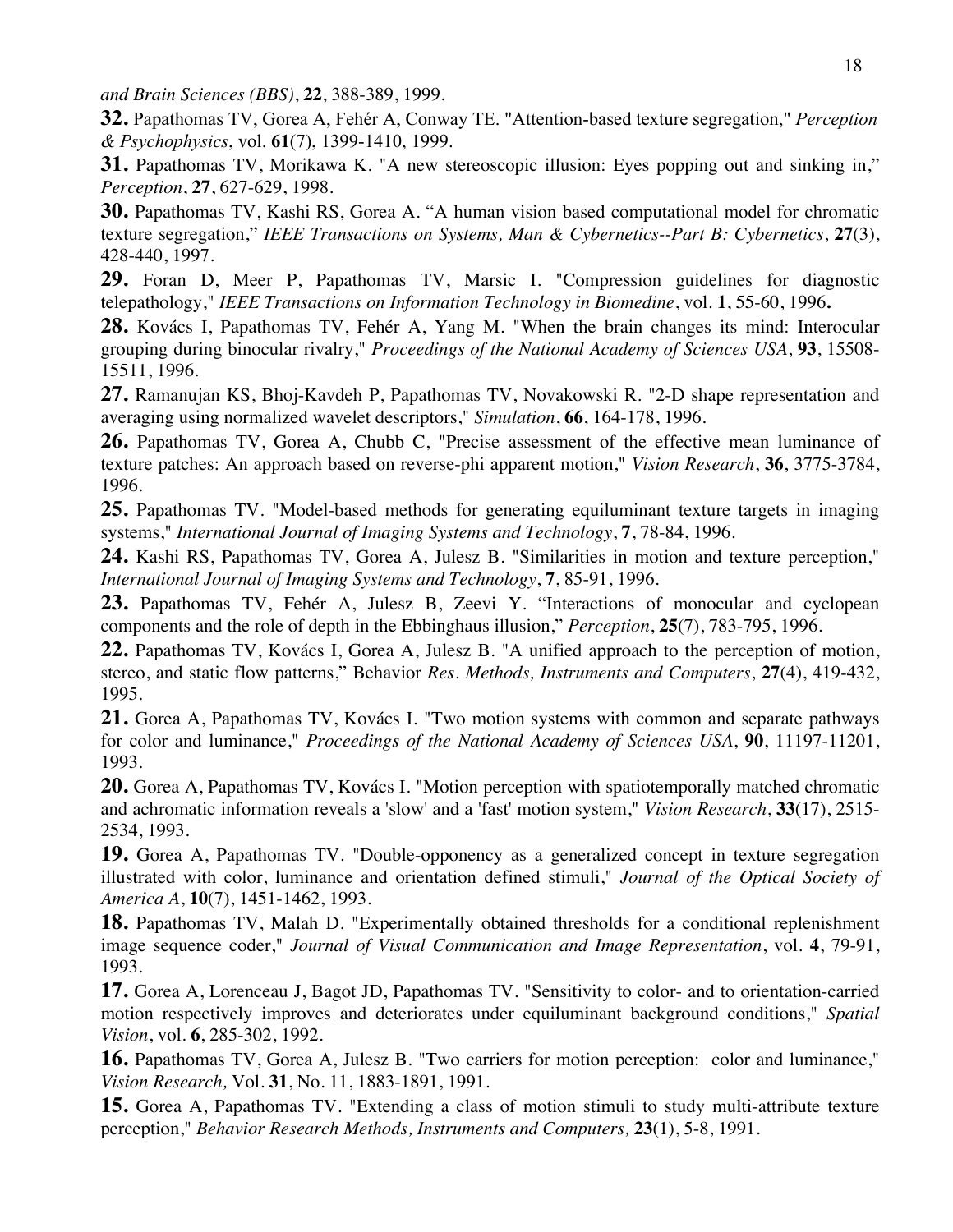*and Brain Sciences (BBS)*, **22**, 388-389, 1999.

**32.** Papathomas TV, Gorea A, Fehér A, Conway TE. "Attention-based texture segregation," *Perception & Psychophysics*, vol. **61**(7), 1399-1410, 1999.

**31.** Papathomas TV, Morikawa K. "A new stereoscopic illusion: Eyes popping out and sinking in," *Perception*, **27**, 627-629, 1998.

**30.** Papathomas TV, Kashi RS, Gorea A. "A human vision based computational model for chromatic texture segregation," *IEEE Transactions on Systems, Man & Cybernetics--Part B: Cybernetics*, **27**(3), 428-440, 1997.

**29.** Foran D, Meer P, Papathomas TV, Marsic I. "Compression guidelines for diagnostic telepathology," *IEEE Transactions on Information Technology in Biomedine*, vol. **1**, 55-60, 1996**.**

**28.** Kovács I, Papathomas TV, Fehér A, Yang M. "When the brain changes its mind: Interocular grouping during binocular rivalry," *Proceedings of the National Academy of Sciences USA*, **93**, 15508-15511, 1996.

**27.** Ramanujan KS, Bhoj-Kavdeh P, Papathomas TV, Novakowski R. "2-D shape representation and averaging using normalized wavelet descriptors," *Simulation*, **66**, 164-178, 1996.

**26.** Papathomas TV, Gorea A, Chubb C, "Precise assessment of the effective mean luminance of texture patches: An approach based on reverse-phi apparent motion," *Vision Research*, **36**, 3775-3784, 1996.

**25.** Papathomas TV. "Model-based methods for generating equiluminant texture targets in imaging systems," *International Journal of Imaging Systems and Technology*, **7**, 78-84, 1996.

**24.** Kashi RS, Papathomas TV, Gorea A, Julesz B. "Similarities in motion and texture perception," *International Journal of Imaging Systems and Technology*, **7**, 85-91, 1996.

**23.** Papathomas TV, Fehér A, Julesz B, Zeevi Y. "Interactions of monocular and cyclopean components and the role of depth in the Ebbinghaus illusion," *Perception*, **25**(7), 783-795, 1996.

**22.** Papathomas TV, Kovács I, Gorea A, Julesz B. "A unified approach to the perception of motion, stereo, and static flow patterns," Behavior *Res. Methods, Instruments and Computers*, **27**(4), 419-432, 1995.

**21.** Gorea A, Papathomas TV, Kovács I. "Two motion systems with common and separate pathways for color and luminance," *Proceedings of the National Academy of Sciences USA*, **90**, 11197-11201, 1993.

**20.** Gorea A, Papathomas TV, Kovács I. "Motion perception with spatiotemporally matched chromatic and achromatic information reveals a 'slow' and a 'fast' motion system," *Vision Research*, **33**(17), 2515-2534, 1993.

**19.** Gorea A, Papathomas TV. "Double-opponency as a generalized concept in texture segregation illustrated with color, luminance and orientation defined stimuli," *Journal of the Optical Society of America A*, **10**(7), 1451-1462, 1993.

**18.** Papathomas TV, Malah D. "Experimentally obtained thresholds for a conditional replenishment image sequence coder," *Journal of Visual Communication and Image Representation*, vol. **4**, 79-91, 1993.

**17.** Gorea A, Lorenceau J, Bagot JD, Papathomas TV. "Sensitivity to color- and to orientation-carried motion respectively improves and deteriorates under equiluminant background conditions," *Spatial Vision*, vol. **6**, 285-302, 1992.

**16.** Papathomas TV, Gorea A, Julesz B. "Two carriers for motion perception: color and luminance," *Vision Research,* Vol. **31**, No. 11, 1883-1891, 1991.

**15.** Gorea A, Papathomas TV. "Extending a class of motion stimuli to study multi-attribute texture perception," *Behavior Research Methods, Instruments and Computers,* **23**(1), 5-8, 1991.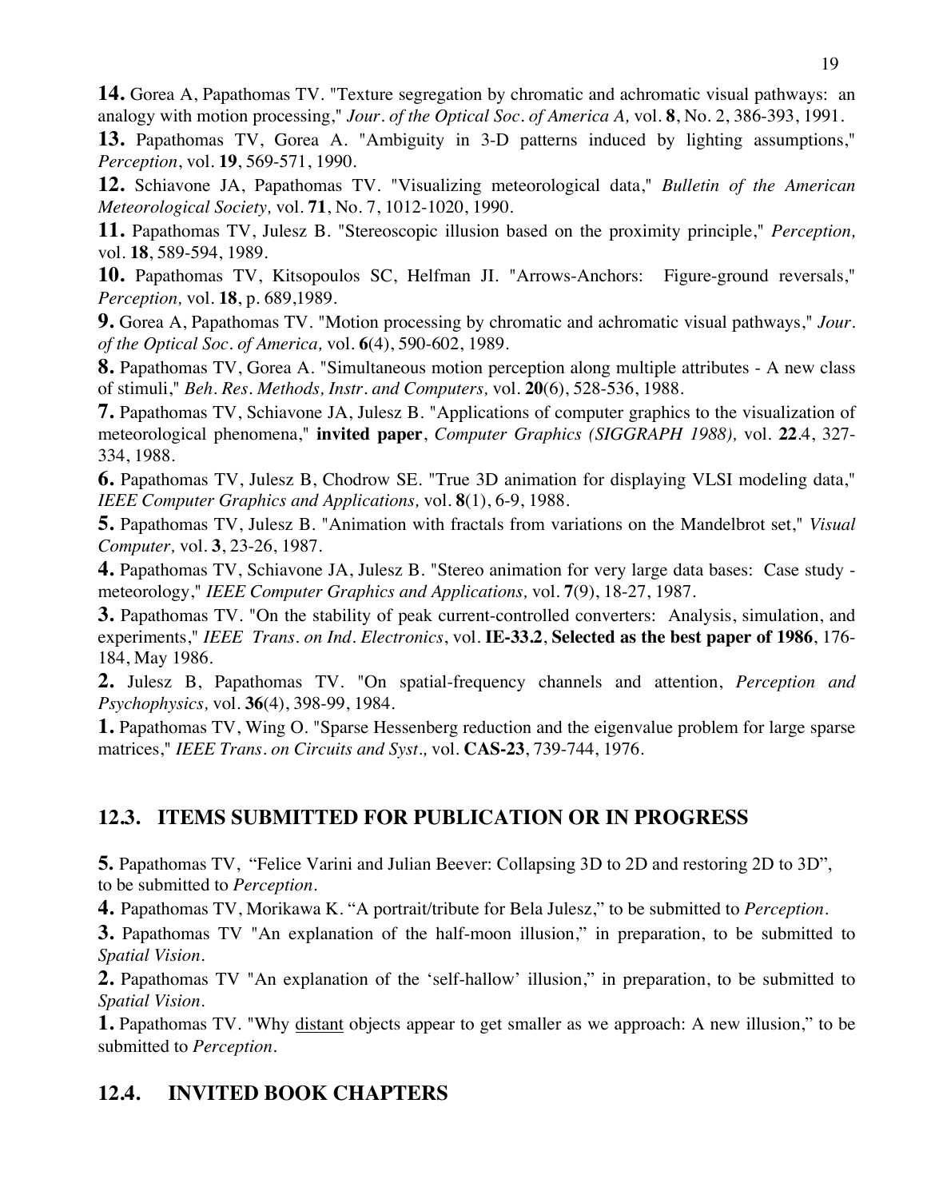**14.** Gorea A, Papathomas TV. "Texture segregation by chromatic and achromatic visual pathways: an analogy with motion processing," *Jour. of the Optical Soc. of America A,* vol. **8**, No. 2, 386-393, 1991.

**13.** Papathomas TV, Gorea A. "Ambiguity in 3-D patterns induced by lighting assumptions," *Perception*, vol. **19**, 569-571, 1990.

**12.** Schiavone JA, Papathomas TV. "Visualizing meteorological data," *Bulletin of the American Meteorological Society,* vol. **71**, No. 7, 1012-1020, 1990.

**11.** Papathomas TV, Julesz B. "Stereoscopic illusion based on the proximity principle," *Perception,* vol. **18**, 589-594, 1989.

**10.** Papathomas TV, Kitsopoulos SC, Helfman JI. "Arrows-Anchors: Figure-ground reversals," *Perception,* vol. **18**, p. 689,1989.

**9.** Gorea A, Papathomas TV. "Motion processing by chromatic and achromatic visual pathways," *Jour. of the Optical Soc. of America,* vol. **6**(4), 590-602, 1989.

**8.** Papathomas TV, Gorea A. "Simultaneous motion perception along multiple attributes - A new class of stimuli," *Beh. Res. Methods, Instr. and Computers,* vol. **20**(6), 528-536, 1988.

**7.** Papathomas TV, Schiavone JA, Julesz B. "Applications of computer graphics to the visualization of meteorological phenomena," **invited paper**, *Computer Graphics (SIGGRAPH 1988),* vol. **22**.4, 327-334, 1988.

**6.** Papathomas TV, Julesz B, Chodrow SE. "True 3D animation for displaying VLSI modeling data," *IEEE Computer Graphics and Applications,* vol. **8**(1), 6-9, 1988.

**5.** Papathomas TV, Julesz B. "Animation with fractals from variations on the Mandelbrot set," *Visual Computer,* vol. **3**, 23-26, 1987.

**4.** Papathomas TV, Schiavone JA, Julesz B. "Stereo animation for very large data bases: Case study - meteorology," *IEEE Computer Graphics and Applications,* vol. **7**(9), 18-27, 1987.

**3.** Papathomas TV. "On the stability of peak current-controlled converters: Analysis, simulation, and experiments," *IEEE Trans. on Ind. Electronics*, vol. **IE-33.2**, **Selected as the best paper of 1986**, 176-184, May 1986.

**2.** Julesz B, Papathomas TV. "On spatial-frequency channels and attention, *Perception and Psychophysics,* vol. **36**(4), 398-99, 1984.

**1.** Papathomas TV, Wing O. "Sparse Hessenberg reduction and the eigenvalue problem for large sparse matrices," *IEEE Trans. on Circuits and Syst.,* vol. **CAS-23**, 739-744, 1976.

## 12.3. ITEMS SUBMITTED FOR PUBLICATION OR IN PROGRESS

**5.** Papathomas TV, "Felice Varini and Julian Beever: Collapsing 3D to 2D and restoring 2D to 3D", to be submitted to *Perception*.

**4.** Papathomas TV, Morikawa K. "A portrait/tribute for Bela Julesz," to be submitted to *Perception*.

**3.** Papathomas TV "An explanation of the half-moon illusion," in preparation, to be submitted to *Spatial Vision*.

**2.** Papathomas TV "An explanation of the 'self-hallow' illusion," in preparation, to be submitted to *Spatial Vision*.

**1.** Papathomas TV. "Why distant objects appear to get smaller as we approach: A new illusion," to be submitted to *Perception*.

## 12.4. INVITED BOOK CHAPTERS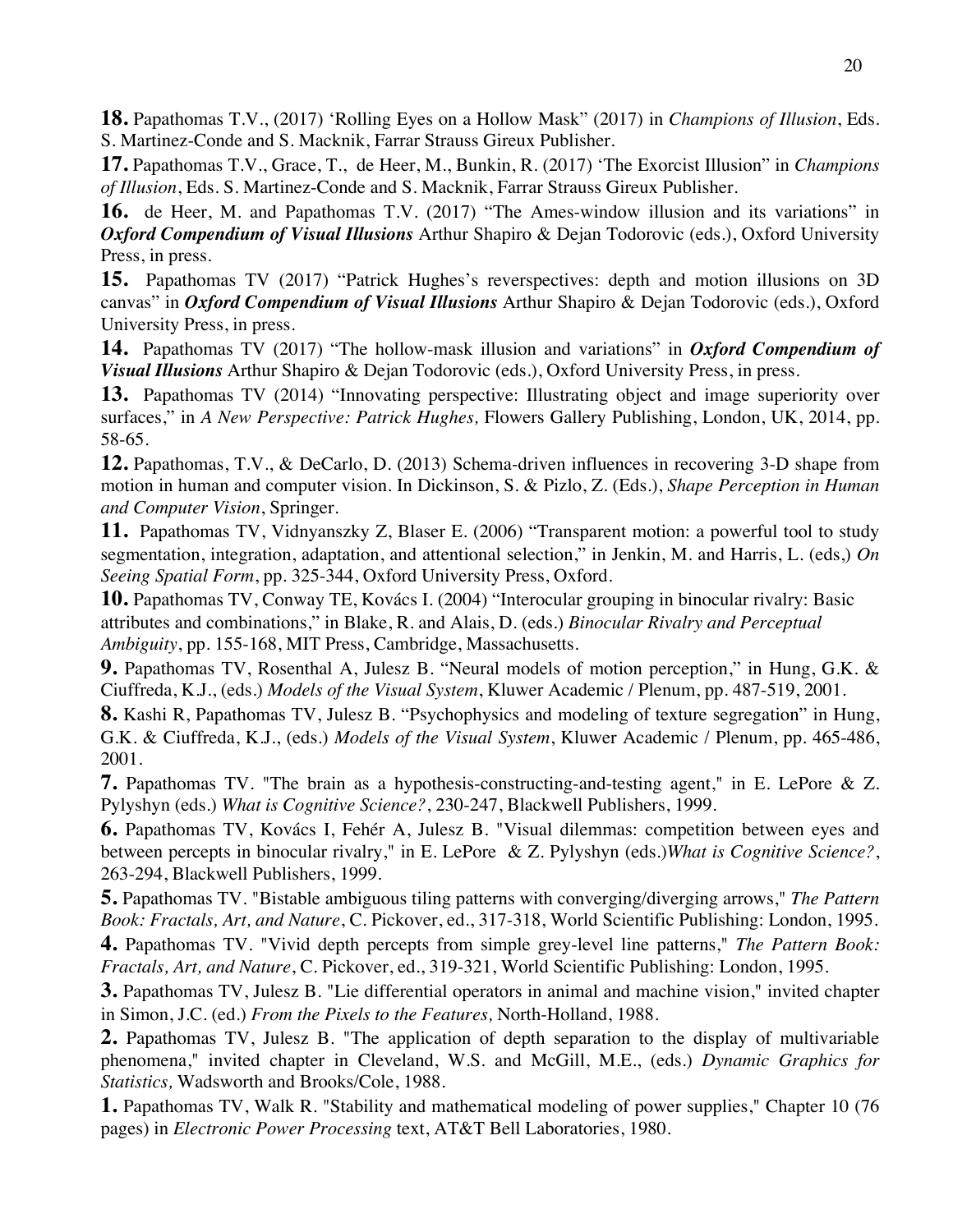**18.** Papathomas T.V., (2017) 'Rolling Eyes on a Hollow Mask" (2017) in *Champions of Illusion*, Eds. S. Martinez-Conde and S. Macknik, Farrar Strauss Gireux Publisher.

**17.** Papathomas T.V., Grace, T., de Heer, M., Bunkin, R. (2017) 'The Exorcist Illusion" in *Champions of Illusion*, Eds. S. Martinez-Conde and S. Macknik, Farrar Strauss Gireux Publisher.

**16.** de Heer, M. and Papathomas T.V. (2017) "The Ames-window illusion and its variations" in ***Oxford Compendium of Visual Illusions*** Arthur Shapiro & Dejan Todorovic (eds.), Oxford University Press, in press.

**15.** Papathomas TV (2017) "Patrick Hughes's reverspectives: depth and motion illusions on 3D canvas" in ***Oxford Compendium of Visual Illusions*** Arthur Shapiro & Dejan Todorovic (eds.), Oxford University Press, in press.

**14.** Papathomas TV (2017) "The hollow-mask illusion and variations" in ***Oxford Compendium of Visual Illusions*** Arthur Shapiro & Dejan Todorovic (eds.), Oxford University Press, in press.

**13.** Papathomas TV (2014) "Innovating perspective: Illustrating object and image superiority over surfaces," in *A New Perspective: Patrick Hughes,* Flowers Gallery Publishing, London, UK, 2014, pp. 58-65.

**12.** Papathomas, T.V., & DeCarlo, D. (2013) Schema-driven influences in recovering 3-D shape from motion in human and computer vision. In Dickinson, S. & Pizlo, Z. (Eds.), *Shape Perception in Human and Computer Vision*, Springer.

**11.** Papathomas TV, Vidnyanszky Z, Blaser E. (2006) "Transparent motion: a powerful tool to study segmentation, integration, adaptation, and attentional selection," in Jenkin, M. and Harris, L. (eds,) *On Seeing Spatial Form*, pp. 325-344, Oxford University Press, Oxford.

**10.** Papathomas TV, Conway TE, Kovács I. (2004) "Interocular grouping in binocular rivalry: Basic attributes and combinations," in Blake, R. and Alais, D. (eds.) *Binocular Rivalry and Perceptual Ambiguity*, pp. 155-168, MIT Press, Cambridge, Massachusetts.

**9.** Papathomas TV, Rosenthal A, Julesz B. "Neural models of motion perception," in Hung, G.K. & Ciuffreda, K.J., (eds.) *Models of the Visual System*, Kluwer Academic / Plenum, pp. 487-519, 2001.

**8.** Kashi R, Papathomas TV, Julesz B. "Psychophysics and modeling of texture segregation" in Hung, G.K. & Ciuffreda, K.J., (eds.) *Models of the Visual System*, Kluwer Academic / Plenum, pp. 465-486, 2001.

**7.** Papathomas TV. "The brain as a hypothesis-constructing-and-testing agent," in E. LePore & Z. Pylyshyn (eds.) *What is Cognitive Science?*, 230-247, Blackwell Publishers, 1999.

**6.** Papathomas TV, Kovács I, Fehér A, Julesz B. "Visual dilemmas: competition between eyes and between percepts in binocular rivalry," in E. LePore & Z. Pylyshyn (eds.)*What is Cognitive Science?*, 263-294, Blackwell Publishers, 1999.

**5.** Papathomas TV. "Bistable ambiguous tiling patterns with converging/diverging arrows," *The Pattern Book: Fractals, Art, and Nature*, C. Pickover, ed., 317-318, World Scientific Publishing: London, 1995.

**4.** Papathomas TV. "Vivid depth percepts from simple grey-level line patterns," *The Pattern Book: Fractals, Art, and Nature*, C. Pickover, ed., 319-321, World Scientific Publishing: London, 1995.

**3.** Papathomas TV, Julesz B. "Lie differential operators in animal and machine vision," invited chapter in Simon, J.C. (ed.) *From the Pixels to the Features,* North-Holland, 1988.

**2.** Papathomas TV, Julesz B. "The application of depth separation to the display of multivariable phenomena," invited chapter in Cleveland, W.S. and McGill, M.E., (eds.) *Dynamic Graphics for Statistics,* Wadsworth and Brooks/Cole, 1988.

**1.** Papathomas TV, Walk R. "Stability and mathematical modeling of power supplies," Chapter 10 (76 pages) in *Electronic Power Processing* text, AT&T Bell Laboratories, 1980.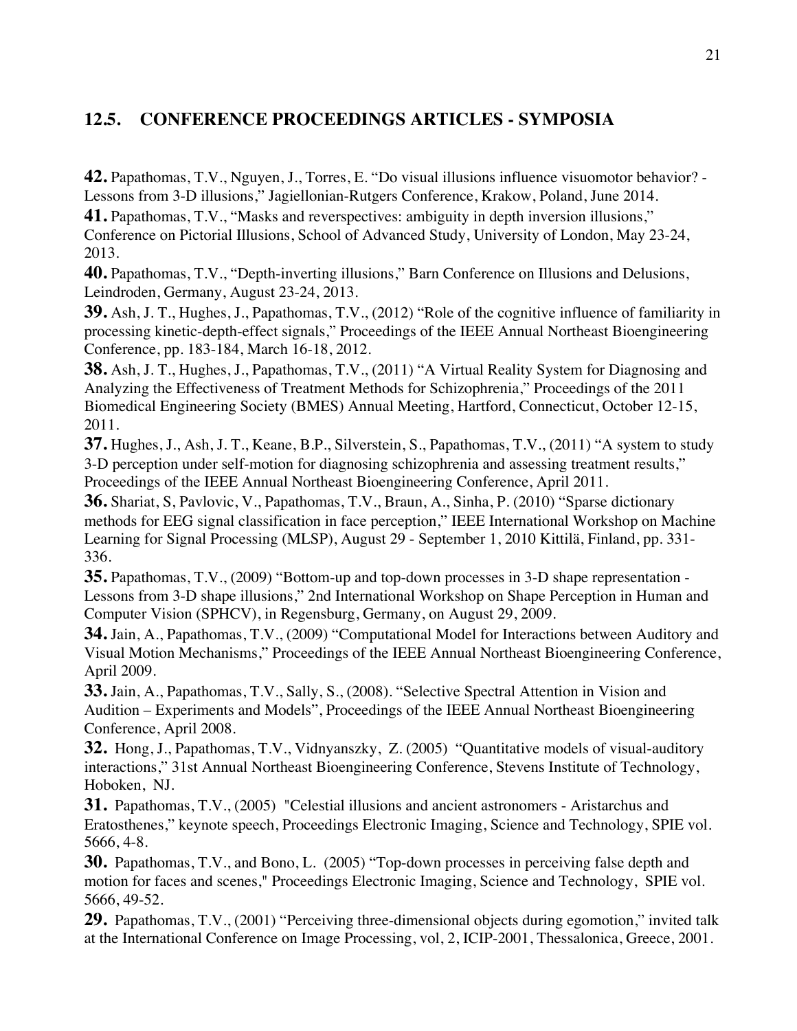## 12.5. CONFERENCE PROCEEDINGS ARTICLES - SYMPOSIA

**42.** Papathomas, T.V., Nguyen, J., Torres, E. "Do visual illusions influence visuomotor behavior? - Lessons from 3-D illusions," Jagiellonian-Rutgers Conference, Krakow, Poland, June 2014.

**41.** Papathomas, T.V., "Masks and reverspectives: ambiguity in depth inversion illusions," Conference on Pictorial Illusions, School of Advanced Study, University of London, May 23-24, 2013.

**40.** Papathomas, T.V., "Depth-inverting illusions," Barn Conference on Illusions and Delusions, Leindroden, Germany, August 23-24, 2013.

**39.** Ash, J. T., Hughes, J., Papathomas, T.V., (2012) "Role of the cognitive influence of familiarity in processing kinetic-depth-effect signals," Proceedings of the IEEE Annual Northeast Bioengineering Conference, pp. 183-184, March 16-18, 2012.

**38.** Ash, J. T., Hughes, J., Papathomas, T.V., (2011) "A Virtual Reality System for Diagnosing and Analyzing the Effectiveness of Treatment Methods for Schizophrenia," Proceedings of the 2011 Biomedical Engineering Society (BMES) Annual Meeting, Hartford, Connecticut, October 12-15, 2011.

**37.** Hughes, J., Ash, J. T., Keane, B.P., Silverstein, S., Papathomas, T.V., (2011) "A system to study 3-D perception under self-motion for diagnosing schizophrenia and assessing treatment results," Proceedings of the IEEE Annual Northeast Bioengineering Conference, April 2011.

**36.** Shariat, S, Pavlovic, V., Papathomas, T.V., Braun, A., Sinha, P. (2010) "Sparse dictionary methods for EEG signal classification in face perception," IEEE International Workshop on Machine Learning for Signal Processing (MLSP), August 29 - September 1, 2010 Kittilä, Finland, pp. 331-336.

**35.** Papathomas, T.V., (2009) "Bottom-up and top-down processes in 3-D shape representation - Lessons from 3-D shape illusions," 2nd International Workshop on Shape Perception in Human and Computer Vision (SPHCV), in Regensburg, Germany, on August 29, 2009.

**34.** Jain, A., Papathomas, T.V., (2009) "Computational Model for Interactions between Auditory and Visual Motion Mechanisms," Proceedings of the IEEE Annual Northeast Bioengineering Conference, April 2009.

**33.** Jain, A., Papathomas, T.V., Sally, S., (2008). "Selective Spectral Attention in Vision and Audition – Experiments and Models", Proceedings of the IEEE Annual Northeast Bioengineering Conference, April 2008.

**32.** Hong, J., Papathomas, T.V., Vidnyanszky, Z. (2005) "Quantitative models of visual-auditory interactions," 31st Annual Northeast Bioengineering Conference, Stevens Institute of Technology, Hoboken, NJ.

**31.** Papathomas, T.V., (2005) "Celestial illusions and ancient astronomers - Aristarchus and Eratosthenes," keynote speech, Proceedings Electronic Imaging, Science and Technology, SPIE vol. 5666, 4-8.

**30.** Papathomas, T.V., and Bono, L. (2005) "Top-down processes in perceiving false depth and motion for faces and scenes," Proceedings Electronic Imaging, Science and Technology, SPIE vol. 5666, 49-52.

**29.** Papathomas, T.V., (2001) "Perceiving three-dimensional objects during egomotion," invited talk at the International Conference on Image Processing, vol, 2, ICIP-2001, Thessalonica, Greece, 2001.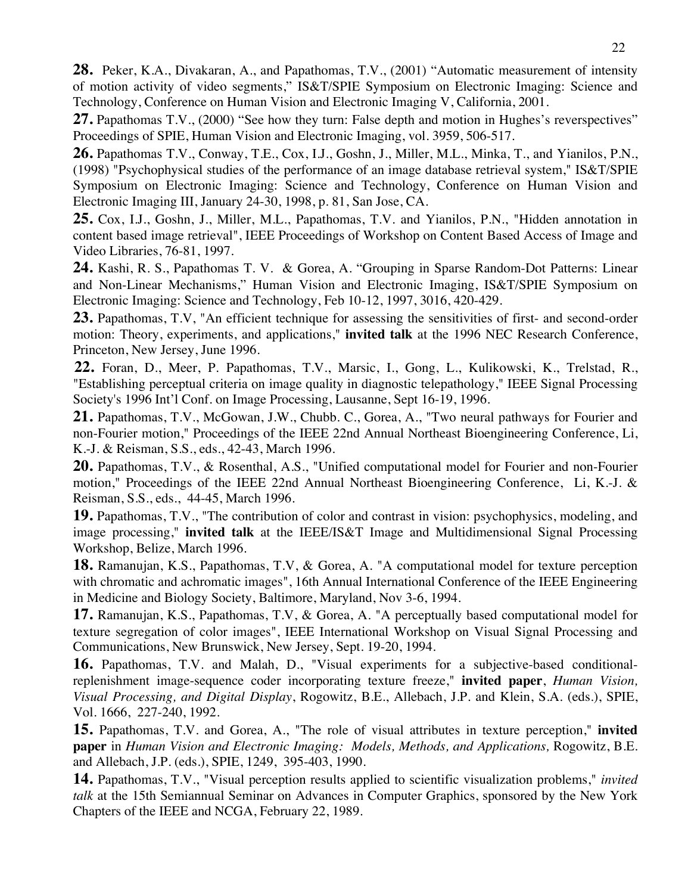**28.** Peker, K.A., Divakaran, A., and Papathomas, T.V., (2001) "Automatic measurement of intensity of motion activity of video segments," IS&T/SPIE Symposium on Electronic Imaging: Science and Technology, Conference on Human Vision and Electronic Imaging V, California, 2001.

**27.** Papathomas T.V., (2000) "See how they turn: False depth and motion in Hughes's reverspectives" Proceedings of SPIE, Human Vision and Electronic Imaging, vol. 3959, 506-517.

**26.** Papathomas T.V., Conway, T.E., Cox, I.J., Goshn, J., Miller, M.L., Minka, T., and Yianilos, P.N., (1998) "Psychophysical studies of the performance of an image database retrieval system," IS&T/SPIE Symposium on Electronic Imaging: Science and Technology, Conference on Human Vision and Electronic Imaging III, January 24-30, 1998, p. 81, San Jose, CA.

**25.** Cox, I.J., Goshn, J., Miller, M.L., Papathomas, T.V. and Yianilos, P.N., "Hidden annotation in content based image retrieval", IEEE Proceedings of Workshop on Content Based Access of Image and Video Libraries, 76-81, 1997.

**24.** Kashi, R. S., Papathomas T. V. & Gorea, A. "Grouping in Sparse Random-Dot Patterns: Linear and Non-Linear Mechanisms," Human Vision and Electronic Imaging, IS&T/SPIE Symposium on Electronic Imaging: Science and Technology, Feb 10-12, 1997, 3016, 420-429.

**23.** Papathomas, T.V, "An efficient technique for assessing the sensitivities of first- and second-order motion: Theory, experiments, and applications," **invited talk** at the 1996 NEC Research Conference, Princeton, New Jersey, June 1996.

**22.** Foran, D., Meer, P. Papathomas, T.V., Marsic, I., Gong, L., Kulikowski, K., Trelstad, R., "Establishing perceptual criteria on image quality in diagnostic telepathology," IEEE Signal Processing Society's 1996 Int'l Conf. on Image Processing, Lausanne, Sept 16-19, 1996.

**21.** Papathomas, T.V., McGowan, J.W., Chubb. C., Gorea, A., "Two neural pathways for Fourier and non-Fourier motion," Proceedings of the IEEE 22nd Annual Northeast Bioengineering Conference, Li, K.-J. & Reisman, S.S., eds., 42-43, March 1996.

**20.** Papathomas, T.V., & Rosenthal, A.S., "Unified computational model for Fourier and non-Fourier motion," Proceedings of the IEEE 22nd Annual Northeast Bioengineering Conference, Li, K.-J. & Reisman, S.S., eds., 44-45, March 1996.

**19.** Papathomas, T.V., "The contribution of color and contrast in vision: psychophysics, modeling, and image processing," **invited talk** at the IEEE/IS&T Image and Multidimensional Signal Processing Workshop, Belize, March 1996.

**18.** Ramanujan, K.S., Papathomas, T.V, & Gorea, A. "A computational model for texture perception with chromatic and achromatic images", 16th Annual International Conference of the IEEE Engineering in Medicine and Biology Society, Baltimore, Maryland, Nov 3-6, 1994.

**17.** Ramanujan, K.S., Papathomas, T.V, & Gorea, A. "A perceptually based computational model for texture segregation of color images", IEEE International Workshop on Visual Signal Processing and Communications, New Brunswick, New Jersey, Sept. 19-20, 1994.

**16.** Papathomas, T.V. and Malah, D., "Visual experiments for a subjective-based conditional-replenishment image-sequence coder incorporating texture freeze," **invited paper**, *Human Vision, Visual Processing, and Digital Display*, Rogowitz, B.E., Allebach, J.P. and Klein, S.A. (eds.), SPIE, Vol. 1666, 227-240, 1992.

**15.** Papathomas, T.V. and Gorea, A., "The role of visual attributes in texture perception," **invited paper** in *Human Vision and Electronic Imaging: Models, Methods, and Applications,* Rogowitz, B.E. and Allebach, J.P. (eds.), SPIE, 1249, 395-403, 1990.

**14.** Papathomas, T.V., "Visual perception results applied to scientific visualization problems," *invited talk* at the 15th Semiannual Seminar on Advances in Computer Graphics, sponsored by the New York Chapters of the IEEE and NCGA, February 22, 1989.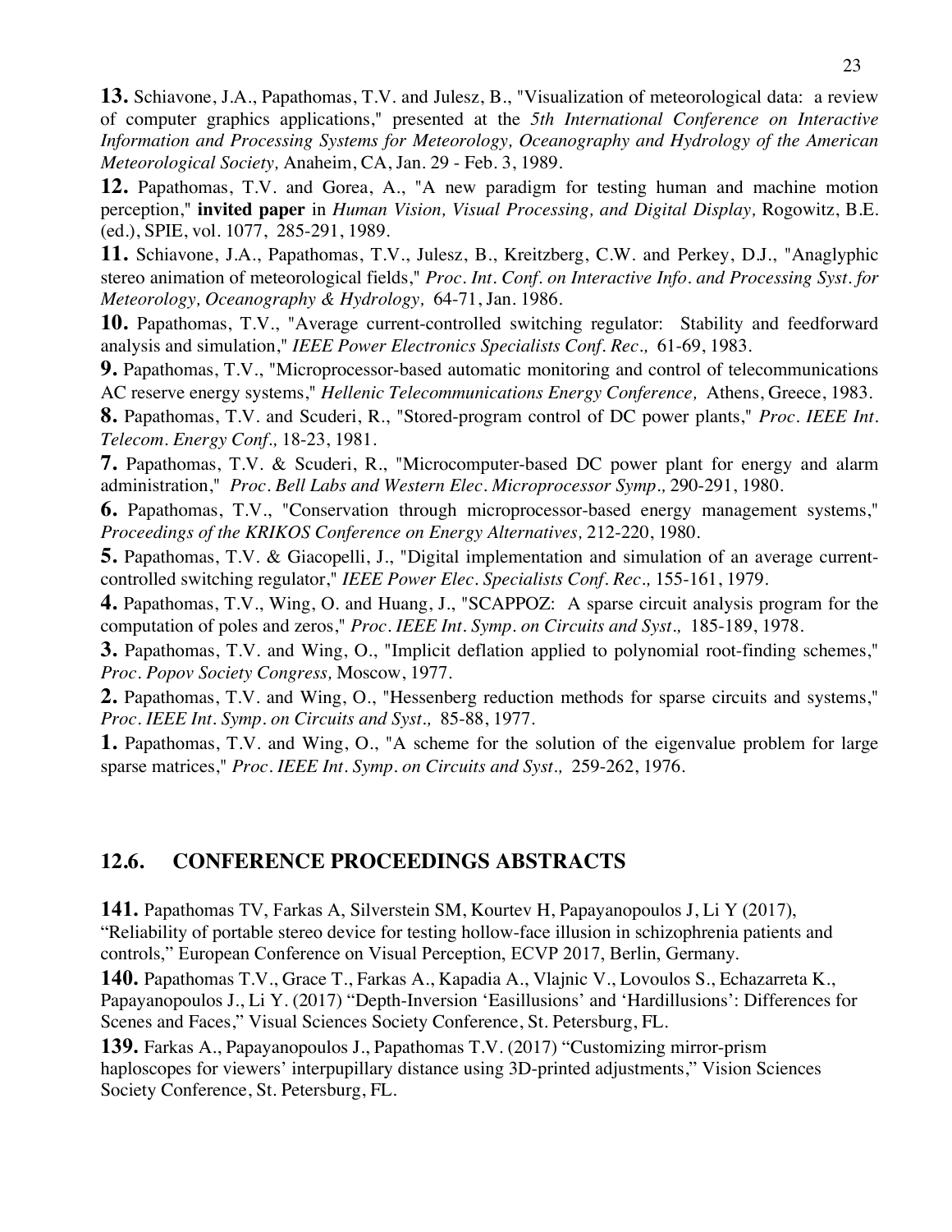**13.** Schiavone, J.A., Papathomas, T.V. and Julesz, B., "Visualization of meteorological data: a review of computer graphics applications," presented at the *5th International Conference on Interactive Information and Processing Systems for Meteorology, Oceanography and Hydrology of the American Meteorological Society,* Anaheim, CA, Jan. 29 - Feb. 3, 1989.

**12.** Papathomas, T.V. and Gorea, A., "A new paradigm for testing human and machine motion perception," **invited paper** in *Human Vision, Visual Processing, and Digital Display,* Rogowitz, B.E. (ed.), SPIE, vol. 1077, 285-291, 1989.

**11.** Schiavone, J.A., Papathomas, T.V., Julesz, B., Kreitzberg, C.W. and Perkey, D.J., "Anaglyphic stereo animation of meteorological fields," *Proc. Int. Conf. on Interactive Info. and Processing Syst. for Meteorology, Oceanography & Hydrology,* 64-71, Jan. 1986.

**10.** Papathomas, T.V., "Average current-controlled switching regulator: Stability and feedforward analysis and simulation," *IEEE Power Electronics Specialists Conf. Rec.,* 61-69, 1983.

**9.** Papathomas, T.V., "Microprocessor-based automatic monitoring and control of telecommunications AC reserve energy systems," *Hellenic Telecommunications Energy Conference,* Athens, Greece, 1983.

**8.** Papathomas, T.V. and Scuderi, R., "Stored-program control of DC power plants," *Proc. IEEE Int. Telecom. Energy Conf.,* 18-23, 1981.

**7.** Papathomas, T.V. & Scuderi, R., "Microcomputer-based DC power plant for energy and alarm administration," *Proc. Bell Labs and Western Elec. Microprocessor Symp.,* 290-291, 1980.

**6.** Papathomas, T.V., "Conservation through microprocessor-based energy management systems," *Proceedings of the KRIKOS Conference on Energy Alternatives,* 212-220, 1980.

**5.** Papathomas, T.V. & Giacopelli, J., "Digital implementation and simulation of an average current-controlled switching regulator," *IEEE Power Elec. Specialists Conf. Rec.,* 155-161, 1979.

**4.** Papathomas, T.V., Wing, O. and Huang, J., "SCAPPOZ: A sparse circuit analysis program for the computation of poles and zeros," *Proc. IEEE Int. Symp. on Circuits and Syst.,* 185-189, 1978.

**3.** Papathomas, T.V. and Wing, O., "Implicit deflation applied to polynomial root-finding schemes," *Proc. Popov Society Congress,* Moscow, 1977.

**2.** Papathomas, T.V. and Wing, O., "Hessenberg reduction methods for sparse circuits and systems," *Proc. IEEE Int. Symp. on Circuits and Syst.,* 85-88, 1977.

**1.** Papathomas, T.V. and Wing, O., "A scheme for the solution of the eigenvalue problem for large sparse matrices," *Proc. IEEE Int. Symp. on Circuits and Syst.,* 259-262, 1976.

## 12.6. CONFERENCE PROCEEDINGS ABSTRACTS

**141.** Papathomas TV, Farkas A, Silverstein SM, Kourtev H, Papayanopoulos J, Li Y (2017), "Reliability of portable stereo device for testing hollow-face illusion in schizophrenia patients and controls," European Conference on Visual Perception, ECVP 2017, Berlin, Germany.

**140.** Papathomas T.V., Grace T., Farkas A., Kapadia A., Vlajnic V., Lovoulos S., Echazarreta K., Papayanopoulos J., Li Y. (2017) "Depth-Inversion 'Easillusions' and 'Hardillusions': Differences for Scenes and Faces," Visual Sciences Society Conference, St. Petersburg, FL.

**139.** Farkas A., Papayanopoulos J., Papathomas T.V. (2017) "Customizing mirror-prism haploscopes for viewers' interpupillary distance using 3D-printed adjustments," Vision Sciences Society Conference, St. Petersburg, FL.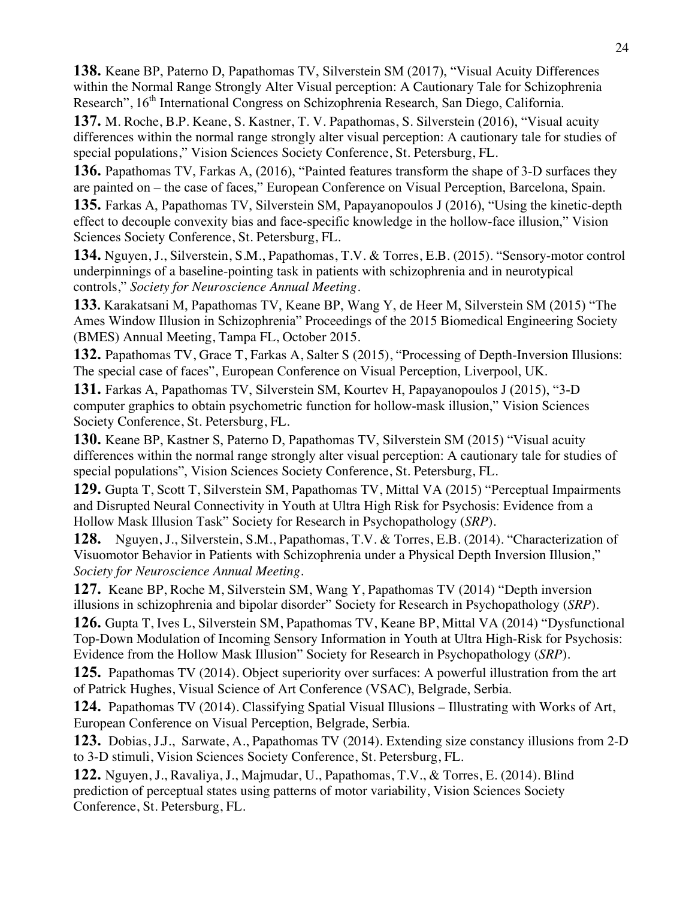**138.** Keane BP, Paterno D, Papathomas TV, Silverstein SM (2017), "Visual Acuity Differences within the Normal Range Strongly Alter Visual perception: A Cautionary Tale for Schizophrenia Research", 16th International Congress on Schizophrenia Research, San Diego, California.

**137.** M. Roche, B.P. Keane, S. Kastner, T. V. Papathomas, S. Silverstein (2016), "Visual acuity differences within the normal range strongly alter visual perception: A cautionary tale for studies of special populations," Vision Sciences Society Conference, St. Petersburg, FL.

**136.** Papathomas TV, Farkas A, (2016), "Painted features transform the shape of 3-D surfaces they are painted on – the case of faces," European Conference on Visual Perception, Barcelona, Spain.

**135.** Farkas A, Papathomas TV, Silverstein SM, Papayanopoulos J (2016), "Using the kinetic-depth effect to decouple convexity bias and face-specific knowledge in the hollow-face illusion," Vision Sciences Society Conference, St. Petersburg, FL.

**134.** Nguyen, J., Silverstein, S.M., Papathomas, T.V. & Torres, E.B. (2015). "Sensory-motor control underpinnings of a baseline-pointing task in patients with schizophrenia and in neurotypical controls," *Society for Neuroscience Annual Meeting*.

**133.** Karakatsani M, Papathomas TV, Keane BP, Wang Y, de Heer M, Silverstein SM (2015) "The Ames Window Illusion in Schizophrenia" Proceedings of the 2015 Biomedical Engineering Society (BMES) Annual Meeting, Tampa FL, October 2015.

**132.** Papathomas TV, Grace T, Farkas A, Salter S (2015), "Processing of Depth-Inversion Illusions: The special case of faces", European Conference on Visual Perception, Liverpool, UK.

**131.** Farkas A, Papathomas TV, Silverstein SM, Kourtev H, Papayanopoulos J (2015), "3-D computer graphics to obtain psychometric function for hollow-mask illusion," Vision Sciences Society Conference, St. Petersburg, FL.

**130.** Keane BP, Kastner S, Paterno D, Papathomas TV, Silverstein SM (2015) "Visual acuity differences within the normal range strongly alter visual perception: A cautionary tale for studies of special populations", Vision Sciences Society Conference, St. Petersburg, FL.

**129.** Gupta T, Scott T, Silverstein SM, Papathomas TV, Mittal VA (2015) "Perceptual Impairments and Disrupted Neural Connectivity in Youth at Ultra High Risk for Psychosis: Evidence from a Hollow Mask Illusion Task" Society for Research in Psychopathology (*SRP*).

**128.** Nguyen, J., Silverstein, S.M., Papathomas, T.V. & Torres, E.B. (2014). "Characterization of Visuomotor Behavior in Patients with Schizophrenia under a Physical Depth Inversion Illusion," *Society for Neuroscience Annual Meeting*.

**127.** Keane BP, Roche M, Silverstein SM, Wang Y, Papathomas TV (2014) "Depth inversion illusions in schizophrenia and bipolar disorder" Society for Research in Psychopathology (*SRP*).

**126.** Gupta T, Ives L, Silverstein SM, Papathomas TV, Keane BP, Mittal VA (2014) "Dysfunctional Top-Down Modulation of Incoming Sensory Information in Youth at Ultra High-Risk for Psychosis: Evidence from the Hollow Mask Illusion" Society for Research in Psychopathology (*SRP*).

**125.** Papathomas TV (2014). Object superiority over surfaces: A powerful illustration from the art of Patrick Hughes, Visual Science of Art Conference (VSAC), Belgrade, Serbia.

**124.** Papathomas TV (2014). Classifying Spatial Visual Illusions – Illustrating with Works of Art, European Conference on Visual Perception, Belgrade, Serbia.

**123.** Dobias, J.J., Sarwate, A., Papathomas TV (2014). Extending size constancy illusions from 2-D to 3-D stimuli, Vision Sciences Society Conference, St. Petersburg, FL.

**122.** Nguyen, J., Ravaliya, J., Majmudar, U., Papathomas, T.V., & Torres, E. (2014). Blind prediction of perceptual states using patterns of motor variability, Vision Sciences Society Conference, St. Petersburg, FL.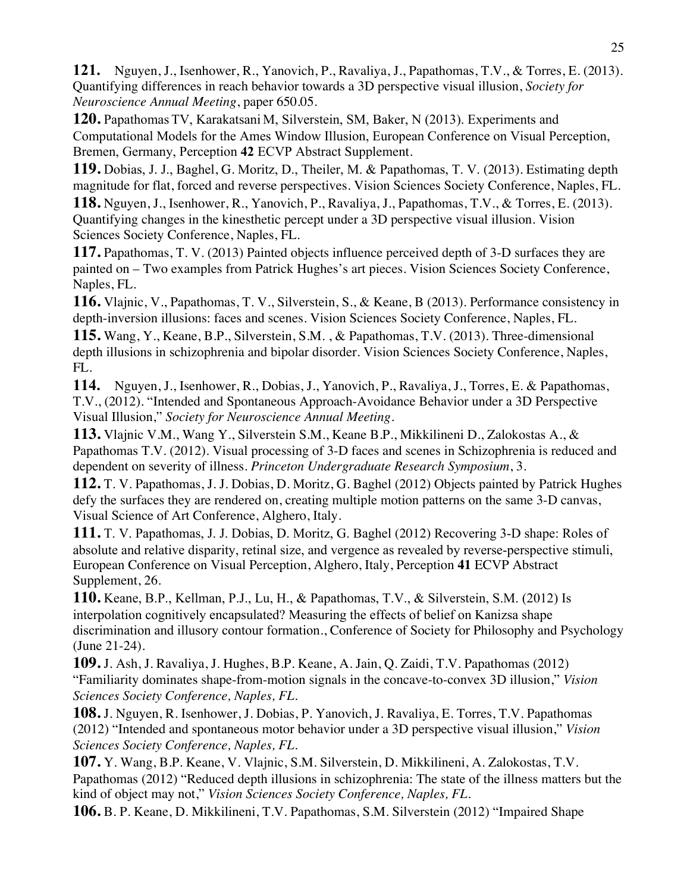**121.** Nguyen, J., Isenhower, R., Yanovich, P., Ravaliya, J., Papathomas, T.V., & Torres, E. (2013). Quantifying differences in reach behavior towards a 3D perspective visual illusion, *Society for Neuroscience Annual Meeting*, paper 650.05.

**120.** Papathomas TV, Karakatsani M, Silverstein, SM, Baker, N (2013). Experiments and Computational Models for the Ames Window Illusion, European Conference on Visual Perception, Bremen, Germany, Perception **42** ECVP Abstract Supplement.

**119.** Dobias, J. J., Baghel, G. Moritz, D., Theiler, M. & Papathomas, T. V. (2013). Estimating depth magnitude for flat, forced and reverse perspectives. Vision Sciences Society Conference, Naples, FL.

**118.** Nguyen, J., Isenhower, R., Yanovich, P., Ravaliya, J., Papathomas, T.V., & Torres, E. (2013). Quantifying changes in the kinesthetic percept under a 3D perspective visual illusion. Vision Sciences Society Conference, Naples, FL.

**117.** Papathomas, T. V. (2013) Painted objects influence perceived depth of 3-D surfaces they are painted on – Two examples from Patrick Hughes's art pieces. Vision Sciences Society Conference, Naples, FL.

**116.** Vlajnic, V., Papathomas, T. V., Silverstein, S., & Keane, B (2013). Performance consistency in depth-inversion illusions: faces and scenes. Vision Sciences Society Conference, Naples, FL.

**115.** Wang, Y., Keane, B.P., Silverstein, S.M. , & Papathomas, T.V. (2013). Three-dimensional depth illusions in schizophrenia and bipolar disorder. Vision Sciences Society Conference, Naples, FL.

**114.** Nguyen, J., Isenhower, R., Dobias, J., Yanovich, P., Ravaliya, J., Torres, E. & Papathomas, T.V., (2012). "Intended and Spontaneous Approach-Avoidance Behavior under a 3D Perspective Visual Illusion," *Society for Neuroscience Annual Meeting*.

**113.** Vlajnic V.M., Wang Y., Silverstein S.M., Keane B.P., Mikkilineni D., Zalokostas A., & Papathomas T.V. (2012). Visual processing of 3-D faces and scenes in Schizophrenia is reduced and dependent on severity of illness. *Princeton Undergraduate Research Symposium*, 3.

**112.** T. V. Papathomas, J. J. Dobias, D. Moritz, G. Baghel (2012) Objects painted by Patrick Hughes defy the surfaces they are rendered on, creating multiple motion patterns on the same 3-D canvas, Visual Science of Art Conference, Alghero, Italy.

**111.** T. V. Papathomas, J. J. Dobias, D. Moritz, G. Baghel (2012) Recovering 3-D shape: Roles of absolute and relative disparity, retinal size, and vergence as revealed by reverse-perspective stimuli, European Conference on Visual Perception, Alghero, Italy, Perception **41** ECVP Abstract Supplement, 26.

**110.** Keane, B.P., Kellman, P.J., Lu, H., & Papathomas, T.V., & Silverstein, S.M. (2012) Is interpolation cognitively encapsulated? Measuring the effects of belief on Kanizsa shape discrimination and illusory contour formation., Conference of Society for Philosophy and Psychology (June 21-24).

**109.** J. Ash, J. Ravaliya, J. Hughes, B.P. Keane, A. Jain, Q. Zaidi, T.V. Papathomas (2012) "Familiarity dominates shape-from-motion signals in the concave-to-convex 3D illusion," *Vision Sciences Society Conference, Naples, FL.*

**108.** J. Nguyen, R. Isenhower, J. Dobias, P. Yanovich, J. Ravaliya, E. Torres, T.V. Papathomas (2012) "Intended and spontaneous motor behavior under a 3D perspective visual illusion," *Vision Sciences Society Conference, Naples, FL.*

**107.** Y. Wang, B.P. Keane, V. Vlajnic, S.M. Silverstein, D. Mikkilineni, A. Zalokostas, T.V. Papathomas (2012) "Reduced depth illusions in schizophrenia: The state of the illness matters but the kind of object may not," *Vision Sciences Society Conference, Naples, FL.*

**106.** B. P. Keane, D. Mikkilineni, T.V. Papathomas, S.M. Silverstein (2012) "Impaired Shape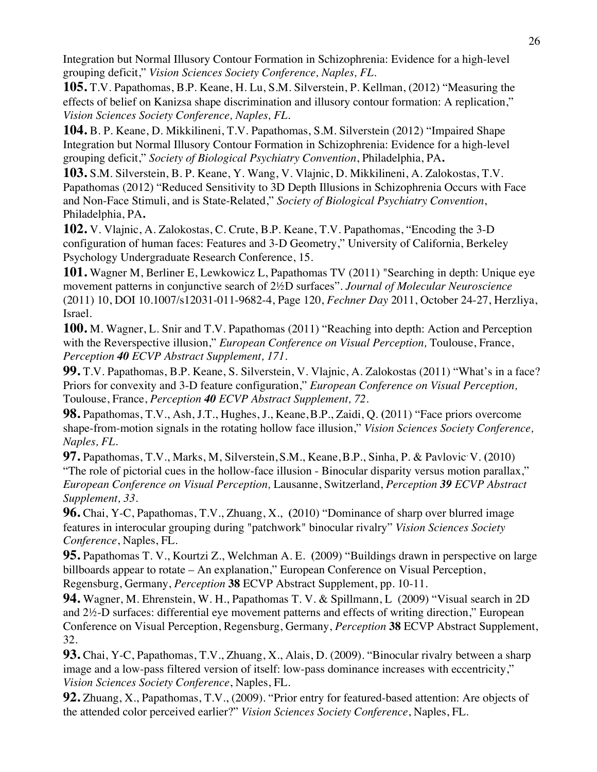Integration but Normal Illusory Contour Formation in Schizophrenia: Evidence for a high-level grouping deficit," *Vision Sciences Society Conference, Naples, FL.*

**105.** T.V. Papathomas, B.P. Keane, H. Lu, S.M. Silverstein, P. Kellman, (2012) "Measuring the effects of belief on Kanizsa shape discrimination and illusory contour formation: A replication," *Vision Sciences Society Conference, Naples, FL.*

**104.** B. P. Keane, D. Mikkilineni, T.V. Papathomas, S.M. Silverstein (2012) "Impaired Shape Integration but Normal Illusory Contour Formation in Schizophrenia: Evidence for a high-level grouping deficit," *Society of Biological Psychiatry Convention*, Philadelphia, PA**.**

**103.** S.M. Silverstein, B. P. Keane, Y. Wang, V. Vlajnic, D. Mikkilineni, A. Zalokostas, T.V. Papathomas (2012) "Reduced Sensitivity to 3D Depth Illusions in Schizophrenia Occurs with Face and Non-Face Stimuli, and is State-Related," *Society of Biological Psychiatry Convention*, Philadelphia, PA**.**

**102.** V. Vlajnic, A. Zalokostas, C. Crute, B.P. Keane, T.V. Papathomas, "Encoding the 3-D configuration of human faces: Features and 3-D Geometry," University of California, Berkeley Psychology Undergraduate Research Conference, 15.

**101.** Wagner M, Berliner E, Lewkowicz L, Papathomas TV (2011) "Searching in depth: Unique eye movement patterns in conjunctive search of 2½D surfaces". *Journal of Molecular Neuroscience* (2011) 10, DOI 10.1007/s12031-011-9682-4, Page 120, *Fechner Day* 2011, October 24-27, Herzliya, Israel.

**100.** M. Wagner, L. Snir and T.V. Papathomas (2011) "Reaching into depth: Action and Perception with the Reverspective illusion," *European Conference on Visual Perception,* Toulouse, France, *Perception **40** ECVP Abstract Supplement, 171.*

**99.** T.V. Papathomas, B.P. Keane, S. Silverstein, V. Vlajnic, A. Zalokostas (2011) "What's in a face? Priors for convexity and 3-D feature configuration," *European Conference on Visual Perception,* Toulouse, France, *Perception **40** ECVP Abstract Supplement, 72.*

**98.** Papathomas, T.V., Ash, J.T., Hughes, J., Keane, B.P., Zaidi, Q. (2011) "Face priors overcome shape-from-motion signals in the rotating hollow face illusion," *Vision Sciences Society Conference, Naples, FL.*

**97.** Papathomas, T.V., Marks, M, Silverstein, S.M., Keane, B.P., Sinha, P. & Pavlovic, V. (2010) "The role of pictorial cues in the hollow-face illusion - Binocular disparity versus motion parallax," *European Conference on Visual Perception,* Lausanne, Switzerland, *Perception **39** ECVP Abstract Supplement, 33.*

**96.** Chai, Y-C, Papathomas, T.V., Zhuang, X., (2010) "Dominance of sharp over blurred image features in interocular grouping during "patchwork" binocular rivalry" *Vision Sciences Society Conference*, Naples, FL.

**95.** Papathomas T. V., Kourtzi Z., Welchman A. E. (2009) "Buildings drawn in perspective on large billboards appear to rotate – An explanation," European Conference on Visual Perception, Regensburg, Germany, *Perception* **38** ECVP Abstract Supplement, pp. 10-11.

**94.** Wagner, M. Ehrenstein, W. H., Papathomas T. V. & Spillmann, L (2009) "Visual search in 2D and 2½-D surfaces: differential eye movement patterns and effects of writing direction," European Conference on Visual Perception, Regensburg, Germany, *Perception* **38** ECVP Abstract Supplement, 32.

**93.** Chai, Y-C, Papathomas, T.V., Zhuang, X., Alais, D. (2009). "Binocular rivalry between a sharp image and a low-pass filtered version of itself: low-pass dominance increases with eccentricity," *Vision Sciences Society Conference*, Naples, FL.

**92.** Zhuang, X., Papathomas, T.V., (2009). "Prior entry for featured-based attention: Are objects of the attended color perceived earlier?" *Vision Sciences Society Conference*, Naples, FL.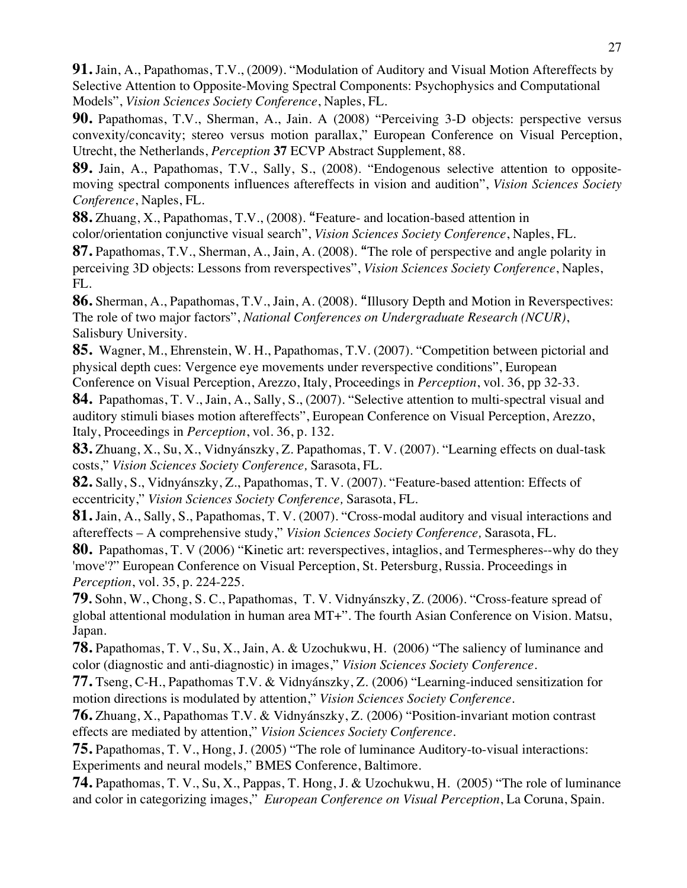**91.** Jain, A., Papathomas, T.V., (2009). "Modulation of Auditory and Visual Motion Aftereffects by Selective Attention to Opposite-Moving Spectral Components: Psychophysics and Computational Models", *Vision Sciences Society Conference*, Naples, FL.

**90.** Papathomas, T.V., Sherman, A., Jain. A (2008) "Perceiving 3-D objects: perspective versus convexity/concavity; stereo versus motion parallax," European Conference on Visual Perception, Utrecht, the Netherlands, *Perception* **37** ECVP Abstract Supplement, 88.

**89.** Jain, A., Papathomas, T.V., Sally, S., (2008). "Endogenous selective attention to opposite-moving spectral components influences aftereffects in vision and audition", *Vision Sciences Society Conference*, Naples, FL.

**88.** Zhuang, X., Papathomas, T.V., (2008). "Feature- and location-based attention in color/orientation conjunctive visual search", *Vision Sciences Society Conference*, Naples, FL.

**87.** Papathomas, T.V., Sherman, A., Jain, A. (2008). "The role of perspective and angle polarity in perceiving 3D objects: Lessons from reverspectives", *Vision Sciences Society Conference*, Naples, FL.

**86.** Sherman, A., Papathomas, T.V., Jain, A. (2008). "Illusory Depth and Motion in Reverspectives: The role of two major factors", *National Conferences on Undergraduate Research (NCUR)*, Salisbury University.

**85.** Wagner, M., Ehrenstein, W. H., Papathomas, T.V. (2007). "Competition between pictorial and physical depth cues: Vergence eye movements under reverspective conditions", European Conference on Visual Perception, Arezzo, Italy, Proceedings in *Perception*, vol. 36, pp 32-33.

**84.** Papathomas, T. V., Jain, A., Sally, S., (2007). "Selective attention to multi-spectral visual and auditory stimuli biases motion aftereffects", European Conference on Visual Perception, Arezzo, Italy, Proceedings in *Perception*, vol. 36, p. 132.

**83.** Zhuang, X., Su, X., Vidnyánszky, Z. Papathomas, T. V. (2007). "Learning effects on dual-task costs," *Vision Sciences Society Conference,* Sarasota, FL.

**82.** Sally, S., Vidnyánszky, Z., Papathomas, T. V. (2007). "Feature-based attention: Effects of eccentricity," *Vision Sciences Society Conference,* Sarasota, FL.

**81.** Jain, A., Sally, S., Papathomas, T. V. (2007). "Cross-modal auditory and visual interactions and aftereffects – A comprehensive study," *Vision Sciences Society Conference,* Sarasota, FL.

**80.** Papathomas, T. V (2006) "Kinetic art: reverspectives, intaglios, and Termespheres--why do they 'move'?" European Conference on Visual Perception, St. Petersburg, Russia. Proceedings in *Perception*, vol. 35, p. 224-225.

**79.** Sohn, W., Chong, S. C., Papathomas, T. V. Vidnyánszky, Z. (2006). "Cross-feature spread of global attentional modulation in human area MT+". The fourth Asian Conference on Vision. Matsu, Japan.

**78.** Papathomas, T. V., Su, X., Jain, A. & Uzochukwu, H. (2006) "The saliency of luminance and color (diagnostic and anti-diagnostic) in images," *Vision Sciences Society Conference*.

**77.** Tseng, C-H., Papathomas T.V. & Vidnyánszky, Z. (2006) "Learning-induced sensitization for motion directions is modulated by attention," *Vision Sciences Society Conference*.

**76.** Zhuang, X., Papathomas T.V. & Vidnyánszky, Z. (2006) "Position-invariant motion contrast effects are mediated by attention," *Vision Sciences Society Conference*.

**75.** Papathomas, T. V., Hong, J. (2005) "The role of luminance Auditory-to-visual interactions: Experiments and neural models," BMES Conference, Baltimore.

**74.** Papathomas, T. V., Su, X., Pappas, T. Hong, J. & Uzochukwu, H. (2005) "The role of luminance and color in categorizing images," *European Conference on Visual Perception*, La Coruna, Spain.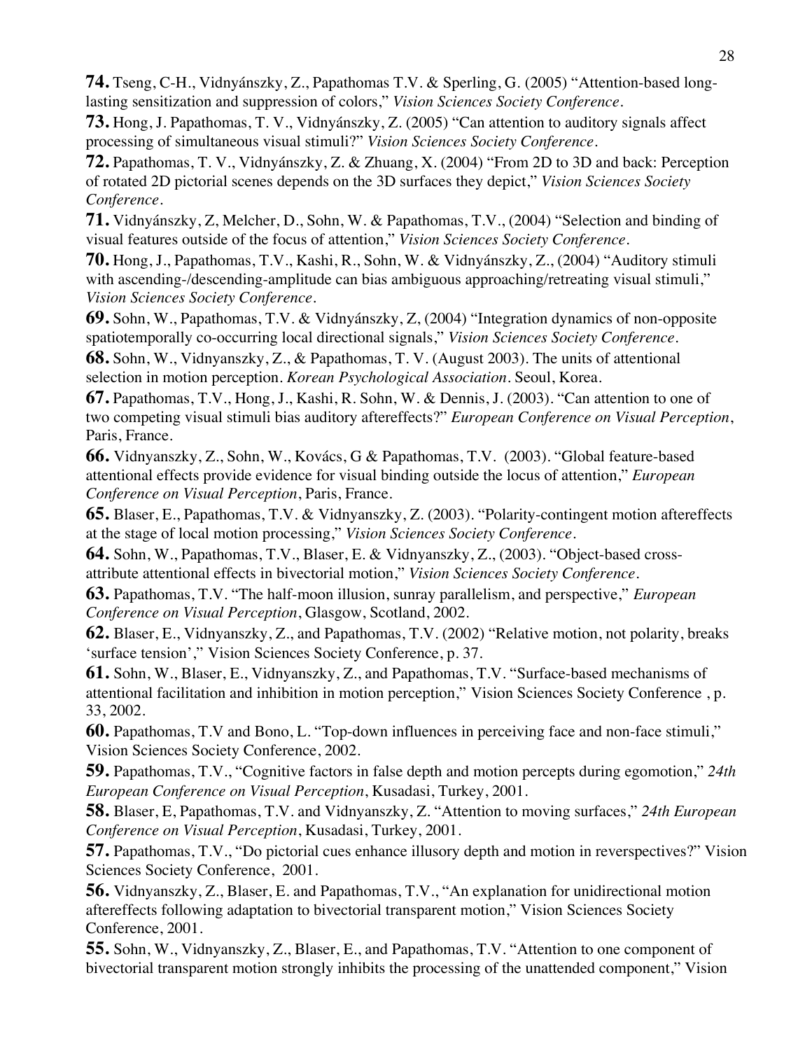**74.** Tseng, C-H., Vidnyánszky, Z., Papathomas T.V. & Sperling, G. (2005) "Attention-based long-lasting sensitization and suppression of colors," *Vision Sciences Society Conference*.

**73.** Hong, J. Papathomas, T. V., Vidnyánszky, Z. (2005) "Can attention to auditory signals affect processing of simultaneous visual stimuli?" *Vision Sciences Society Conference*.

**72.** Papathomas, T. V., Vidnyánszky, Z. & Zhuang, X. (2004) "From 2D to 3D and back: Perception of rotated 2D pictorial scenes depends on the 3D surfaces they depict," *Vision Sciences Society Conference*.

**71.** Vidnyánszky, Z, Melcher, D., Sohn, W. & Papathomas, T.V., (2004) "Selection and binding of visual features outside of the focus of attention," *Vision Sciences Society Conference*.

**70.** Hong, J., Papathomas, T.V., Kashi, R., Sohn, W. & Vidnyánszky, Z., (2004) "Auditory stimuli with ascending-/descending-amplitude can bias ambiguous approaching/retreating visual stimuli," *Vision Sciences Society Conference*.

**69.** Sohn, W., Papathomas, T.V. & Vidnyánszky, Z, (2004) "Integration dynamics of non-opposite spatiotemporally co-occurring local directional signals," *Vision Sciences Society Conference*.

**68.** Sohn, W., Vidnyanszky, Z., & Papathomas, T. V. (August 2003). The units of attentional selection in motion perception. *Korean Psychological Association*. Seoul, Korea.

**67.** Papathomas, T.V., Hong, J., Kashi, R. Sohn, W. & Dennis, J. (2003). "Can attention to one of two competing visual stimuli bias auditory aftereffects?" *European Conference on Visual Perception*, Paris, France.

**66.** Vidnyanszky, Z., Sohn, W., Kovács, G & Papathomas, T.V. (2003). "Global feature-based attentional effects provide evidence for visual binding outside the locus of attention," *European Conference on Visual Perception*, Paris, France.

**65.** Blaser, E., Papathomas, T.V. & Vidnyanszky, Z. (2003). "Polarity-contingent motion aftereffects at the stage of local motion processing," *Vision Sciences Society Conference*.

**64.** Sohn, W., Papathomas, T.V., Blaser, E. & Vidnyanszky, Z., (2003). "Object-based cross-attribute attentional effects in bivectorial motion," *Vision Sciences Society Conference*.

**63.** Papathomas, T.V. "The half-moon illusion, sunray parallelism, and perspective," *European Conference on Visual Perception*, Glasgow, Scotland, 2002.

**62.** Blaser, E., Vidnyanszky, Z., and Papathomas, T.V. (2002) "Relative motion, not polarity, breaks 'surface tension'," Vision Sciences Society Conference, p. 37.

**61.** Sohn, W., Blaser, E., Vidnyanszky, Z., and Papathomas, T.V. "Surface-based mechanisms of attentional facilitation and inhibition in motion perception," Vision Sciences Society Conference , p. 33, 2002.

**60.** Papathomas, T.V and Bono, L. "Top-down influences in perceiving face and non-face stimuli," Vision Sciences Society Conference, 2002.

**59.** Papathomas, T.V., "Cognitive factors in false depth and motion percepts during egomotion," *24th European Conference on Visual Perception*, Kusadasi, Turkey, 2001.

**58.** Blaser, E, Papathomas, T.V. and Vidnyanszky, Z. "Attention to moving surfaces," *24th European Conference on Visual Perception*, Kusadasi, Turkey, 2001.

**57.** Papathomas, T.V., "Do pictorial cues enhance illusory depth and motion in reverspectives?" Vision Sciences Society Conference, 2001.

**56.** Vidnyanszky, Z., Blaser, E. and Papathomas, T.V., "An explanation for unidirectional motion aftereffects following adaptation to bivectorial transparent motion," Vision Sciences Society Conference, 2001.

**55.** Sohn, W., Vidnyanszky, Z., Blaser, E., and Papathomas, T.V. "Attention to one component of bivectorial transparent motion strongly inhibits the processing of the unattended component," Vision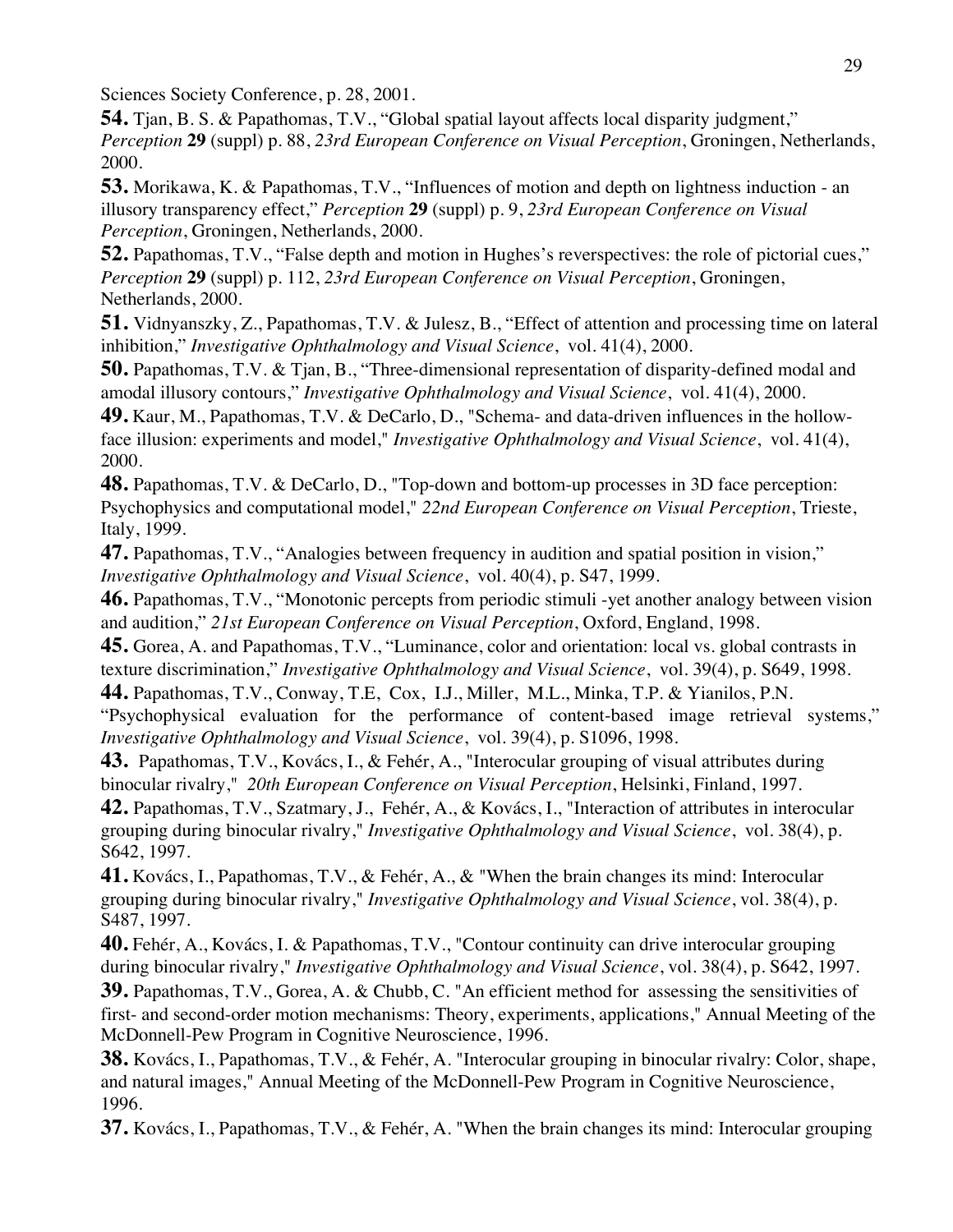Sciences Society Conference, p. 28, 2001.

**54.** Tjan, B. S. & Papathomas, T.V., "Global spatial layout affects local disparity judgment," *Perception* **29** (suppl) p. 88, *23rd European Conference on Visual Perception*, Groningen, Netherlands, 2000.

**53.** Morikawa, K. & Papathomas, T.V., "Influences of motion and depth on lightness induction - an illusory transparency effect," *Perception* **29** (suppl) p. 9, *23rd European Conference on Visual Perception*, Groningen, Netherlands, 2000.

**52.** Papathomas, T.V., "False depth and motion in Hughes's reverspectives: the role of pictorial cues," *Perception* **29** (suppl) p. 112, *23rd European Conference on Visual Perception*, Groningen, Netherlands, 2000.

**51.** Vidnyanszky, Z., Papathomas, T.V. & Julesz, B., "Effect of attention and processing time on lateral inhibition," *Investigative Ophthalmology and Visual Science*, vol. 41(4), 2000.

**50.** Papathomas, T.V. & Tjan, B., "Three-dimensional representation of disparity-defined modal and amodal illusory contours," *Investigative Ophthalmology and Visual Science*, vol. 41(4), 2000.

**49.** Kaur, M., Papathomas, T.V. & DeCarlo, D., "Schema- and data-driven influences in the hollow-face illusion: experiments and model," *Investigative Ophthalmology and Visual Science*, vol. 41(4), 2000.

**48.** Papathomas, T.V. & DeCarlo, D., "Top-down and bottom-up processes in 3D face perception: Psychophysics and computational model," *22nd European Conference on Visual Perception*, Trieste, Italy, 1999.

**47.** Papathomas, T.V., "Analogies between frequency in audition and spatial position in vision," *Investigative Ophthalmology and Visual Science*, vol. 40(4), p. S47, 1999.

**46.** Papathomas, T.V., "Monotonic percepts from periodic stimuli -yet another analogy between vision and audition," *21st European Conference on Visual Perception*, Oxford, England, 1998.

**45.** Gorea, A. and Papathomas, T.V., "Luminance, color and orientation: local vs. global contrasts in texture discrimination," *Investigative Ophthalmology and Visual Science*, vol. 39(4), p. S649, 1998.

**44.** Papathomas, T.V., Conway, T.E, Cox, I.J., Miller, M.L., Minka, T.P. & Yianilos, P.N. "Psychophysical evaluation for the performance of content-based image retrieval systems," *Investigative Ophthalmology and Visual Science*, vol. 39(4), p. S1096, 1998.

**43.** Papathomas, T.V., Kovács, I., & Fehér, A., "Interocular grouping of visual attributes during binocular rivalry," *20th European Conference on Visual Perception*, Helsinki, Finland, 1997.

**42.** Papathomas, T.V., Szatmary, J., Fehér, A., & Kovács, I., "Interaction of attributes in interocular grouping during binocular rivalry," *Investigative Ophthalmology and Visual Science*, vol. 38(4), p. S642, 1997.

**41.** Kovács, I., Papathomas, T.V., & Fehér, A., & "When the brain changes its mind: Interocular grouping during binocular rivalry," *Investigative Ophthalmology and Visual Science*, vol. 38(4), p. S487, 1997.

**40.** Fehér, A., Kovács, I. & Papathomas, T.V., "Contour continuity can drive interocular grouping during binocular rivalry," *Investigative Ophthalmology and Visual Science*, vol. 38(4), p. S642, 1997.

**39.** Papathomas, T.V., Gorea, A. & Chubb, C. "An efficient method for assessing the sensitivities of first- and second-order motion mechanisms: Theory, experiments, applications," Annual Meeting of the McDonnell-Pew Program in Cognitive Neuroscience, 1996.

**38.** Kovács, I., Papathomas, T.V., & Fehér, A. "Interocular grouping in binocular rivalry: Color, shape, and natural images," Annual Meeting of the McDonnell-Pew Program in Cognitive Neuroscience, 1996.

**37.** Kovács, I., Papathomas, T.V., & Fehér, A. "When the brain changes its mind: Interocular grouping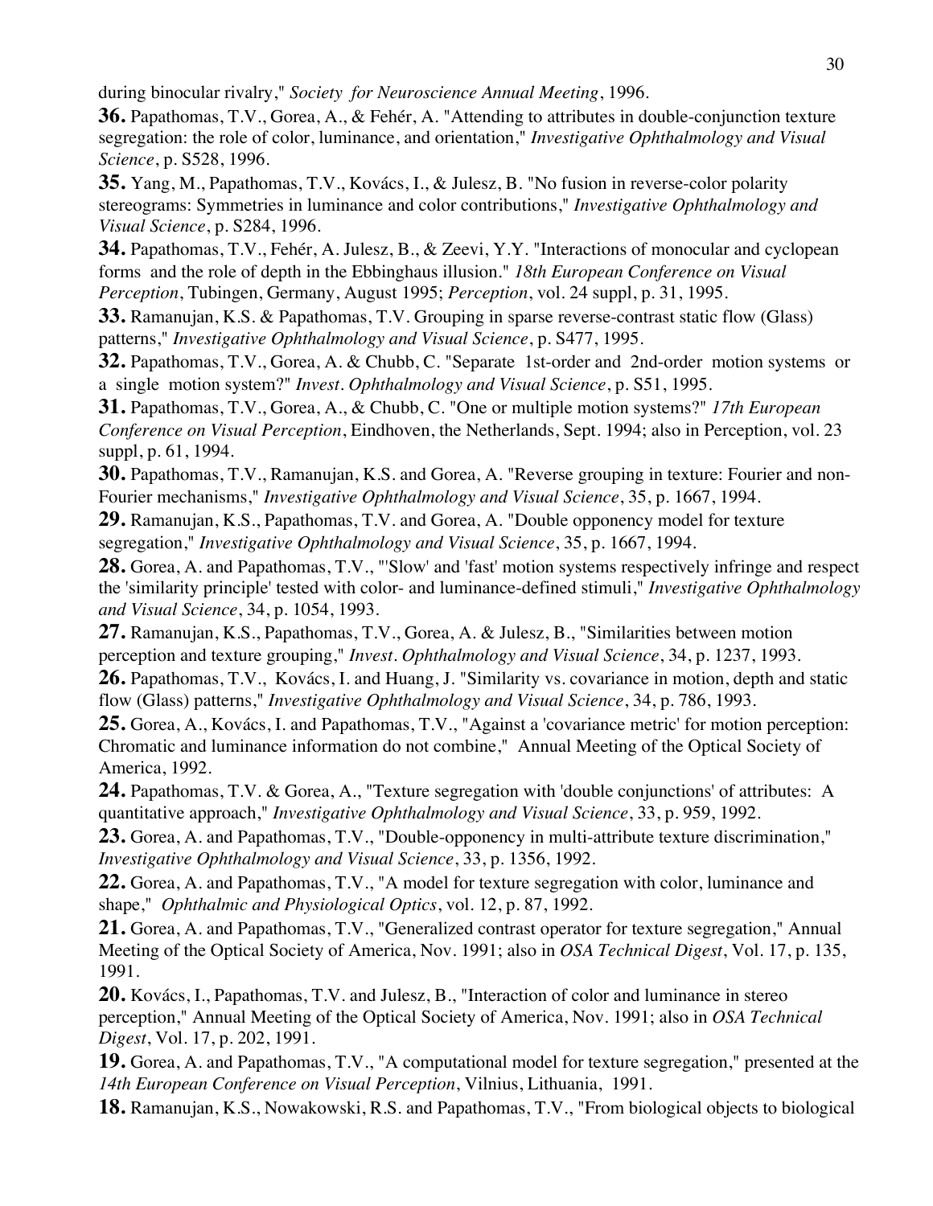during binocular rivalry," *Society for Neuroscience Annual Meeting*, 1996.

**36.** Papathomas, T.V., Gorea, A., & Fehér, A. "Attending to attributes in double-conjunction texture segregation: the role of color, luminance, and orientation," *Investigative Ophthalmology and Visual Science*, p. S528, 1996.

**35.** Yang, M., Papathomas, T.V., Kovács, I., & Julesz, B. "No fusion in reverse-color polarity stereograms: Symmetries in luminance and color contributions," *Investigative Ophthalmology and Visual Science*, p. S284, 1996.

**34.** Papathomas, T.V., Fehér, A. Julesz, B., & Zeevi, Y.Y. "Interactions of monocular and cyclopean forms and the role of depth in the Ebbinghaus illusion." *18th European Conference on Visual Perception*, Tubingen, Germany, August 1995; *Perception*, vol. 24 suppl, p. 31, 1995.

**33.** Ramanujan, K.S. & Papathomas, T.V. Grouping in sparse reverse-contrast static flow (Glass) patterns," *Investigative Ophthalmology and Visual Science*, p. S477, 1995.

**32.** Papathomas, T.V., Gorea, A. & Chubb, C. "Separate 1st-order and 2nd-order motion systems or a single motion system?" *Invest. Ophthalmology and Visual Science*, p. S51, 1995.

**31.** Papathomas, T.V., Gorea, A., & Chubb, C. "One or multiple motion systems?" *17th European Conference on Visual Perception*, Eindhoven, the Netherlands, Sept. 1994; also in Perception, vol. 23 suppl, p. 61, 1994.

**30.** Papathomas, T.V., Ramanujan, K.S. and Gorea, A. "Reverse grouping in texture: Fourier and non-Fourier mechanisms," *Investigative Ophthalmology and Visual Science*, 35, p. 1667, 1994.

**29.** Ramanujan, K.S., Papathomas, T.V. and Gorea, A. "Double opponency model for texture segregation," *Investigative Ophthalmology and Visual Science*, 35, p. 1667, 1994.

**28.** Gorea, A. and Papathomas, T.V., "'Slow' and 'fast' motion systems respectively infringe and respect the 'similarity principle' tested with color- and luminance-defined stimuli," *Investigative Ophthalmology and Visual Science*, 34, p. 1054, 1993.

**27.** Ramanujan, K.S., Papathomas, T.V., Gorea, A. & Julesz, B., "Similarities between motion perception and texture grouping," *Invest. Ophthalmology and Visual Science*, 34, p. 1237, 1993.

**26.** Papathomas, T.V., Kovács, I. and Huang, J. "Similarity vs. covariance in motion, depth and static flow (Glass) patterns," *Investigative Ophthalmology and Visual Science*, 34, p. 786, 1993.

**25.** Gorea, A., Kovács, I. and Papathomas, T.V., "Against a 'covariance metric' for motion perception: Chromatic and luminance information do not combine," Annual Meeting of the Optical Society of America, 1992.

**24.** Papathomas, T.V. & Gorea, A., "Texture segregation with 'double conjunctions' of attributes: A quantitative approach," *Investigative Ophthalmology and Visual Science*, 33, p. 959, 1992.

**23.** Gorea, A. and Papathomas, T.V., "Double-opponency in multi-attribute texture discrimination," *Investigative Ophthalmology and Visual Science*, 33, p. 1356, 1992.

**22.** Gorea, A. and Papathomas, T.V., "A model for texture segregation with color, luminance and shape," *Ophthalmic and Physiological Optics*, vol. 12, p. 87, 1992.

**21.** Gorea, A. and Papathomas, T.V., "Generalized contrast operator for texture segregation," Annual Meeting of the Optical Society of America, Nov. 1991; also in *OSA Technical Digest*, Vol. 17, p. 135, 1991.

**20.** Kovács, I., Papathomas, T.V. and Julesz, B., "Interaction of color and luminance in stereo perception," Annual Meeting of the Optical Society of America, Nov. 1991; also in *OSA Technical Digest*, Vol. 17, p. 202, 1991.

**19.** Gorea, A. and Papathomas, T.V., "A computational model for texture segregation," presented at the *14th European Conference on Visual Perception*, Vilnius, Lithuania, 1991.

**18.** Ramanujan, K.S., Nowakowski, R.S. and Papathomas, T.V., "From biological objects to biological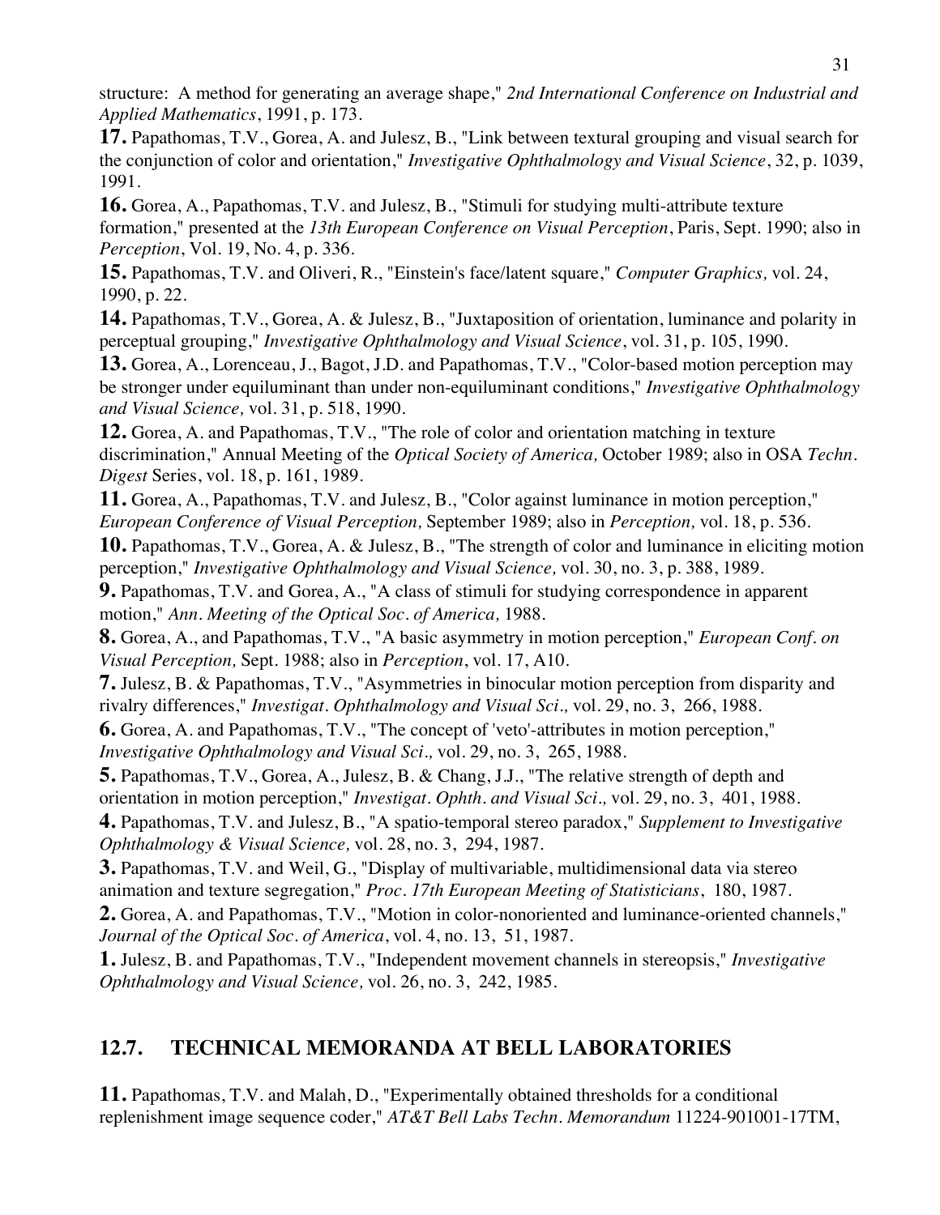structure: A method for generating an average shape," *2nd International Conference on Industrial and Applied Mathematics*, 1991, p. 173.

**17.** Papathomas, T.V., Gorea, A. and Julesz, B., "Link between textural grouping and visual search for the conjunction of color and orientation," *Investigative Ophthalmology and Visual Science*, 32, p. 1039, 1991.

**16.** Gorea, A., Papathomas, T.V. and Julesz, B., "Stimuli for studying multi-attribute texture formation," presented at the *13th European Conference on Visual Perception*, Paris, Sept. 1990; also in *Perception*, Vol. 19, No. 4, p. 336.

**15.** Papathomas, T.V. and Oliveri, R., "Einstein's face/latent square," *Computer Graphics,* vol. 24, 1990, p. 22.

**14.** Papathomas, T.V., Gorea, A. & Julesz, B., "Juxtaposition of orientation, luminance and polarity in perceptual grouping," *Investigative Ophthalmology and Visual Science*, vol. 31, p. 105, 1990.

**13.** Gorea, A., Lorenceau, J., Bagot, J.D. and Papathomas, T.V., "Color-based motion perception may be stronger under equiluminant than under non-equiluminant conditions," *Investigative Ophthalmology and Visual Science,* vol. 31, p. 518, 1990.

**12.** Gorea, A. and Papathomas, T.V., "The role of color and orientation matching in texture discrimination," Annual Meeting of the *Optical Society of America,* October 1989; also in OSA *Techn. Digest* Series, vol. 18, p. 161, 1989.

**11.** Gorea, A., Papathomas, T.V. and Julesz, B., "Color against luminance in motion perception," *European Conference of Visual Perception,* September 1989; also in *Perception,* vol. 18, p. 536.

**10.** Papathomas, T.V., Gorea, A. & Julesz, B., "The strength of color and luminance in eliciting motion perception," *Investigative Ophthalmology and Visual Science,* vol. 30, no. 3, p. 388, 1989.

**9.** Papathomas, T.V. and Gorea, A., "A class of stimuli for studying correspondence in apparent motion," *Ann. Meeting of the Optical Soc. of America,* 1988.

**8.** Gorea, A., and Papathomas, T.V., "A basic asymmetry in motion perception," *European Conf. on Visual Perception,* Sept. 1988; also in *Perception*, vol. 17, A10.

**7.** Julesz, B. & Papathomas, T.V., "Asymmetries in binocular motion perception from disparity and rivalry differences," *Investigat. Ophthalmology and Visual Sci.,* vol. 29, no. 3, 266, 1988.

**6.** Gorea, A. and Papathomas, T.V., "The concept of 'veto'-attributes in motion perception," *Investigative Ophthalmology and Visual Sci.,* vol. 29, no. 3, 265, 1988.

**5.** Papathomas, T.V., Gorea, A., Julesz, B. & Chang, J.J., "The relative strength of depth and orientation in motion perception," *Investigat. Ophth. and Visual Sci.,* vol. 29, no. 3, 401, 1988.

**4.** Papathomas, T.V. and Julesz, B., "A spatio-temporal stereo paradox," *Supplement to Investigative Ophthalmology & Visual Science,* vol. 28, no. 3, 294, 1987.

**3.** Papathomas, T.V. and Weil, G., "Display of multivariable, multidimensional data via stereo animation and texture segregation," *Proc. 17th European Meeting of Statisticians*, 180, 1987.

**2.** Gorea, A. and Papathomas, T.V., "Motion in color-nonoriented and luminance-oriented channels," *Journal of the Optical Soc. of America*, vol. 4, no. 13, 51, 1987.

**1.** Julesz, B. and Papathomas, T.V., "Independent movement channels in stereopsis," *Investigative Ophthalmology and Visual Science,* vol. 26, no. 3, 242, 1985.

## 12.7. TECHNICAL MEMORANDA AT BELL LABORATORIES

**11.** Papathomas, T.V. and Malah, D., "Experimentally obtained thresholds for a conditional replenishment image sequence coder," *AT&T Bell Labs Techn. Memorandum* 11224-901001-17TM,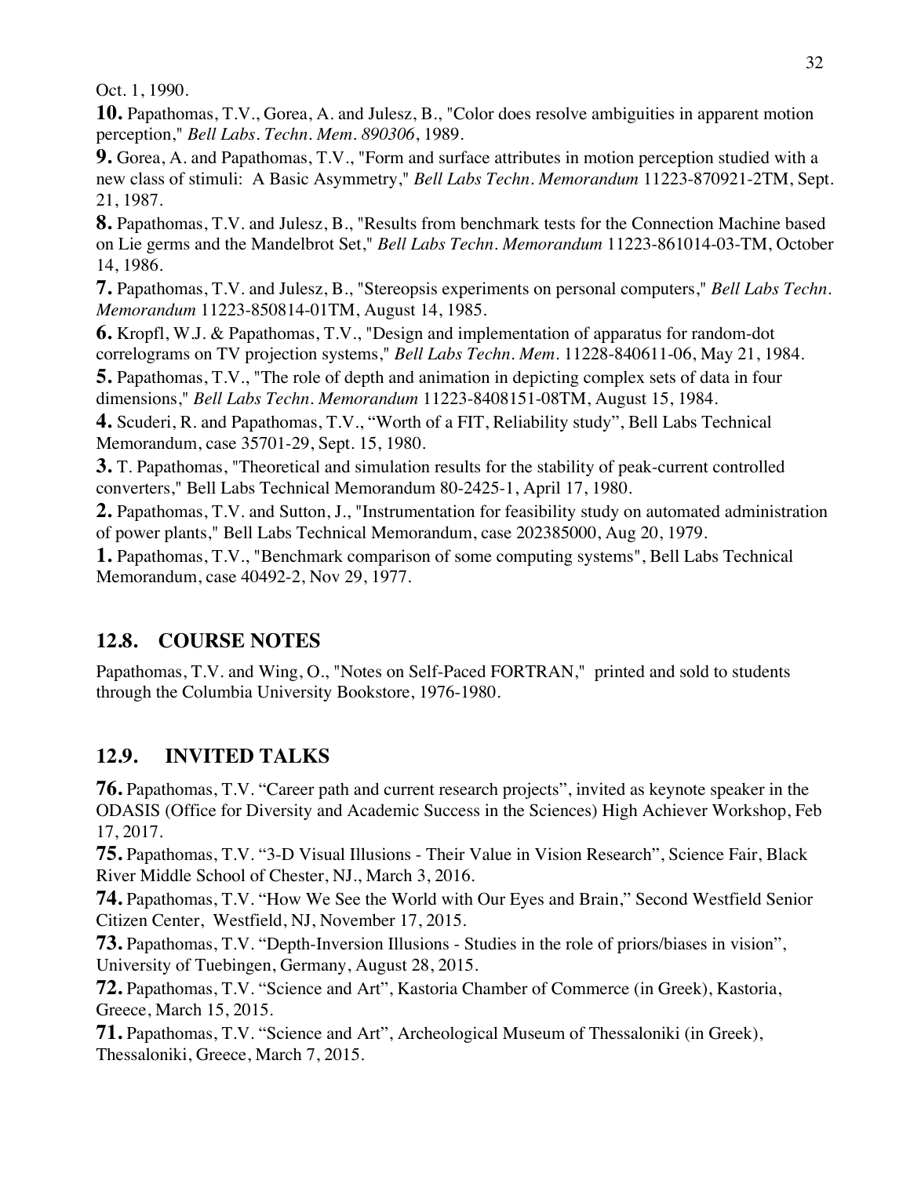Oct. 1, 1990.

**10.** Papathomas, T.V., Gorea, A. and Julesz, B., "Color does resolve ambiguities in apparent motion perception," *Bell Labs. Techn. Mem. 890306*, 1989.

**9.** Gorea, A. and Papathomas, T.V., "Form and surface attributes in motion perception studied with a new class of stimuli: A Basic Asymmetry," *Bell Labs Techn. Memorandum* 11223-870921-2TM, Sept. 21, 1987.

**8.** Papathomas, T.V. and Julesz, B., "Results from benchmark tests for the Connection Machine based on Lie germs and the Mandelbrot Set," *Bell Labs Techn. Memorandum* 11223-861014-03-TM, October 14, 1986.

**7.** Papathomas, T.V. and Julesz, B., "Stereopsis experiments on personal computers," *Bell Labs Techn. Memorandum* 11223-850814-01TM, August 14, 1985.

**6.** Kropfl, W.J. & Papathomas, T.V., "Design and implementation of apparatus for random-dot correlograms on TV projection systems," *Bell Labs Techn. Mem.* 11228-840611-06, May 21, 1984.

**5.** Papathomas, T.V., "The role of depth and animation in depicting complex sets of data in four dimensions," *Bell Labs Techn. Memorandum* 11223-8408151-08TM, August 15, 1984.

**4.** Scuderi, R. and Papathomas, T.V., "Worth of a FIT, Reliability study", Bell Labs Technical Memorandum, case 35701-29, Sept. 15, 1980.

**3.** T. Papathomas, "Theoretical and simulation results for the stability of peak-current controlled converters," Bell Labs Technical Memorandum 80-2425-1, April 17, 1980.

**2.** Papathomas, T.V. and Sutton, J., "Instrumentation for feasibility study on automated administration of power plants," Bell Labs Technical Memorandum, case 202385000, Aug 20, 1979.

**1.** Papathomas, T.V., "Benchmark comparison of some computing systems", Bell Labs Technical Memorandum, case 40492-2, Nov 29, 1977.

## 12.8. COURSE NOTES

Papathomas, T.V. and Wing, O., "Notes on Self-Paced FORTRAN," printed and sold to students through the Columbia University Bookstore, 1976-1980.

## 12.9. INVITED TALKS

**76.** Papathomas, T.V. "Career path and current research projects", invited as keynote speaker in the ODASIS (Office for Diversity and Academic Success in the Sciences) High Achiever Workshop, Feb 17, 2017.

**75.** Papathomas, T.V. "3-D Visual Illusions - Their Value in Vision Research", Science Fair, Black River Middle School of Chester, NJ., March 3, 2016.

**74.** Papathomas, T.V. "How We See the World with Our Eyes and Brain," Second Westfield Senior Citizen Center, Westfield, NJ, November 17, 2015.

**73.** Papathomas, T.V. "Depth-Inversion Illusions - Studies in the role of priors/biases in vision", University of Tuebingen, Germany, August 28, 2015.

**72.** Papathomas, T.V. "Science and Art", Kastoria Chamber of Commerce (in Greek), Kastoria, Greece, March 15, 2015.

**71.** Papathomas, T.V. "Science and Art", Archeological Museum of Thessaloniki (in Greek), Thessaloniki, Greece, March 7, 2015.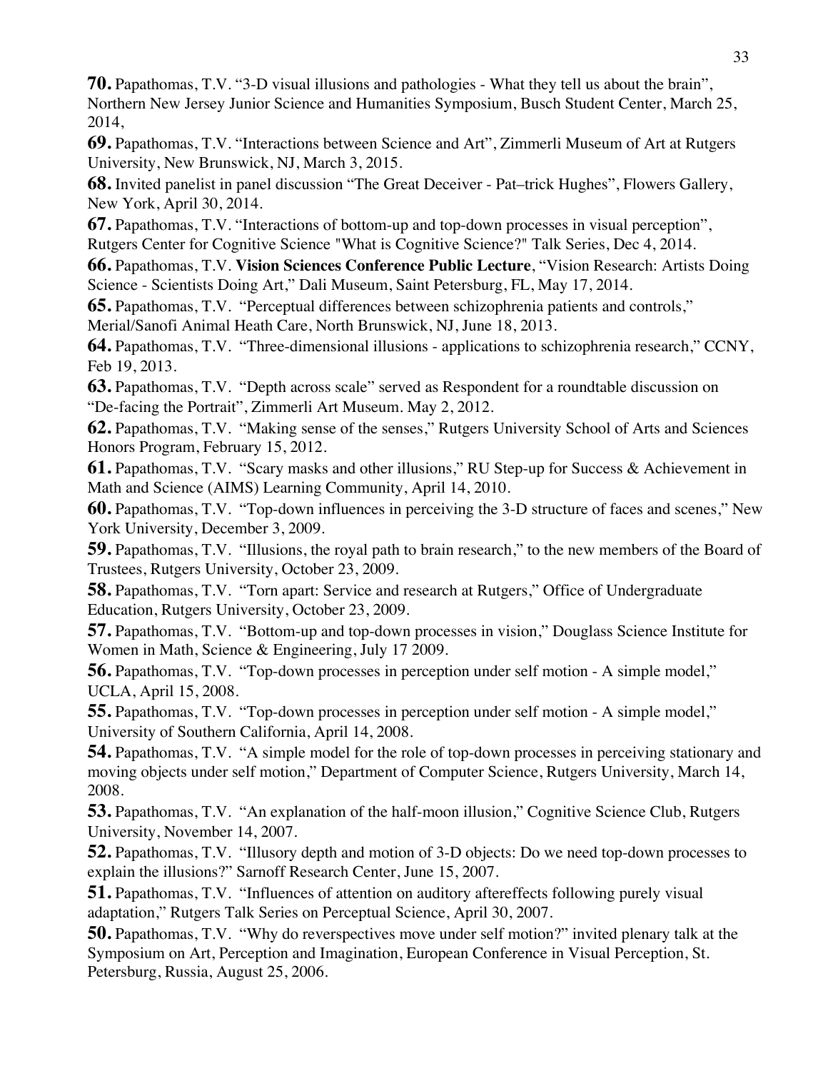**70.** Papathomas, T.V. “3-D visual illusions and pathologies - What they tell us about the brain”, Northern New Jersey Junior Science and Humanities Symposium, Busch Student Center, March 25, 2014,

**69.** Papathomas, T.V. “Interactions between Science and Art”, Zimmerli Museum of Art at Rutgers University, New Brunswick, NJ, March 3, 2015.

**68.** Invited panelist in panel discussion “The Great Deceiver - Pat–trick Hughes”, Flowers Gallery, New York, April 30, 2014.

**67.** Papathomas, T.V. “Interactions of bottom-up and top-down processes in visual perception”, Rutgers Center for Cognitive Science "What is Cognitive Science?" Talk Series, Dec 4, 2014.

**66.** Papathomas, T.V. **Vision Sciences Conference Public Lecture**, “Vision Research: Artists Doing Science - Scientists Doing Art,” Dali Museum, Saint Petersburg, FL, May 17, 2014.

**65.** Papathomas, T.V. “Perceptual differences between schizophrenia patients and controls,” Merial/Sanofi Animal Heath Care, North Brunswick, NJ, June 18, 2013.

**64.** Papathomas, T.V. “Three-dimensional illusions - applications to schizophrenia research,” CCNY, Feb 19, 2013.

**63.** Papathomas, T.V. “Depth across scale” served as Respondent for a roundtable discussion on “De-facing the Portrait”, Zimmerli Art Museum. May 2, 2012.

**62.** Papathomas, T.V. “Making sense of the senses,” Rutgers University School of Arts and Sciences Honors Program, February 15, 2012.

**61.** Papathomas, T.V. “Scary masks and other illusions,” RU Step-up for Success & Achievement in Math and Science (AIMS) Learning Community, April 14, 2010.

**60.** Papathomas, T.V. “Top-down influences in perceiving the 3-D structure of faces and scenes,” New York University, December 3, 2009.

**59.** Papathomas, T.V. “Illusions, the royal path to brain research,” to the new members of the Board of Trustees, Rutgers University, October 23, 2009.

**58.** Papathomas, T.V. “Torn apart: Service and research at Rutgers,” Office of Undergraduate Education, Rutgers University, October 23, 2009.

**57.** Papathomas, T.V. “Bottom-up and top-down processes in vision,” Douglass Science Institute for Women in Math, Science & Engineering, July 17 2009.

**56.** Papathomas, T.V. “Top-down processes in perception under self motion - A simple model,” UCLA, April 15, 2008.

**55.** Papathomas, T.V. “Top-down processes in perception under self motion - A simple model,” University of Southern California, April 14, 2008.

**54.** Papathomas, T.V. “A simple model for the role of top-down processes in perceiving stationary and moving objects under self motion,” Department of Computer Science, Rutgers University, March 14, 2008.

**53.** Papathomas, T.V. “An explanation of the half-moon illusion,” Cognitive Science Club, Rutgers University, November 14, 2007.

**52.** Papathomas, T.V. “Illusory depth and motion of 3-D objects: Do we need top-down processes to explain the illusions?” Sarnoff Research Center, June 15, 2007.

**51.** Papathomas, T.V. “Influences of attention on auditory aftereffects following purely visual adaptation,” Rutgers Talk Series on Perceptual Science, April 30, 2007.

**50.** Papathomas, T.V. “Why do reverspectives move under self motion?” invited plenary talk at the Symposium on Art, Perception and Imagination, European Conference in Visual Perception, St. Petersburg, Russia, August 25, 2006.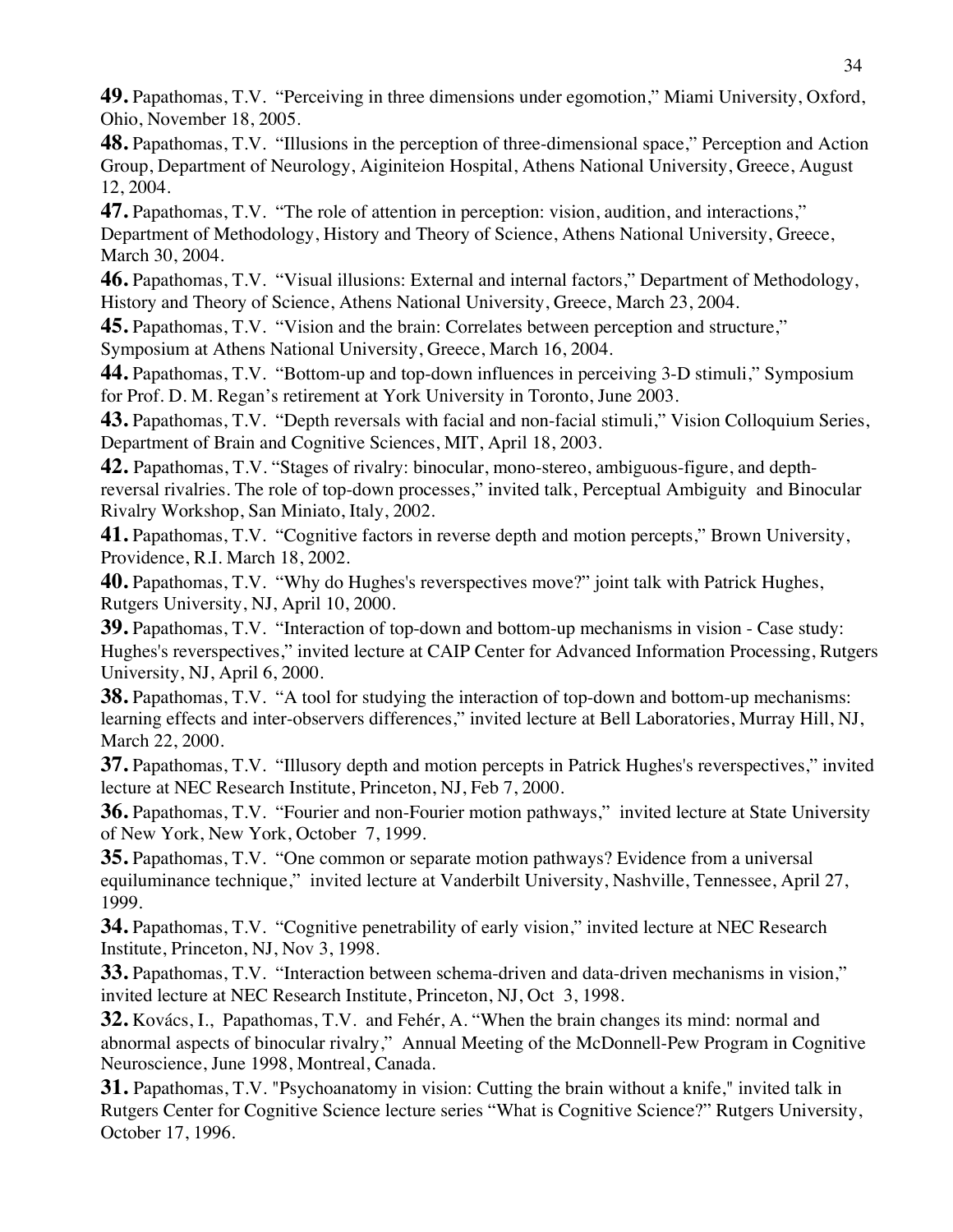**49.** Papathomas, T.V. "Perceiving in three dimensions under egomotion," Miami University, Oxford, Ohio, November 18, 2005.

**48.** Papathomas, T.V. "Illusions in the perception of three-dimensional space," Perception and Action Group, Department of Neurology, Aiginiteion Hospital, Athens National University, Greece, August 12, 2004.

**47.** Papathomas, T.V. "The role of attention in perception: vision, audition, and interactions," Department of Methodology, History and Theory of Science, Athens National University, Greece, March 30, 2004.

**46.** Papathomas, T.V. "Visual illusions: External and internal factors," Department of Methodology, History and Theory of Science, Athens National University, Greece, March 23, 2004.

**45.** Papathomas, T.V. "Vision and the brain: Correlates between perception and structure," Symposium at Athens National University, Greece, March 16, 2004.

**44.** Papathomas, T.V. "Bottom-up and top-down influences in perceiving 3-D stimuli," Symposium for Prof. D. M. Regan's retirement at York University in Toronto, June 2003.

**43.** Papathomas, T.V. "Depth reversals with facial and non-facial stimuli," Vision Colloquium Series, Department of Brain and Cognitive Sciences, MIT, April 18, 2003.

**42.** Papathomas, T.V. "Stages of rivalry: binocular, mono-stereo, ambiguous-figure, and depth-reversal rivalries. The role of top-down processes," invited talk, Perceptual Ambiguity and Binocular Rivalry Workshop, San Miniato, Italy, 2002.

**41.** Papathomas, T.V. "Cognitive factors in reverse depth and motion percepts," Brown University, Providence, R.I. March 18, 2002.

**40.** Papathomas, T.V. "Why do Hughes's reverspectives move?" joint talk with Patrick Hughes, Rutgers University, NJ, April 10, 2000.

**39.** Papathomas, T.V. "Interaction of top-down and bottom-up mechanisms in vision - Case study: Hughes's reverspectives," invited lecture at CAIP Center for Advanced Information Processing, Rutgers University, NJ, April 6, 2000.

**38.** Papathomas, T.V. "A tool for studying the interaction of top-down and bottom-up mechanisms: learning effects and inter-observers differences," invited lecture at Bell Laboratories, Murray Hill, NJ, March 22, 2000.

**37.** Papathomas, T.V. "Illusory depth and motion percepts in Patrick Hughes's reverspectives," invited lecture at NEC Research Institute, Princeton, NJ, Feb 7, 2000.

**36.** Papathomas, T.V. "Fourier and non-Fourier motion pathways," invited lecture at State University of New York, New York, October 7, 1999.

**35.** Papathomas, T.V. "One common or separate motion pathways? Evidence from a universal equiluminance technique," invited lecture at Vanderbilt University, Nashville, Tennessee, April 27, 1999.

**34.** Papathomas, T.V. "Cognitive penetrability of early vision," invited lecture at NEC Research Institute, Princeton, NJ, Nov 3, 1998.

**33.** Papathomas, T.V. "Interaction between schema-driven and data-driven mechanisms in vision," invited lecture at NEC Research Institute, Princeton, NJ, Oct 3, 1998.

**32.** Kovács, I., Papathomas, T.V. and Fehér, A. "When the brain changes its mind: normal and abnormal aspects of binocular rivalry," Annual Meeting of the McDonnell-Pew Program in Cognitive Neuroscience, June 1998, Montreal, Canada.

**31.** Papathomas, T.V. "Psychoanatomy in vision: Cutting the brain without a knife," invited talk in Rutgers Center for Cognitive Science lecture series "What is Cognitive Science?" Rutgers University, October 17, 1996.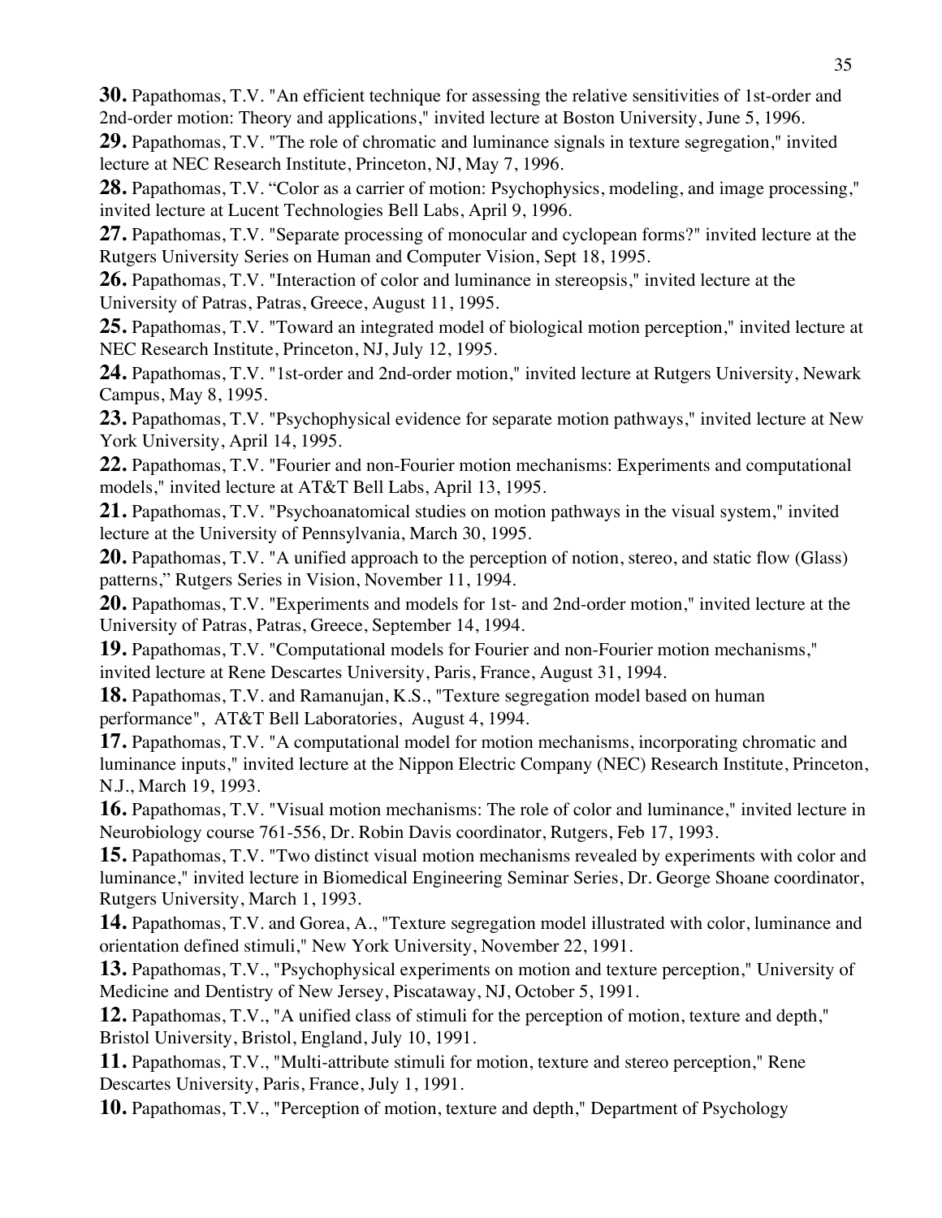**30.** Papathomas, T.V. "An efficient technique for assessing the relative sensitivities of 1st-order and 2nd-order motion: Theory and applications," invited lecture at Boston University, June 5, 1996.

**29.** Papathomas, T.V. "The role of chromatic and luminance signals in texture segregation," invited lecture at NEC Research Institute, Princeton, NJ, May 7, 1996.

**28.** Papathomas, T.V. "Color as a carrier of motion: Psychophysics, modeling, and image processing," invited lecture at Lucent Technologies Bell Labs, April 9, 1996.

**27.** Papathomas, T.V. "Separate processing of monocular and cyclopean forms?" invited lecture at the Rutgers University Series on Human and Computer Vision, Sept 18, 1995.

**26.** Papathomas, T.V. "Interaction of color and luminance in stereopsis," invited lecture at the University of Patras, Patras, Greece, August 11, 1995.

**25.** Papathomas, T.V. "Toward an integrated model of biological motion perception," invited lecture at NEC Research Institute, Princeton, NJ, July 12, 1995.

**24.** Papathomas, T.V. "1st-order and 2nd-order motion," invited lecture at Rutgers University, Newark Campus, May 8, 1995.

**23.** Papathomas, T.V. "Psychophysical evidence for separate motion pathways," invited lecture at New York University, April 14, 1995.

**22.** Papathomas, T.V. "Fourier and non-Fourier motion mechanisms: Experiments and computational models," invited lecture at AT&T Bell Labs, April 13, 1995.

**21.** Papathomas, T.V. "Psychoanatomical studies on motion pathways in the visual system," invited lecture at the University of Pennsylvania, March 30, 1995.

**20.** Papathomas, T.V. "A unified approach to the perception of notion, stereo, and static flow (Glass) patterns," Rutgers Series in Vision, November 11, 1994.

**20.** Papathomas, T.V. "Experiments and models for 1st- and 2nd-order motion," invited lecture at the University of Patras, Patras, Greece, September 14, 1994.

**19.** Papathomas, T.V. "Computational models for Fourier and non-Fourier motion mechanisms," invited lecture at Rene Descartes University, Paris, France, August 31, 1994.

**18.** Papathomas, T.V. and Ramanujan, K.S., "Texture segregation model based on human performance", AT&T Bell Laboratories, August 4, 1994.

**17.** Papathomas, T.V. "A computational model for motion mechanisms, incorporating chromatic and luminance inputs," invited lecture at the Nippon Electric Company (NEC) Research Institute, Princeton, N.J., March 19, 1993.

**16.** Papathomas, T.V. "Visual motion mechanisms: The role of color and luminance," invited lecture in Neurobiology course 761-556, Dr. Robin Davis coordinator, Rutgers, Feb 17, 1993.

**15.** Papathomas, T.V. "Two distinct visual motion mechanisms revealed by experiments with color and luminance," invited lecture in Biomedical Engineering Seminar Series, Dr. George Shoane coordinator, Rutgers University, March 1, 1993.

**14.** Papathomas, T.V. and Gorea, A., "Texture segregation model illustrated with color, luminance and orientation defined stimuli," New York University, November 22, 1991.

**13.** Papathomas, T.V., "Psychophysical experiments on motion and texture perception," University of Medicine and Dentistry of New Jersey, Piscataway, NJ, October 5, 1991.

**12.** Papathomas, T.V., "A unified class of stimuli for the perception of motion, texture and depth," Bristol University, Bristol, England, July 10, 1991.

**11.** Papathomas, T.V., "Multi-attribute stimuli for motion, texture and stereo perception," Rene Descartes University, Paris, France, July 1, 1991.

**10.** Papathomas, T.V., "Perception of motion, texture and depth," Department of Psychology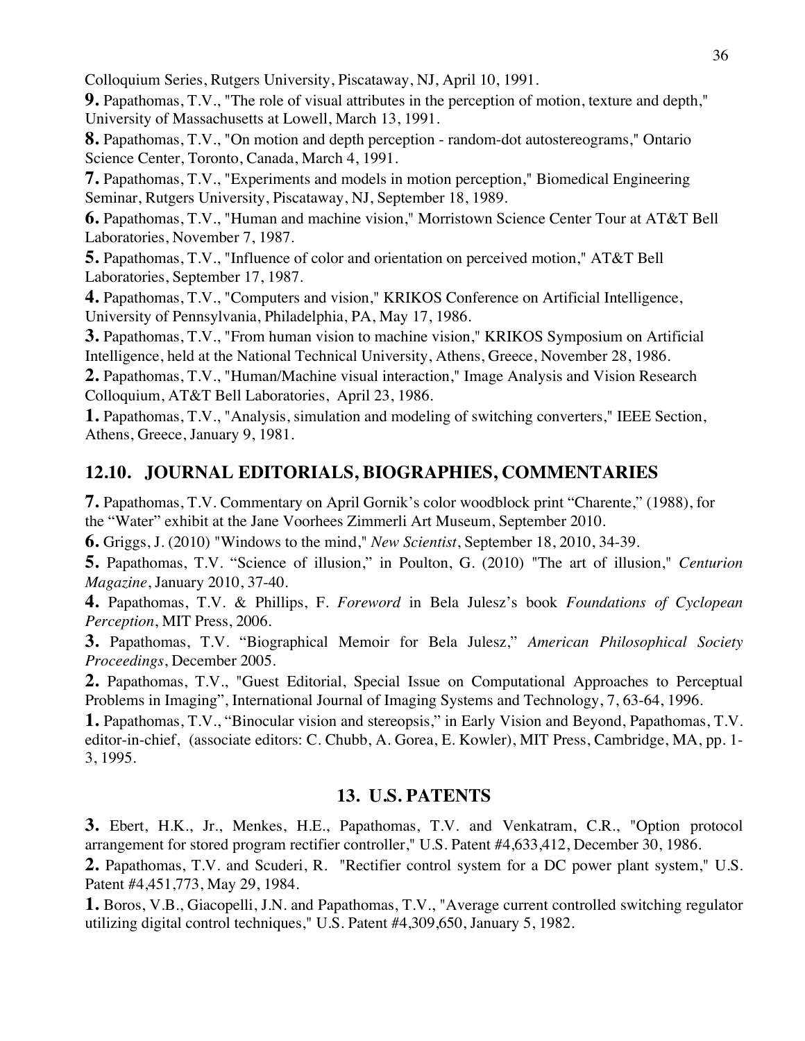Colloquium Series, Rutgers University, Piscataway, NJ, April 10, 1991.

**9.** Papathomas, T.V., "The role of visual attributes in the perception of motion, texture and depth," University of Massachusetts at Lowell, March 13, 1991.

**8.** Papathomas, T.V., "On motion and depth perception - random-dot autostereograms," Ontario Science Center, Toronto, Canada, March 4, 1991.

**7.** Papathomas, T.V., "Experiments and models in motion perception," Biomedical Engineering Seminar, Rutgers University, Piscataway, NJ, September 18, 1989.

**6.** Papathomas, T.V., "Human and machine vision," Morristown Science Center Tour at AT&T Bell Laboratories, November 7, 1987.

**5.** Papathomas, T.V., "Influence of color and orientation on perceived motion," AT&T Bell Laboratories, September 17, 1987.

**4.** Papathomas, T.V., "Computers and vision," KRIKOS Conference on Artificial Intelligence, University of Pennsylvania, Philadelphia, PA, May 17, 1986.

**3.** Papathomas, T.V., "From human vision to machine vision," KRIKOS Symposium on Artificial Intelligence, held at the National Technical University, Athens, Greece, November 28, 1986.

**2.** Papathomas, T.V., "Human/Machine visual interaction," Image Analysis and Vision Research Colloquium, AT&T Bell Laboratories, April 23, 1986.

**1.** Papathomas, T.V., "Analysis, simulation and modeling of switching converters," IEEE Section, Athens, Greece, January 9, 1981.

## 12.10. JOURNAL EDITORIALS, BIOGRAPHIES, COMMENTARIES

**7.** Papathomas, T.V. Commentary on April Gornik's color woodblock print "Charente," (1988), for the "Water" exhibit at the Jane Voorhees Zimmerli Art Museum, September 2010.

**6.** Griggs, J. (2010) "Windows to the mind," *New Scientist*, September 18, 2010, 34-39.

**5.** Papathomas, T.V. "Science of illusion," in Poulton, G. (2010) "The art of illusion," *Centurion Magazine*, January 2010, 37-40.

**4.** Papathomas, T.V. & Phillips, F. *Foreword* in Bela Julesz's book *Foundations of Cyclopean Perception*, MIT Press, 2006.

**3.** Papathomas, T.V. "Biographical Memoir for Bela Julesz," *American Philosophical Society Proceedings*, December 2005.

**2.** Papathomas, T.V., "Guest Editorial, Special Issue on Computational Approaches to Perceptual Problems in Imaging", International Journal of Imaging Systems and Technology, 7, 63-64, 1996.

**1.** Papathomas, T.V., "Binocular vision and stereopsis," in Early Vision and Beyond, Papathomas, T.V. editor-in-chief, (associate editors: C. Chubb, A. Gorea, E. Kowler), MIT Press, Cambridge, MA, pp. 1-3, 1995.

## 13. U.S. PATENTS

**3.** Ebert, H.K., Jr., Menkes, H.E., Papathomas, T.V. and Venkatram, C.R., "Option protocol arrangement for stored program rectifier controller," U.S. Patent #4,633,412, December 30, 1986.

**2.** Papathomas, T.V. and Scuderi, R. "Rectifier control system for a DC power plant system," U.S. Patent #4,451,773, May 29, 1984.

**1.** Boros, V.B., Giacopelli, J.N. and Papathomas, T.V., "Average current controlled switching regulator utilizing digital control techniques," U.S. Patent #4,309,650, January 5, 1982.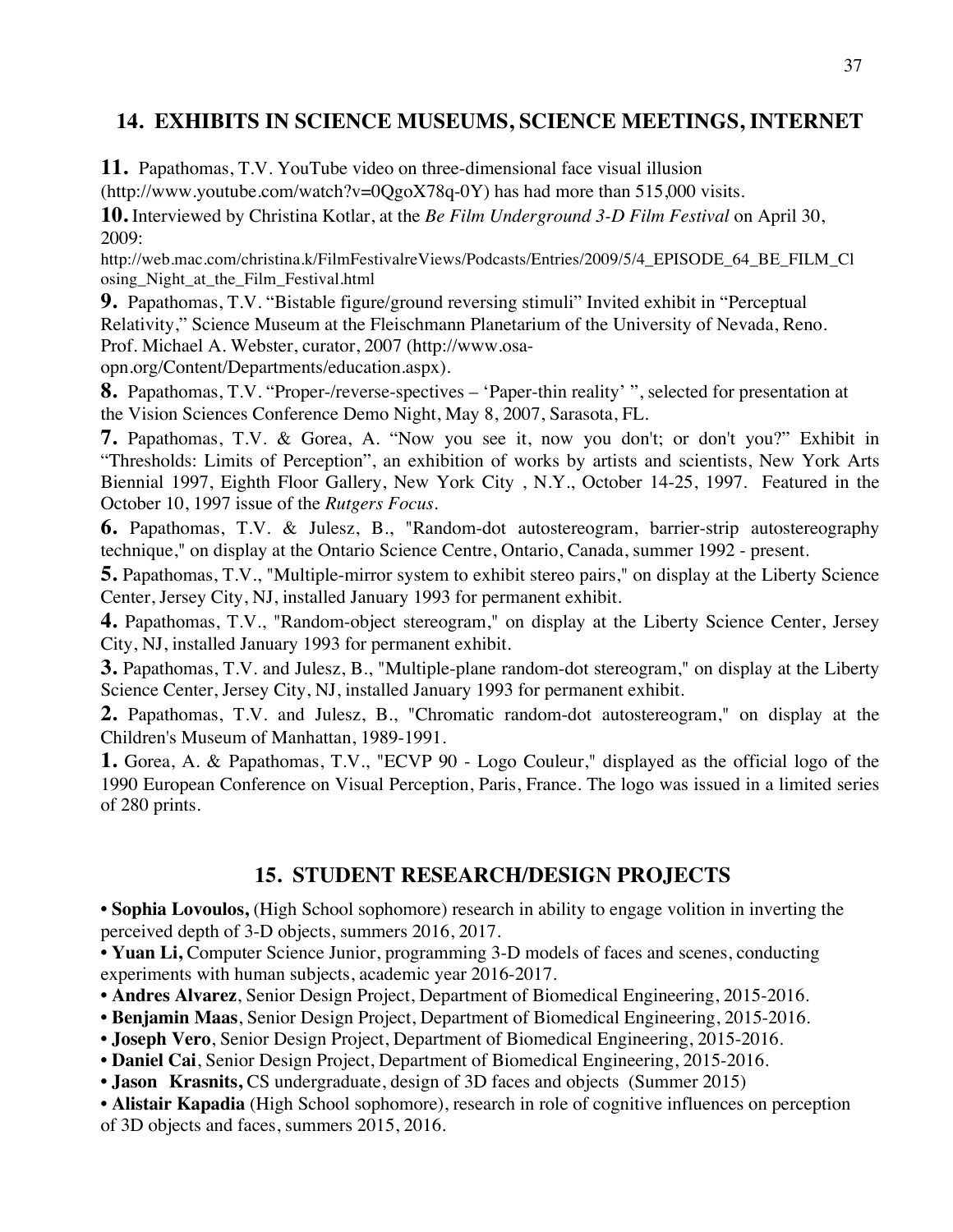## 14. EXHIBITS IN SCIENCE MUSEUMS, SCIENCE MEETINGS, INTERNET

**11.** Papathomas, T.V. YouTube video on three-dimensional face visual illusion (http://www.youtube.com/watch?v=0QgoX78q-0Y) has had more than 515,000 visits.

**10.** Interviewed by Christina Kotlar, at the *Be Film Underground 3-D Film Festival* on April 30, 2009:
http://web.mac.com/christina.k/FilmFestivalreViews/Podcasts/Entries/2009/5/4_EPISODE_64_BE_FILM_Closing_Night_at_the_Film_Festival.html

**9.** Papathomas, T.V. "Bistable figure/ground reversing stimuli" Invited exhibit in "Perceptual Relativity," Science Museum at the Fleischmann Planetarium of the University of Nevada, Reno. Prof. Michael A. Webster, curator, 2007 (http://www.osa-opn.org/Content/Departments/education.aspx).

**8.** Papathomas, T.V. "Proper-/reverse-spectives – 'Paper-thin reality' ", selected for presentation at the Vision Sciences Conference Demo Night, May 8, 2007, Sarasota, FL.

**7.** Papathomas, T.V. & Gorea, A. "Now you see it, now you don't; or don't you?" Exhibit in "Thresholds: Limits of Perception", an exhibition of works by artists and scientists, New York Arts Biennial 1997, Eighth Floor Gallery, New York City , N.Y., October 14-25, 1997. Featured in the October 10, 1997 issue of the *Rutgers Focus*.

**6.** Papathomas, T.V. & Julesz, B., "Random-dot autostereogram, barrier-strip autostereography technique," on display at the Ontario Science Centre, Ontario, Canada, summer 1992 - present.

**5.** Papathomas, T.V., "Multiple-mirror system to exhibit stereo pairs," on display at the Liberty Science Center, Jersey City, NJ, installed January 1993 for permanent exhibit.

**4.** Papathomas, T.V., "Random-object stereogram," on display at the Liberty Science Center, Jersey City, NJ, installed January 1993 for permanent exhibit.

**3.** Papathomas, T.V. and Julesz, B., "Multiple-plane random-dot stereogram," on display at the Liberty Science Center, Jersey City, NJ, installed January 1993 for permanent exhibit.

**2.** Papathomas, T.V. and Julesz, B., "Chromatic random-dot autostereogram," on display at the Children's Museum of Manhattan, 1989-1991.

**1.** Gorea, A. & Papathomas, T.V., "ECVP 90 - Logo Couleur," displayed as the official logo of the 1990 European Conference on Visual Perception, Paris, France. The logo was issued in a limited series of 280 prints.

## 15. STUDENT RESEARCH/DESIGN PROJECTS

- **Sophia Lovoulos,** (High School sophomore) research in ability to engage volition in inverting the perceived depth of 3-D objects, summers 2016, 2017.
- **Yuan Li,** Computer Science Junior, programming 3-D models of faces and scenes, conducting experiments with human subjects, academic year 2016-2017.
- **Andres Alvarez**, Senior Design Project, Department of Biomedical Engineering, 2015-2016.
- **Benjamin Maas**, Senior Design Project, Department of Biomedical Engineering, 2015-2016.
- **Joseph Vero**, Senior Design Project, Department of Biomedical Engineering, 2015-2016.
- **Daniel Cai**, Senior Design Project, Department of Biomedical Engineering, 2015-2016.
- **Jason Krasnits,** CS undergraduate, design of 3D faces and objects (Summer 2015)
- **Alistair Kapadia** (High School sophomore), research in role of cognitive influences on perception of 3D objects and faces, summers 2015, 2016.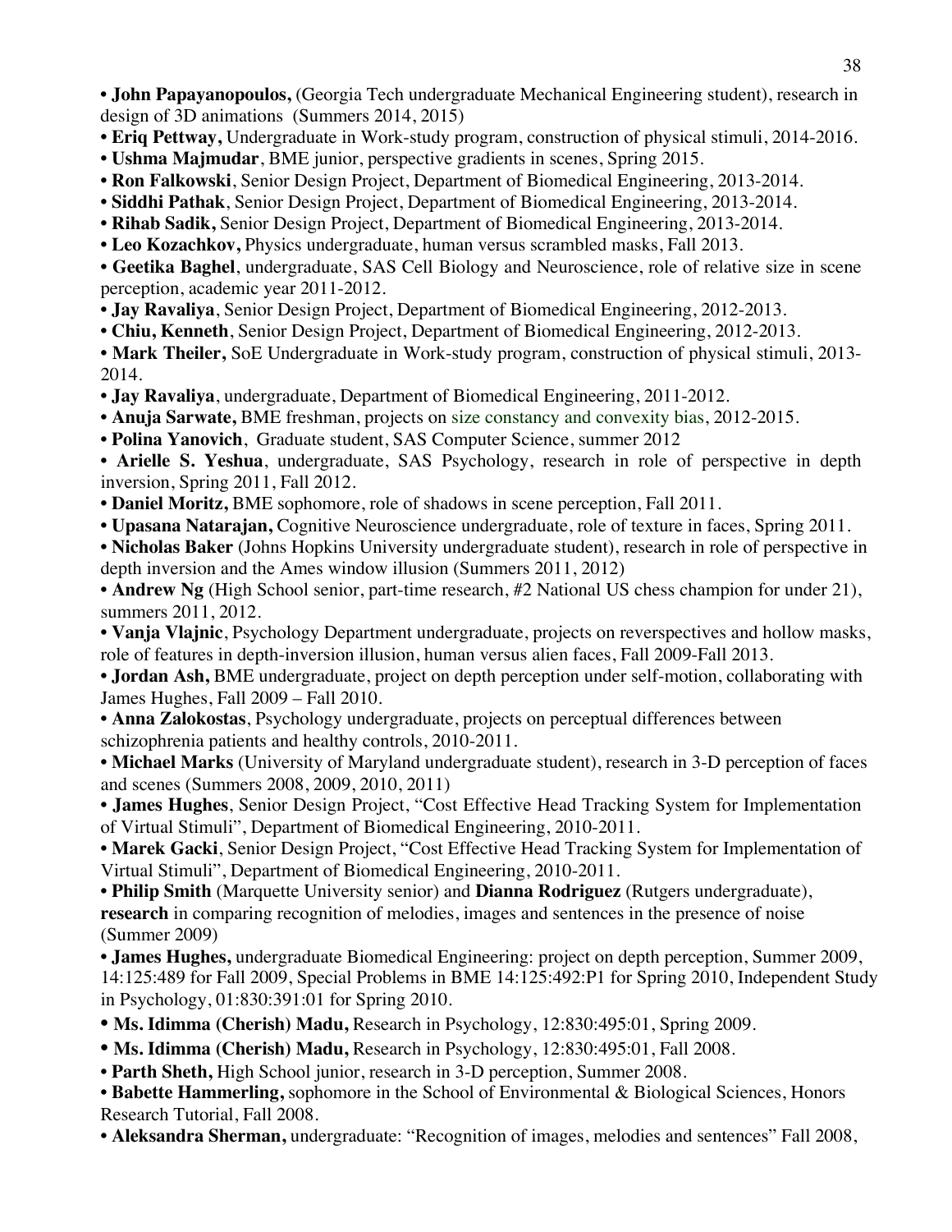- **John Papayanopoulos,** (Georgia Tech undergraduate Mechanical Engineering student), research in design of 3D animations (Summers 2014, 2015)
- **Eriq Pettway,** Undergraduate in Work-study program, construction of physical stimuli, 2014-2016.
- **Ushma Majmudar**, BME junior, perspective gradients in scenes, Spring 2015.
- **Ron Falkowski**, Senior Design Project, Department of Biomedical Engineering, 2013-2014.
- **Siddhi Pathak**, Senior Design Project, Department of Biomedical Engineering, 2013-2014.
- **Rihab Sadik,** Senior Design Project, Department of Biomedical Engineering, 2013-2014.
- **Leo Kozachkov,** Physics undergraduate, human versus scrambled masks, Fall 2013.
- **Geetika Baghel**, undergraduate, SAS Cell Biology and Neuroscience, role of relative size in scene perception, academic year 2011-2012.
- **Jay Ravaliya**, Senior Design Project, Department of Biomedical Engineering, 2012-2013.
- **Chiu, Kenneth**, Senior Design Project, Department of Biomedical Engineering, 2012-2013.
- **Mark Theiler,** SoE Undergraduate in Work-study program, construction of physical stimuli, 2013-2014.
- **Jay Ravaliya**, undergraduate, Department of Biomedical Engineering, 2011-2012.
- **Anuja Sarwate,** BME freshman, projects on size constancy and convexity bias, 2012-2015.
- **Polina Yanovich**, Graduate student, SAS Computer Science, summer 2012
- **Arielle S. Yeshua**, undergraduate, SAS Psychology, research in role of perspective in depth inversion, Spring 2011, Fall 2012.
- **Daniel Moritz,** BME sophomore, role of shadows in scene perception, Fall 2011.
- **Upasana Natarajan,** Cognitive Neuroscience undergraduate, role of texture in faces, Spring 2011.
- **Nicholas Baker** (Johns Hopkins University undergraduate student), research in role of perspective in depth inversion and the Ames window illusion (Summers 2011, 2012)
- **Andrew Ng** (High School senior, part-time research, #2 National US chess champion for under 21), summers 2011, 2012.
- **Vanja Vlajnic**, Psychology Department undergraduate, projects on reverspectives and hollow masks, role of features in depth-inversion illusion, human versus alien faces, Fall 2009-Fall 2013.
- **Jordan Ash,** BME undergraduate, project on depth perception under self-motion, collaborating with James Hughes, Fall 2009 – Fall 2010.
- **Anna Zalokostas**, Psychology undergraduate, projects on perceptual differences between schizophrenia patients and healthy controls, 2010-2011.
- **Michael Marks** (University of Maryland undergraduate student), research in 3-D perception of faces and scenes (Summers 2008, 2009, 2010, 2011)
- **James Hughes**, Senior Design Project, "Cost Effective Head Tracking System for Implementation of Virtual Stimuli", Department of Biomedical Engineering, 2010-2011.
- **Marek Gacki**, Senior Design Project, "Cost Effective Head Tracking System for Implementation of Virtual Stimuli", Department of Biomedical Engineering, 2010-2011.
- **Philip Smith** (Marquette University senior) and **Dianna Rodriguez** (Rutgers undergraduate), **research** in comparing recognition of melodies, images and sentences in the presence of noise (Summer 2009)
- **James Hughes,** undergraduate Biomedical Engineering: project on depth perception, Summer 2009, 14:125:489 for Fall 2009, Special Problems in BME 14:125:492:P1 for Spring 2010, Independent Study in Psychology, 01:830:391:01 for Spring 2010.
- **Ms. Idimma (Cherish) Madu,** Research in Psychology, 12:830:495:01, Spring 2009.
- **Ms. Idimma (Cherish) Madu,** Research in Psychology, 12:830:495:01, Fall 2008.
- **Parth Sheth,** High School junior, research in 3-D perception, Summer 2008.
- **Babette Hammerling,** sophomore in the School of Environmental & Biological Sciences, Honors Research Tutorial, Fall 2008.
- **Aleksandra Sherman,** undergraduate: "Recognition of images, melodies and sentences" Fall 2008,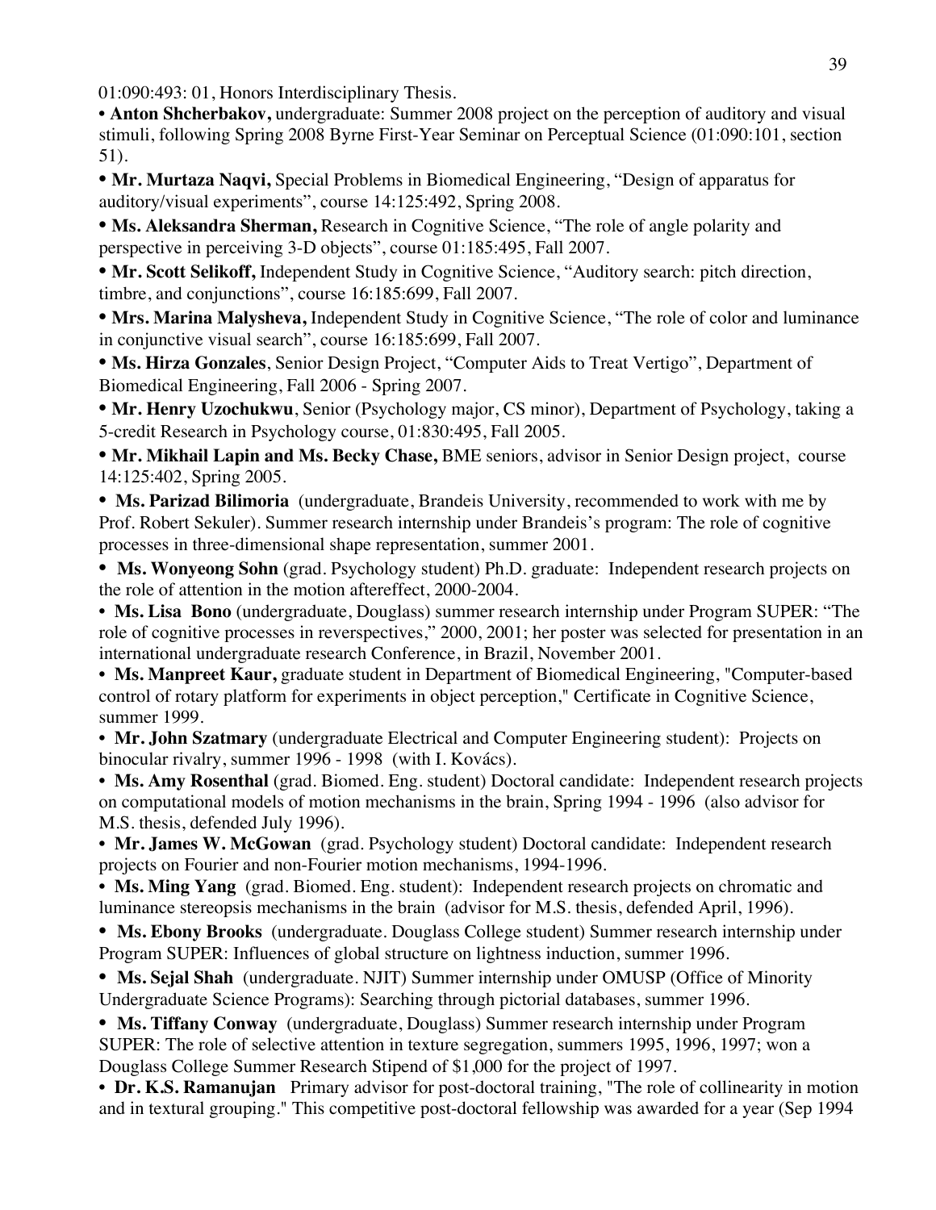01:090:493: 01, Honors Interdisciplinary Thesis.

- **Anton Shcherbakov,** undergraduate: Summer 2008 project on the perception of auditory and visual stimuli, following Spring 2008 Byrne First-Year Seminar on Perceptual Science (01:090:101, section 51).
- **Mr. Murtaza Naqvi,** Special Problems in Biomedical Engineering, "Design of apparatus for auditory/visual experiments", course 14:125:492, Spring 2008.
- **Ms. Aleksandra Sherman,** Research in Cognitive Science, "The role of angle polarity and perspective in perceiving 3-D objects", course 01:185:495, Fall 2007.
- **Mr. Scott Selikoff,** Independent Study in Cognitive Science, "Auditory search: pitch direction, timbre, and conjunctions", course 16:185:699, Fall 2007.
- **Mrs. Marina Malysheva,** Independent Study in Cognitive Science, "The role of color and luminance in conjunctive visual search", course 16:185:699, Fall 2007.
- **Ms. Hirza Gonzales**, Senior Design Project, "Computer Aids to Treat Vertigo", Department of Biomedical Engineering, Fall 2006 - Spring 2007.
- **Mr. Henry Uzochukwu**, Senior (Psychology major, CS minor), Department of Psychology, taking a 5-credit Research in Psychology course, 01:830:495, Fall 2005.
- **Mr. Mikhail Lapin and Ms. Becky Chase,** BME seniors, advisor in Senior Design project, course 14:125:402, Spring 2005.
- **Ms. Parizad Bilimoria** (undergraduate, Brandeis University, recommended to work with me by Prof. Robert Sekuler). Summer research internship under Brandeis's program: The role of cognitive processes in three-dimensional shape representation, summer 2001.
- **Ms. Wonyeong Sohn** (grad. Psychology student) Ph.D. graduate: Independent research projects on the role of attention in the motion aftereffect, 2000-2004.
- **Ms. Lisa Bono** (undergraduate, Douglass) summer research internship under Program SUPER: "The role of cognitive processes in reverspectives," 2000, 2001; her poster was selected for presentation in an international undergraduate research Conference, in Brazil, November 2001.
- **Ms. Manpreet Kaur,** graduate student in Department of Biomedical Engineering, "Computer-based control of rotary platform for experiments in object perception," Certificate in Cognitive Science, summer 1999.
- **Mr. John Szatmary** (undergraduate Electrical and Computer Engineering student): Projects on binocular rivalry, summer 1996 - 1998 (with I. Kovács).
- **Ms. Amy Rosenthal** (grad. Biomed. Eng. student) Doctoral candidate: Independent research projects on computational models of motion mechanisms in the brain, Spring 1994 - 1996 (also advisor for M.S. thesis, defended July 1996).
- **Mr. James W. McGowan** (grad. Psychology student) Doctoral candidate: Independent research projects on Fourier and non-Fourier motion mechanisms, 1994-1996.
- **Ms. Ming Yang** (grad. Biomed. Eng. student): Independent research projects on chromatic and luminance stereopsis mechanisms in the brain (advisor for M.S. thesis, defended April, 1996).
- **Ms. Ebony Brooks** (undergraduate. Douglass College student) Summer research internship under Program SUPER: Influences of global structure on lightness induction, summer 1996.
- **Ms. Sejal Shah** (undergraduate. NJIT) Summer internship under OMUSP (Office of Minority Undergraduate Science Programs): Searching through pictorial databases, summer 1996.
- **Ms. Tiffany Conway** (undergraduate, Douglass) Summer research internship under Program SUPER: The role of selective attention in texture segregation, summers 1995, 1996, 1997; won a Douglass College Summer Research Stipend of $1,000 for the project of 1997.
- **Dr. K.S. Ramanujan** Primary advisor for post-doctoral training, "The role of collinearity in motion and in textural grouping." This competitive post-doctoral fellowship was awarded for a year (Sep 1994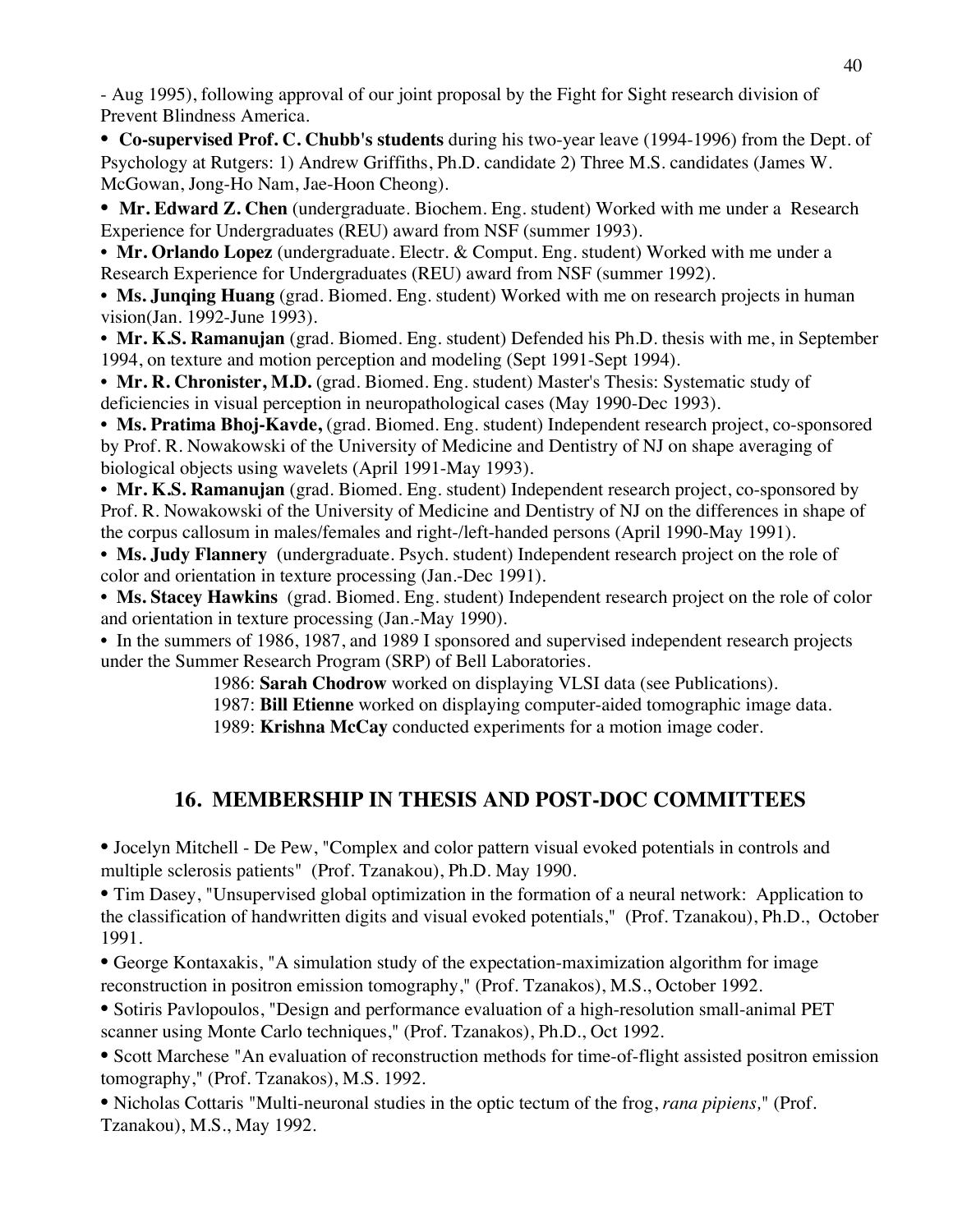- Aug 1995), following approval of our joint proposal by the Fight for Sight research division of Prevent Blindness America.

- **Co-supervised Prof. C. Chubb's students** during his two-year leave (1994-1996) from the Dept. of Psychology at Rutgers: 1) Andrew Griffiths, Ph.D. candidate 2) Three M.S. candidates (James W. McGowan, Jong-Ho Nam, Jae-Hoon Cheong).
- **Mr. Edward Z. Chen** (undergraduate. Biochem. Eng. student) Worked with me under a Research Experience for Undergraduates (REU) award from NSF (summer 1993).
- **Mr. Orlando Lopez** (undergraduate. Electr. & Comput. Eng. student) Worked with me under a Research Experience for Undergraduates (REU) award from NSF (summer 1992).
- **Ms. Junqing Huang** (grad. Biomed. Eng. student) Worked with me on research projects in human vision(Jan. 1992-June 1993).
- **Mr. K.S. Ramanujan** (grad. Biomed. Eng. student) Defended his Ph.D. thesis with me, in September 1994, on texture and motion perception and modeling (Sept 1991-Sept 1994).
- **Mr. R. Chronister, M.D.** (grad. Biomed. Eng. student) Master's Thesis: Systematic study of deficiencies in visual perception in neuropathological cases (May 1990-Dec 1993).
- **Ms. Pratima Bhoj-Kavde,** (grad. Biomed. Eng. student) Independent research project, co-sponsored by Prof. R. Nowakowski of the University of Medicine and Dentistry of NJ on shape averaging of biological objects using wavelets (April 1991-May 1993).
- **Mr. K.S. Ramanujan** (grad. Biomed. Eng. student) Independent research project, co-sponsored by Prof. R. Nowakowski of the University of Medicine and Dentistry of NJ on the differences in shape of the corpus callosum in males/females and right-/left-handed persons (April 1990-May 1991).
- **Ms. Judy Flannery** (undergraduate. Psych. student) Independent research project on the role of color and orientation in texture processing (Jan.-Dec 1991).
- **Ms. Stacey Hawkins** (grad. Biomed. Eng. student) Independent research project on the role of color and orientation in texture processing (Jan.-May 1990).
- In the summers of 1986, 1987, and 1989 I sponsored and supervised independent research projects under the Summer Research Program (SRP) of Bell Laboratories.

  1986: **Sarah Chodrow** worked on displaying VLSI data (see Publications).

  1987: **Bill Etienne** worked on displaying computer-aided tomographic image data.

  1989: **Krishna McCay** conducted experiments for a motion image coder.

## 16. MEMBERSHIP IN THESIS AND POST-DOC COMMITTEES

- Jocelyn Mitchell - De Pew, "Complex and color pattern visual evoked potentials in controls and multiple sclerosis patients" (Prof. Tzanakou), Ph.D. May 1990.
- Tim Dasey, "Unsupervised global optimization in the formation of a neural network: Application to the classification of handwritten digits and visual evoked potentials," (Prof. Tzanakou), Ph.D., October 1991.
- George Kontaxakis, "A simulation study of the expectation-maximization algorithm for image reconstruction in positron emission tomography," (Prof. Tzanakos), M.S., October 1992.
- Sotiris Pavlopoulos, "Design and performance evaluation of a high-resolution small-animal PET scanner using Monte Carlo techniques," (Prof. Tzanakos), Ph.D., Oct 1992.
- Scott Marchese "An evaluation of reconstruction methods for time-of-flight assisted positron emission tomography," (Prof. Tzanakos), M.S. 1992.
- Nicholas Cottaris "Multi-neuronal studies in the optic tectum of the frog, *rana pipiens,*" (Prof. Tzanakou), M.S., May 1992.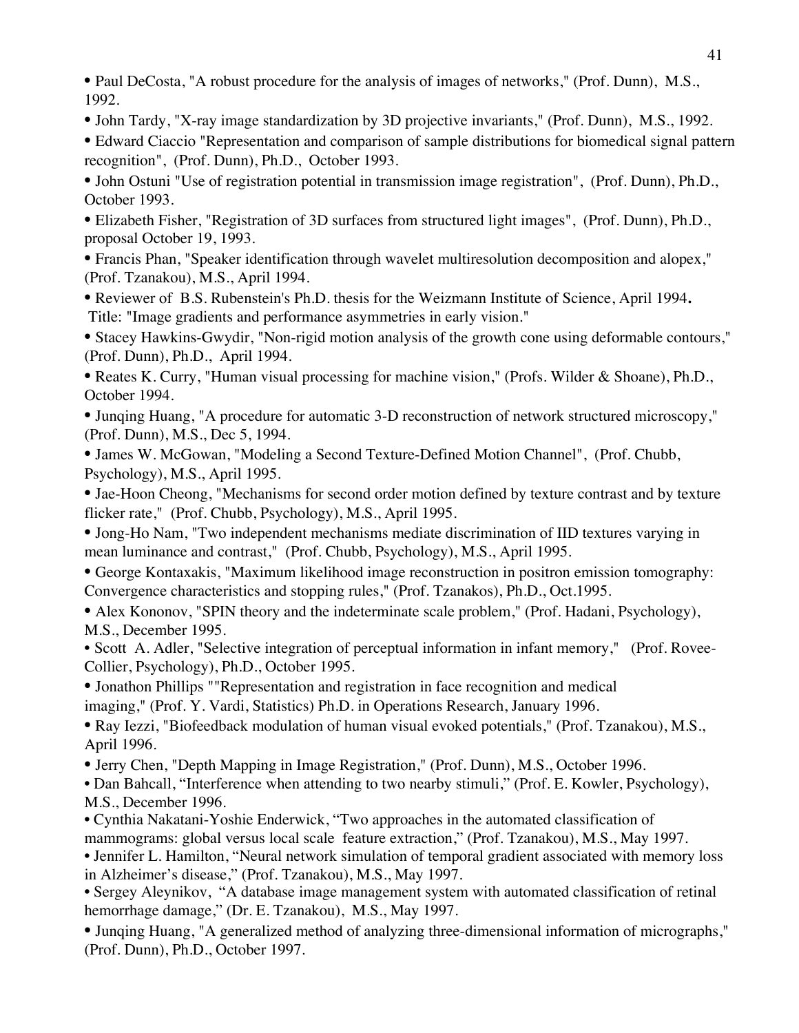- Paul DeCosta, "A robust procedure for the analysis of images of networks," (Prof. Dunn), M.S., 1992.
- John Tardy, "X-ray image standardization by 3D projective invariants," (Prof. Dunn), M.S., 1992.
- Edward Ciaccio "Representation and comparison of sample distributions for biomedical signal pattern recognition", (Prof. Dunn), Ph.D., October 1993.
- John Ostuni "Use of registration potential in transmission image registration", (Prof. Dunn), Ph.D., October 1993.
- Elizabeth Fisher, "Registration of 3D surfaces from structured light images", (Prof. Dunn), Ph.D., proposal October 19, 1993.
- Francis Phan, "Speaker identification through wavelet multiresolution decomposition and alopex," (Prof. Tzanakou), M.S., April 1994.
- Reviewer of B.S. Rubenstein's Ph.D. thesis for the Weizmann Institute of Science, April 1994**.** Title: "Image gradients and performance asymmetries in early vision."
- Stacey Hawkins-Gwydir, "Non-rigid motion analysis of the growth cone using deformable contours," (Prof. Dunn), Ph.D., April 1994.
- Reates K. Curry, "Human visual processing for machine vision," (Profs. Wilder & Shoane), Ph.D., October 1994.
- Junqing Huang, "A procedure for automatic 3-D reconstruction of network structured microscopy," (Prof. Dunn), M.S., Dec 5, 1994.
- James W. McGowan, "Modeling a Second Texture-Defined Motion Channel", (Prof. Chubb, Psychology), M.S., April 1995.
- Jae-Hoon Cheong, "Mechanisms for second order motion defined by texture contrast and by texture flicker rate," (Prof. Chubb, Psychology), M.S., April 1995.
- Jong-Ho Nam, "Two independent mechanisms mediate discrimination of IID textures varying in mean luminance and contrast," (Prof. Chubb, Psychology), M.S., April 1995.
- George Kontaxakis, "Maximum likelihood image reconstruction in positron emission tomography: Convergence characteristics and stopping rules," (Prof. Tzanakos), Ph.D., Oct.1995.
- Alex Kononov, "SPIN theory and the indeterminate scale problem," (Prof. Hadani, Psychology), M.S., December 1995.
- Scott A. Adler, "Selective integration of perceptual information in infant memory," (Prof. Rovee-Collier, Psychology), Ph.D., October 1995.
- Jonathon Phillips ""Representation and registration in face recognition and medical imaging," (Prof. Y. Vardi, Statistics) Ph.D. in Operations Research, January 1996.
- Ray Iezzi, "Biofeedback modulation of human visual evoked potentials," (Prof. Tzanakou), M.S., April 1996.
- Jerry Chen, "Depth Mapping in Image Registration," (Prof. Dunn), M.S., October 1996.
- Dan Bahcall, "Interference when attending to two nearby stimuli," (Prof. E. Kowler, Psychology), M.S., December 1996.
- Cynthia Nakatani-Yoshie Enderwick, "Two approaches in the automated classification of mammograms: global versus local scale feature extraction," (Prof. Tzanakou), M.S., May 1997.
- Jennifer L. Hamilton, "Neural network simulation of temporal gradient associated with memory loss in Alzheimer's disease," (Prof. Tzanakou), M.S., May 1997.
- Sergey Aleynikov, "A database image management system with automated classification of retinal hemorrhage damage," (Dr. E. Tzanakou), M.S., May 1997.
- Junqing Huang, "A generalized method of analyzing three-dimensional information of micrographs," (Prof. Dunn), Ph.D., October 1997.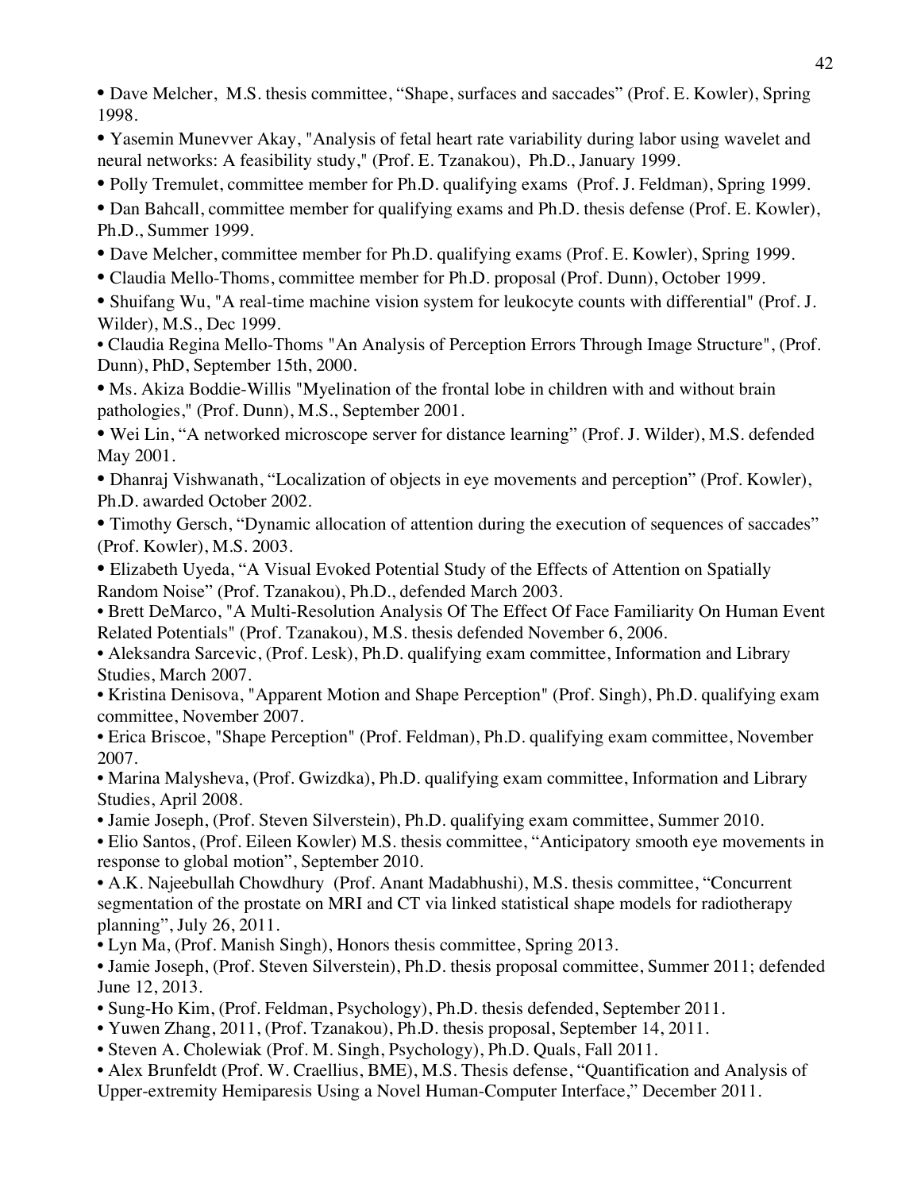- Dave Melcher, M.S. thesis committee, "Shape, surfaces and saccades" (Prof. E. Kowler), Spring 1998.
- Yasemin Munevver Akay, "Analysis of fetal heart rate variability during labor using wavelet and neural networks: A feasibility study," (Prof. E. Tzanakou), Ph.D., January 1999.
- Polly Tremulet, committee member for Ph.D. qualifying exams (Prof. J. Feldman), Spring 1999.
- Dan Bahcall, committee member for qualifying exams and Ph.D. thesis defense (Prof. E. Kowler), Ph.D., Summer 1999.
- Dave Melcher, committee member for Ph.D. qualifying exams (Prof. E. Kowler), Spring 1999.
- Claudia Mello-Thoms, committee member for Ph.D. proposal (Prof. Dunn), October 1999.
- Shuifang Wu, "A real-time machine vision system for leukocyte counts with differential" (Prof. J. Wilder), M.S., Dec 1999.
- Claudia Regina Mello-Thoms "An Analysis of Perception Errors Through Image Structure", (Prof. Dunn), PhD, September 15th, 2000.
- Ms. Akiza Boddie-Willis "Myelination of the frontal lobe in children with and without brain pathologies," (Prof. Dunn), M.S., September 2001.
- Wei Lin, "A networked microscope server for distance learning" (Prof. J. Wilder), M.S. defended May 2001.
- Dhanraj Vishwanath, "Localization of objects in eye movements and perception" (Prof. Kowler), Ph.D. awarded October 2002.
- Timothy Gersch, "Dynamic allocation of attention during the execution of sequences of saccades" (Prof. Kowler), M.S. 2003.
- Elizabeth Uyeda, "A Visual Evoked Potential Study of the Effects of Attention on Spatially Random Noise" (Prof. Tzanakou), Ph.D., defended March 2003.
- Brett DeMarco, "A Multi-Resolution Analysis Of The Effect Of Face Familiarity On Human Event Related Potentials" (Prof. Tzanakou), M.S. thesis defended November 6, 2006.
- Aleksandra Sarcevic, (Prof. Lesk), Ph.D. qualifying exam committee, Information and Library Studies, March 2007.
- Kristina Denisova, "Apparent Motion and Shape Perception" (Prof. Singh), Ph.D. qualifying exam committee, November 2007.
- Erica Briscoe, "Shape Perception" (Prof. Feldman), Ph.D. qualifying exam committee, November 2007.
- Marina Malysheva, (Prof. Gwizdka), Ph.D. qualifying exam committee, Information and Library Studies, April 2008.
- Jamie Joseph, (Prof. Steven Silverstein), Ph.D. qualifying exam committee, Summer 2010.
- Elio Santos, (Prof. Eileen Kowler) M.S. thesis committee, "Anticipatory smooth eye movements in response to global motion", September 2010.
- A.K. Najeebullah Chowdhury (Prof. Anant Madabhushi), M.S. thesis committee, "Concurrent segmentation of the prostate on MRI and CT via linked statistical shape models for radiotherapy planning", July 26, 2011.
- Lyn Ma, (Prof. Manish Singh), Honors thesis committee, Spring 2013.
- Jamie Joseph, (Prof. Steven Silverstein), Ph.D. thesis proposal committee, Summer 2011; defended June 12, 2013.
- Sung-Ho Kim, (Prof. Feldman, Psychology), Ph.D. thesis defended, September 2011.
- Yuwen Zhang, 2011, (Prof. Tzanakou), Ph.D. thesis proposal, September 14, 2011.
- Steven A. Cholewiak (Prof. M. Singh, Psychology), Ph.D. Quals, Fall 2011.
- Alex Brunfeldt (Prof. W. Craellius, BME), M.S. Thesis defense, "Quantification and Analysis of Upper-extremity Hemiparesis Using a Novel Human-Computer Interface," December 2011.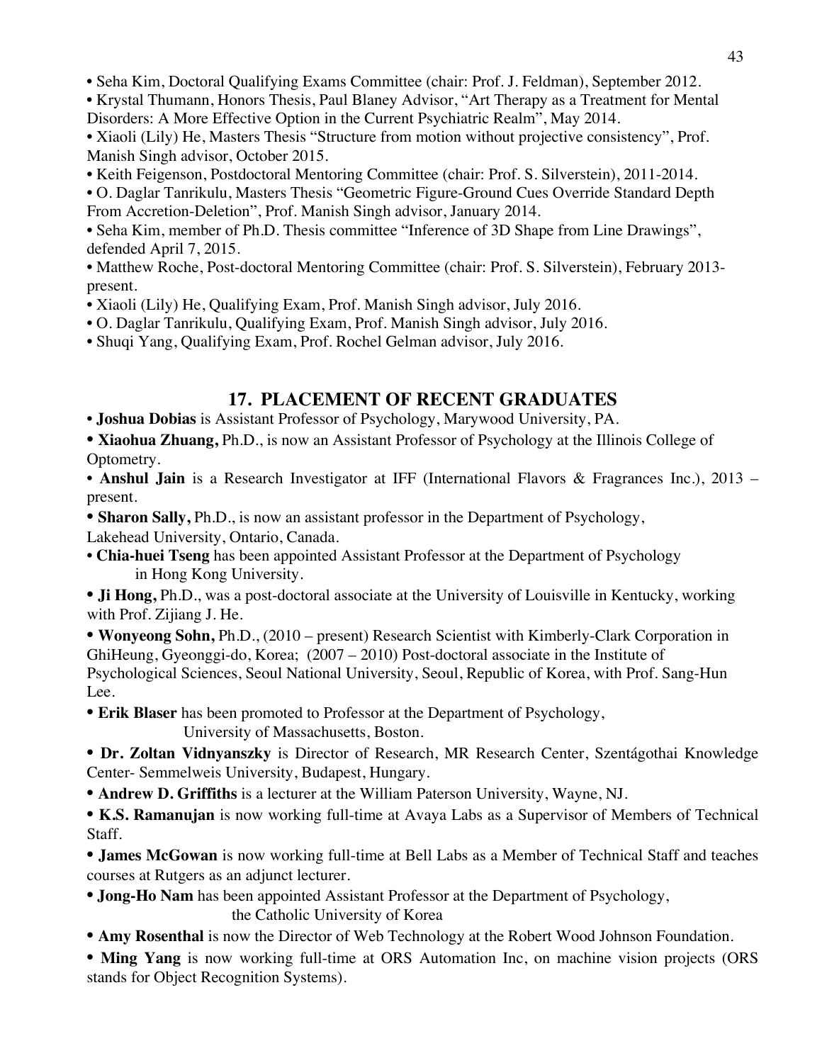- Seha Kim, Doctoral Qualifying Exams Committee (chair: Prof. J. Feldman), September 2012.
- Krystal Thumann, Honors Thesis, Paul Blaney Advisor, "Art Therapy as a Treatment for Mental Disorders: A More Effective Option in the Current Psychiatric Realm", May 2014.
- Xiaoli (Lily) He, Masters Thesis "Structure from motion without projective consistency", Prof. Manish Singh advisor, October 2015.
- Keith Feigenson, Postdoctoral Mentoring Committee (chair: Prof. S. Silverstein), 2011-2014.
- O. Daglar Tanrikulu, Masters Thesis "Geometric Figure-Ground Cues Override Standard Depth From Accretion-Deletion", Prof. Manish Singh advisor, January 2014.
- Seha Kim, member of Ph.D. Thesis committee "Inference of 3D Shape from Line Drawings", defended April 7, 2015.
- Matthew Roche, Post-doctoral Mentoring Committee (chair: Prof. S. Silverstein), February 2013-present.
- Xiaoli (Lily) He, Qualifying Exam, Prof. Manish Singh advisor, July 2016.
- O. Daglar Tanrikulu, Qualifying Exam, Prof. Manish Singh advisor, July 2016.
- Shuqi Yang, Qualifying Exam, Prof. Rochel Gelman advisor, July 2016.

## 17. PLACEMENT OF RECENT GRADUATES

- **Joshua Dobias** is Assistant Professor of Psychology, Marywood University, PA.
- **Xiaohua Zhuang,** Ph.D., is now an Assistant Professor of Psychology at the Illinois College of Optometry.
- **Anshul Jain** is a Research Investigator at IFF (International Flavors & Fragrances Inc.), 2013 – present.
- **Sharon Sally,** Ph.D., is now an assistant professor in the Department of Psychology, Lakehead University, Ontario, Canada.
- **Chia-huei Tseng** has been appointed Assistant Professor at the Department of Psychology in Hong Kong University.
- **Ji Hong,** Ph.D., was a post-doctoral associate at the University of Louisville in Kentucky, working with Prof. Zijiang J. He.
- **Wonyeong Sohn,** Ph.D., (2010 – present) Research Scientist with Kimberly-Clark Corporation in GhiHeung, Gyeonggi-do, Korea; (2007 – 2010) Post-doctoral associate in the Institute of Psychological Sciences, Seoul National University, Seoul, Republic of Korea, with Prof. Sang-Hun Lee.
- **Erik Blaser** has been promoted to Professor at the Department of Psychology, University of Massachusetts, Boston.
- **Dr. Zoltan Vidnyanszky** is Director of Research, MR Research Center, Szentágothai Knowledge Center- Semmelweis University, Budapest, Hungary.
- **Andrew D. Griffiths** is a lecturer at the William Paterson University, Wayne, NJ.
- **K.S. Ramanujan** is now working full-time at Avaya Labs as a Supervisor of Members of Technical Staff.
- **James McGowan** is now working full-time at Bell Labs as a Member of Technical Staff and teaches courses at Rutgers as an adjunct lecturer.
- **Jong-Ho Nam** has been appointed Assistant Professor at the Department of Psychology, the Catholic University of Korea
- **Amy Rosenthal** is now the Director of Web Technology at the Robert Wood Johnson Foundation.
- **Ming Yang** is now working full-time at ORS Automation Inc, on machine vision projects (ORS stands for Object Recognition Systems).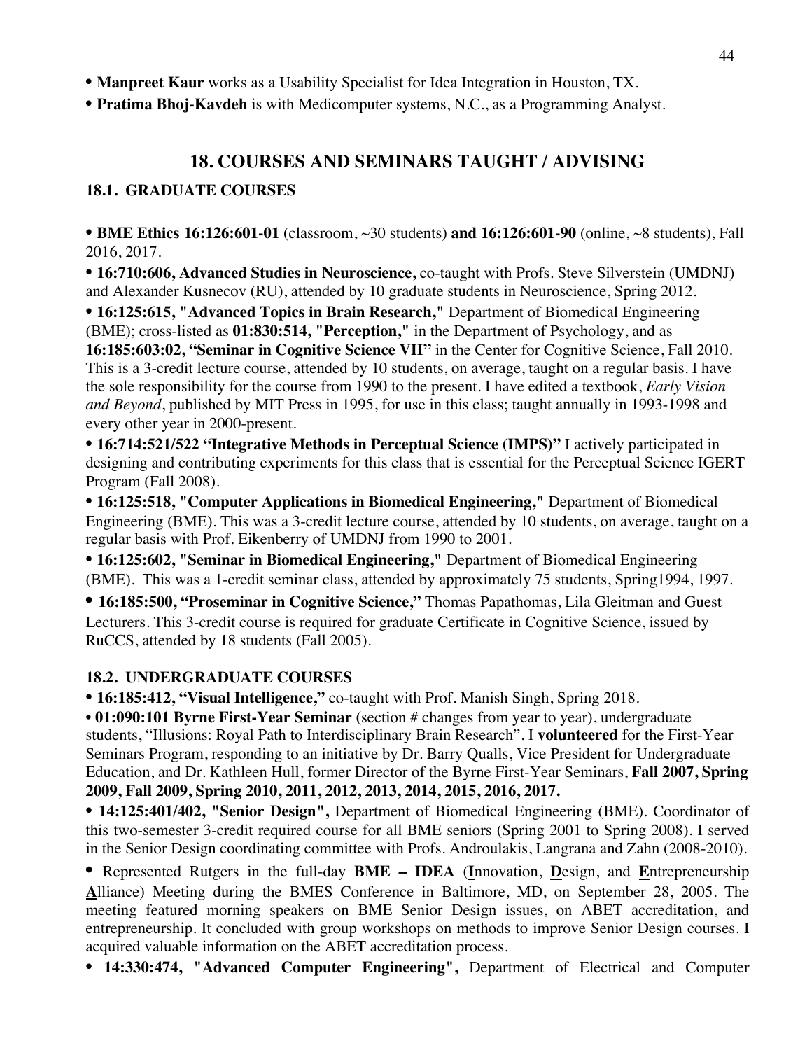- **Manpreet Kaur** works as a Usability Specialist for Idea Integration in Houston, TX.
- **Pratima Bhoj-Kavdeh** is with Medicomputer systems, N.C., as a Programming Analyst.

## 18. COURSES AND SEMINARS TAUGHT / ADVISING

### 18.1. GRADUATE COURSES

- **BME Ethics 16:126:601-01** (classroom, ~30 students) **and 16:126:601-90** (online, ~8 students), Fall 2016, 2017.
- **16:710:606, Advanced Studies in Neuroscience,** co-taught with Profs. Steve Silverstein (UMDNJ) and Alexander Kusnecov (RU), attended by 10 graduate students in Neuroscience, Spring 2012.
- **16:125:615, "Advanced Topics in Brain Research,"** Department of Biomedical Engineering (BME); cross-listed as **01:830:514, "Perception,"** in the Department of Psychology, and as **16:185:603:02, "Seminar in Cognitive Science VII"** in the Center for Cognitive Science, Fall 2010. This is a 3-credit lecture course, attended by 10 students, on average, taught on a regular basis. I have the sole responsibility for the course from 1990 to the present. I have edited a textbook, *Early Vision and Beyond*, published by MIT Press in 1995, for use in this class; taught annually in 1993-1998 and every other year in 2000-present.
- **16:714:521/522 "Integrative Methods in Perceptual Science (IMPS)"** I actively participated in designing and contributing experiments for this class that is essential for the Perceptual Science IGERT Program (Fall 2008).
- **16:125:518, "Computer Applications in Biomedical Engineering,"** Department of Biomedical Engineering (BME). This was a 3-credit lecture course, attended by 10 students, on average, taught on a regular basis with Prof. Eikenberry of UMDNJ from 1990 to 2001.
- **16:125:602, "Seminar in Biomedical Engineering,"** Department of Biomedical Engineering (BME). This was a 1-credit seminar class, attended by approximately 75 students, Spring1994, 1997.
- **16:185:500, "Proseminar in Cognitive Science,"** Thomas Papathomas, Lila Gleitman and Guest Lecturers. This 3-credit course is required for graduate Certificate in Cognitive Science, issued by RuCCS, attended by 18 students (Fall 2005).

### 18.2. UNDERGRADUATE COURSES

- **16:185:412, "Visual Intelligence,"** co-taught with Prof. Manish Singh, Spring 2018.
- **01:090:101 Byrne First-Year Seminar (**section # changes from year to year), undergraduate students, "Illusions: Royal Path to Interdisciplinary Brain Research". I **volunteered** for the First-Year Seminars Program, responding to an initiative by Dr. Barry Qualls, Vice President for Undergraduate Education, and Dr. Kathleen Hull, former Director of the Byrne First-Year Seminars, **Fall 2007, Spring 2009, Fall 2009, Spring 2010, 2011, 2012, 2013, 2014, 2015, 2016, 2017.**
- **14:125:401/402, "Senior Design",** Department of Biomedical Engineering (BME). Coordinator of this two-semester 3-credit required course for all BME seniors (Spring 2001 to Spring 2008). I served in the Senior Design coordinating committee with Profs. Androulakis, Langrana and Zahn (2008-2010).
- Represented Rutgers in the full-day **BME – IDEA** (**I**nnovation, **D**esign, and **E**ntrepreneurship **A**lliance) Meeting during the BMES Conference in Baltimore, MD, on September 28, 2005. The meeting featured morning speakers on BME Senior Design issues, on ABET accreditation, and entrepreneurship. It concluded with group workshops on methods to improve Senior Design courses. I acquired valuable information on the ABET accreditation process.
- **14:330:474, "Advanced Computer Engineering",** Department of Electrical and Computer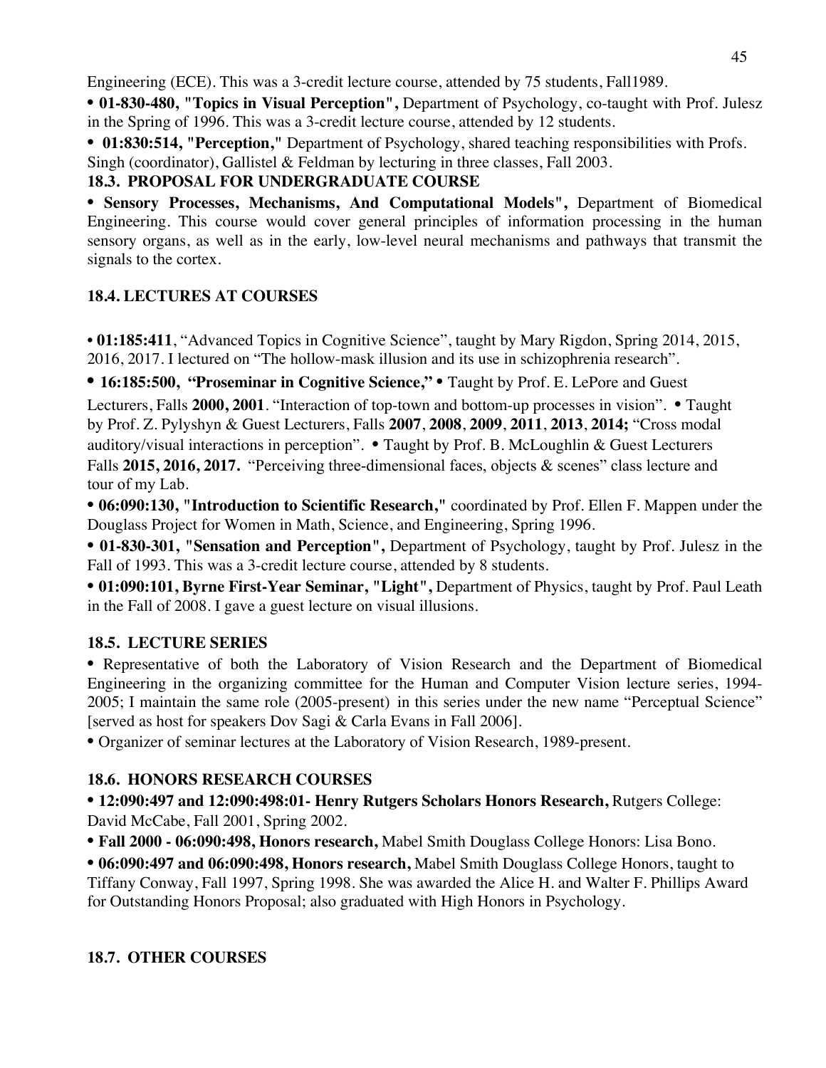Engineering (ECE). This was a 3-credit lecture course, attended by 75 students, Fall1989.

- **01-830-480, "Topics in Visual Perception",** Department of Psychology, co-taught with Prof. Julesz in the Spring of 1996. This was a 3-credit lecture course, attended by 12 students.
- **01:830:514, "Perception,"** Department of Psychology, shared teaching responsibilities with Profs. Singh (coordinator), Gallistel & Feldman by lecturing in three classes, Fall 2003.

### 18.3. PROPOSAL FOR UNDERGRADUATE COURSE

- **Sensory Processes, Mechanisms, And Computational Models",** Department of Biomedical Engineering. This course would cover general principles of information processing in the human sensory organs, as well as in the early, low-level neural mechanisms and pathways that transmit the signals to the cortex.

### 18.4. LECTURES AT COURSES

- **01:185:411**, "Advanced Topics in Cognitive Science", taught by Mary Rigdon, Spring 2014, 2015, 2016, 2017. I lectured on "The hollow-mask illusion and its use in schizophrenia research".
- **16:185:500, "Proseminar in Cognitive Science,"** • Taught by Prof. E. LePore and Guest Lecturers, Falls **2000, 2001**. "Interaction of top-town and bottom-up processes in vision". • Taught by Prof. Z. Pylyshyn & Guest Lecturers, Falls **2007**, **2008**, **2009**, **2011**, **2013**, **2014;** "Cross modal auditory/visual interactions in perception". • Taught by Prof. B. McLoughlin & Guest Lecturers Falls **2015, 2016, 2017.** "Perceiving three-dimensional faces, objects & scenes" class lecture and tour of my Lab.
- **06:090:130, "Introduction to Scientific Research,"** coordinated by Prof. Ellen F. Mappen under the Douglass Project for Women in Math, Science, and Engineering, Spring 1996.
- **01-830-301, "Sensation and Perception",** Department of Psychology, taught by Prof. Julesz in the Fall of 1993. This was a 3-credit lecture course, attended by 8 students.
- **01:090:101, Byrne First-Year Seminar, "Light",** Department of Physics, taught by Prof. Paul Leath in the Fall of 2008. I gave a guest lecture on visual illusions.

### 18.5. LECTURE SERIES

- Representative of both the Laboratory of Vision Research and the Department of Biomedical Engineering in the organizing committee for the Human and Computer Vision lecture series, 1994-2005; I maintain the same role (2005-present) in this series under the new name "Perceptual Science" [served as host for speakers Dov Sagi & Carla Evans in Fall 2006].
- Organizer of seminar lectures at the Laboratory of Vision Research, 1989-present.

### 18.6. HONORS RESEARCH COURSES

- **12:090:497 and 12:090:498:01- Henry Rutgers Scholars Honors Research,** Rutgers College: David McCabe, Fall 2001, Spring 2002.
- **Fall 2000 - 06:090:498, Honors research,** Mabel Smith Douglass College Honors: Lisa Bono.
- **06:090:497 and 06:090:498, Honors research,** Mabel Smith Douglass College Honors, taught to Tiffany Conway, Fall 1997, Spring 1998. She was awarded the Alice H. and Walter F. Phillips Award for Outstanding Honors Proposal; also graduated with High Honors in Psychology.

### 18.7. OTHER COURSES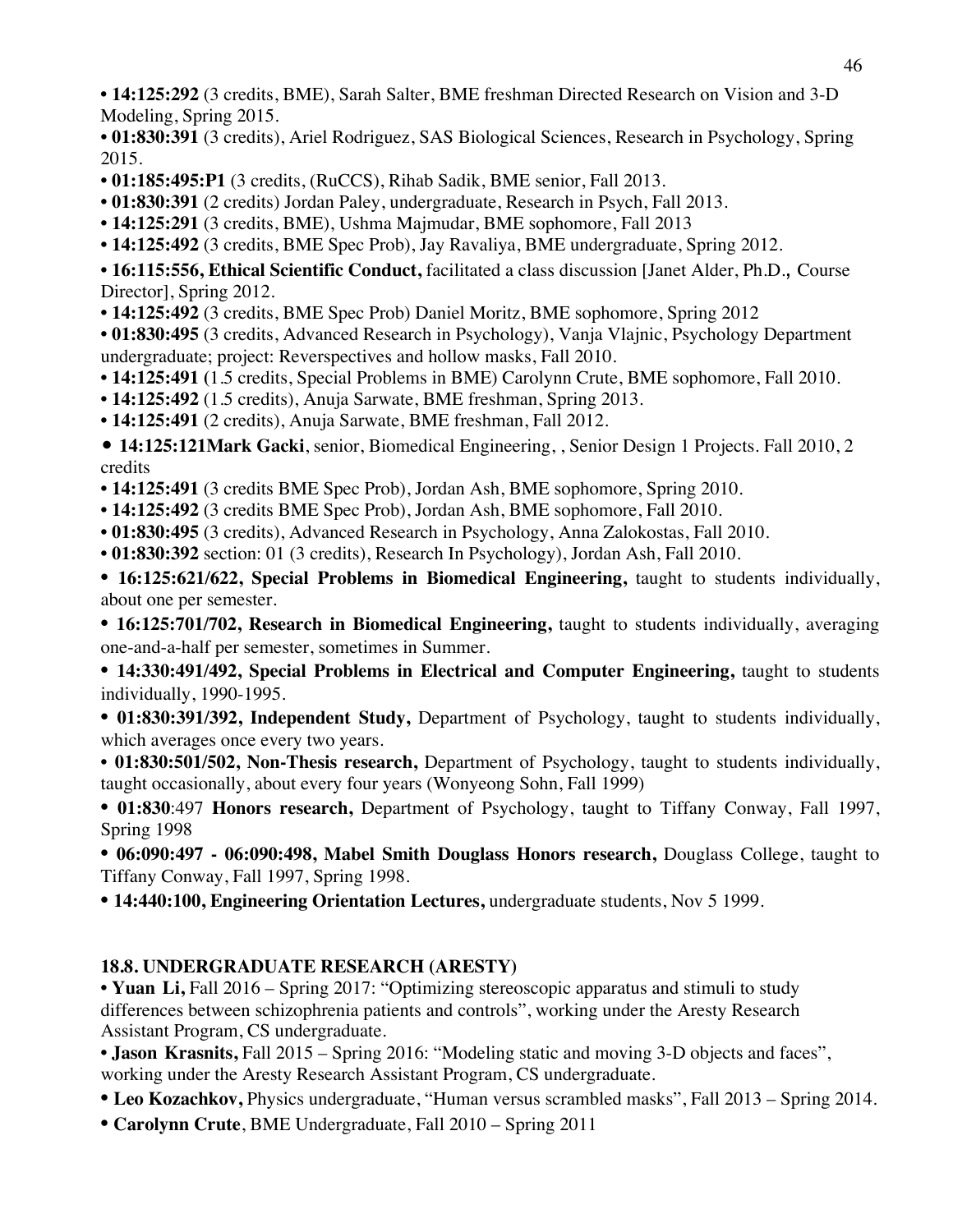- **14:125:292** (3 credits, BME), Sarah Salter, BME freshman Directed Research on Vision and 3-D Modeling, Spring 2015.
- **01:830:391** (3 credits), Ariel Rodriguez, SAS Biological Sciences, Research in Psychology, Spring 2015.
- **01:185:495:P1** (3 credits, (RuCCS), Rihab Sadik, BME senior, Fall 2013.
- **01:830:391** (2 credits) Jordan Paley, undergraduate, Research in Psych, Fall 2013.
- **14:125:291** (3 credits, BME), Ushma Majmudar, BME sophomore, Fall 2013
- **14:125:492** (3 credits, BME Spec Prob), Jay Ravaliya, BME undergraduate, Spring 2012.
- **16:115:556, Ethical Scientific Conduct,** facilitated a class discussion [Janet Alder, Ph.D.*,* Course Director], Spring 2012.
- **14:125:492** (3 credits, BME Spec Prob) Daniel Moritz, BME sophomore, Spring 2012
- **01:830:495** (3 credits, Advanced Research in Psychology), Vanja Vlajnic, Psychology Department undergraduate; project: Reverspectives and hollow masks, Fall 2010.
- **14:125:491** (1.5 credits, Special Problems in BME) Carolynn Crute, BME sophomore, Fall 2010.
- **14:125:492** (1.5 credits), Anuja Sarwate, BME freshman, Spring 2013.
- **14:125:491** (2 credits), Anuja Sarwate, BME freshman, Fall 2012.
- **14:125:121Mark Gacki**, senior, Biomedical Engineering, , Senior Design 1 Projects. Fall 2010, 2 credits
- **14:125:491** (3 credits BME Spec Prob), Jordan Ash, BME sophomore, Spring 2010.
- **14:125:492** (3 credits BME Spec Prob), Jordan Ash, BME sophomore, Fall 2010.
- **01:830:495** (3 credits), Advanced Research in Psychology, Anna Zalokostas, Fall 2010.
- **01:830:392** section: 01 (3 credits), Research In Psychology), Jordan Ash, Fall 2010.
- **16:125:621/622, Special Problems in Biomedical Engineering,** taught to students individually, about one per semester.
- **16:125:701/702, Research in Biomedical Engineering,** taught to students individually, averaging one-and-a-half per semester, sometimes in Summer.
- **14:330:491/492, Special Problems in Electrical and Computer Engineering,** taught to students individually, 1990-1995.
- **01:830:391/392, Independent Study,** Department of Psychology, taught to students individually, which averages once every two years.
- **01:830:501/502, Non-Thesis research,** Department of Psychology, taught to students individually, taught occasionally, about every four years (Wonyeong Sohn, Fall 1999)
- **01:830**:497 **Honors research,** Department of Psychology, taught to Tiffany Conway, Fall 1997, Spring 1998
- **06:090:497 - 06:090:498, Mabel Smith Douglass Honors research,** Douglass College, taught to Tiffany Conway, Fall 1997, Spring 1998.
- **14:440:100, Engineering Orientation Lectures,** undergraduate students, Nov 5 1999.

### 18.8. UNDERGRADUATE RESEARCH (ARESTY)

- **Yuan Li,** Fall 2016 – Spring 2017: "Optimizing stereoscopic apparatus and stimuli to study differences between schizophrenia patients and controls", working under the Aresty Research Assistant Program, CS undergraduate.
- **Jason Krasnits,** Fall 2015 – Spring 2016: "Modeling static and moving 3-D objects and faces", working under the Aresty Research Assistant Program, CS undergraduate.
- **Leo Kozachkov,** Physics undergraduate, "Human versus scrambled masks", Fall 2013 – Spring 2014.
- **Carolynn Crute**, BME Undergraduate, Fall 2010 – Spring 2011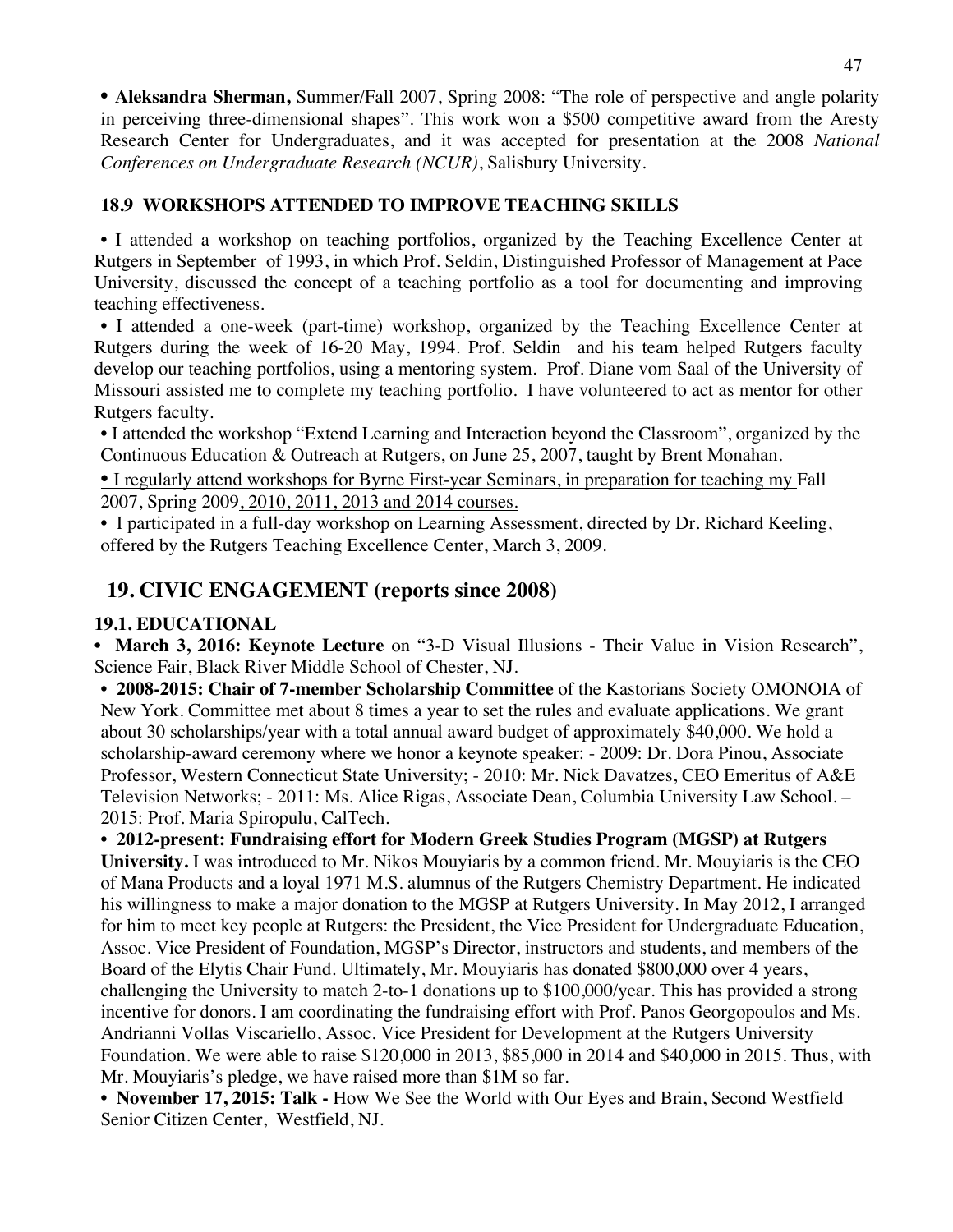- **Aleksandra Sherman,** Summer/Fall 2007, Spring 2008: "The role of perspective and angle polarity in perceiving three-dimensional shapes". This work won a $500 competitive award from the Aresty Research Center for Undergraduates, and it was accepted for presentation at the 2008 *National Conferences on Undergraduate Research (NCUR)*, Salisbury University.

### 18.9 WORKSHOPS ATTENDED TO IMPROVE TEACHING SKILLS

- I attended a workshop on teaching portfolios, organized by the Teaching Excellence Center at Rutgers in September of 1993, in which Prof. Seldin, Distinguished Professor of Management at Pace University, discussed the concept of a teaching portfolio as a tool for documenting and improving teaching effectiveness.
- I attended a one-week (part-time) workshop, organized by the Teaching Excellence Center at Rutgers during the week of 16-20 May, 1994. Prof. Seldin and his team helped Rutgers faculty develop our teaching portfolios, using a mentoring system. Prof. Diane vom Saal of the University of Missouri assisted me to complete my teaching portfolio. I have volunteered to act as mentor for other Rutgers faculty.
- I attended the workshop "Extend Learning and Interaction beyond the Classroom", organized by the Continuous Education & Outreach at Rutgers, on June 25, 2007, taught by Brent Monahan.
- I regularly attend workshops for Byrne First-year Seminars, in preparation for teaching my Fall 2007, Spring 2009, 2010, 2011, 2013 and 2014 courses.
- I participated in a full-day workshop on Learning Assessment, directed by Dr. Richard Keeling, offered by the Rutgers Teaching Excellence Center, March 3, 2009.

## 19. CIVIC ENGAGEMENT (reports since 2008)

### 19.1. EDUCATIONAL

- **March 3, 2016: Keynote Lecture** on "3-D Visual Illusions - Their Value in Vision Research", Science Fair, Black River Middle School of Chester, NJ.
- **2008-2015: Chair of 7-member Scholarship Committee** of the Kastorians Society OMONOIA of New York. Committee met about 8 times a year to set the rules and evaluate applications. We grant about 30 scholarships/year with a total annual award budget of approximately $40,000. We hold a scholarship-award ceremony where we honor a keynote speaker: - 2009: Dr. Dora Pinou, Associate Professor, Western Connecticut State University; - 2010: Mr. Nick Davatzes, CEO Emeritus of A&E Television Networks; - 2011: Ms. Alice Rigas, Associate Dean, Columbia University Law School. – 2015: Prof. Maria Spiropulu, CalTech.
- **2012-present: Fundraising effort for Modern Greek Studies Program (MGSP) at Rutgers University.** I was introduced to Mr. Nikos Mouyiaris by a common friend. Mr. Mouyiaris is the CEO of Mana Products and a loyal 1971 M.S. alumnus of the Rutgers Chemistry Department. He indicated his willingness to make a major donation to the MGSP at Rutgers University. In May 2012, I arranged for him to meet key people at Rutgers: the President, the Vice President for Undergraduate Education, Assoc. Vice President of Foundation, MGSP's Director, instructors and students, and members of the Board of the Elytis Chair Fund. Ultimately, Mr. Mouyiaris has donated $800,000 over 4 years, challenging the University to match 2-to-1 donations up to $100,000/year. This has provided a strong incentive for donors. I am coordinating the fundraising effort with Prof. Panos Georgopoulos and Ms. Andrianni Vollas Viscariello, Assoc. Vice President for Development at the Rutgers University Foundation. We were able to raise $120,000 in 2013, $85,000 in 2014 and $40,000 in 2015. Thus, with Mr. Mouyiaris's pledge, we have raised more than $1M so far.
- **November 17, 2015: Talk -** How We See the World with Our Eyes and Brain, Second Westfield Senior Citizen Center, Westfield, NJ.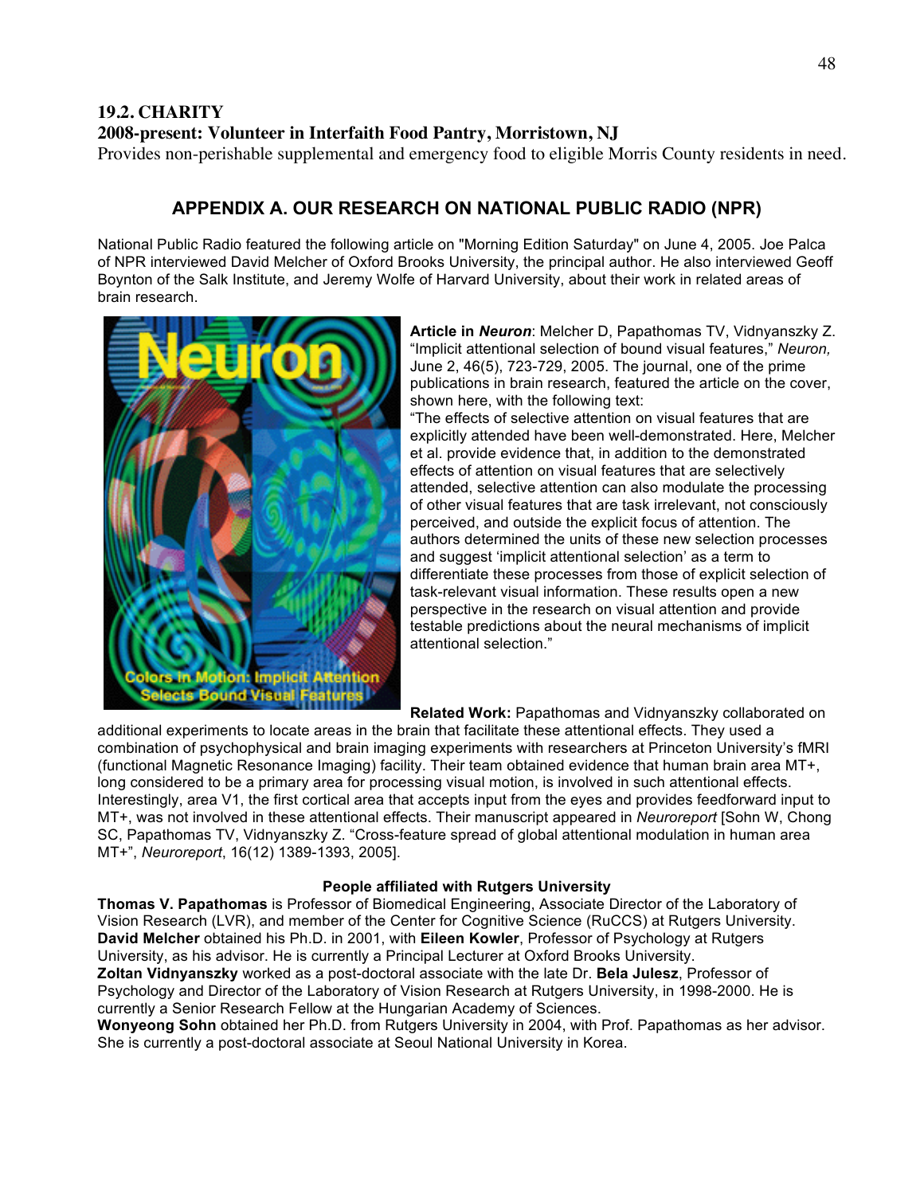## 19.2. CHARITY

**2008-present: Volunteer in Interfaith Food Pantry, Morristown, NJ**

Provides non-perishable supplemental and emergency food to eligible Morris County residents in need.

## APPENDIX A. OUR RESEARCH ON NATIONAL PUBLIC RADIO (NPR)

National Public Radio featured the following article on "Morning Edition Saturday" on June 4, 2005. Joe Palca of NPR interviewed David Melcher of Oxford Brooks University, the principal author. He also interviewed Geoff Boynton of the Salk Institute, and Jeremy Wolfe of Harvard University, about their work in related areas of brain research.

**Article in *Neuron***: Melcher D, Papathomas TV, Vidnyanszky Z. "Implicit attentional selection of bound visual features," *Neuron,* June 2, 46(5), 723-729, 2005. The journal, one of the prime publications in brain research, featured the article on the cover, shown here, with the following text:

"The effects of selective attention on visual features that are explicitly attended have been well-demonstrated. Here, Melcher et al. provide evidence that, in addition to the demonstrated effects of attention on visual features that are selectively attended, selective attention can also modulate the processing of other visual features that are task irrelevant, not consciously perceived, and outside the explicit focus of attention. The authors determined the units of these new selection processes and suggest 'implicit attentional selection' as a term to differentiate these processes from those of explicit selection of task-relevant visual information. These results open a new perspective in the research on visual attention and provide testable predictions about the neural mechanisms of implicit attentional selection."

**Related Work:** Papathomas and Vidnyanszky collaborated on additional experiments to locate areas in the brain that facilitate these attentional effects. They used a combination of psychophysical and brain imaging experiments with researchers at Princeton University's fMRI (functional Magnetic Resonance Imaging) facility. Their team obtained evidence that human brain area MT+, long considered to be a primary area for processing visual motion, is involved in such attentional effects. Interestingly, area V1, the first cortical area that accepts input from the eyes and provides feedforward input to MT+, was not involved in these attentional effects. Their manuscript appeared in *Neuroreport* [Sohn W, Chong SC, Papathomas TV, Vidnyanszky Z. "Cross-feature spread of global attentional modulation in human area MT+", *Neuroreport*, 16(12) 1389-1393, 2005].

**People affiliated with Rutgers University**

**Thomas V. Papathomas** is Professor of Biomedical Engineering, Associate Director of the Laboratory of Vision Research (LVR), and member of the Center for Cognitive Science (RuCCS) at Rutgers University.
**David Melcher** obtained his Ph.D. in 2001, with **Eileen Kowler**, Professor of Psychology at Rutgers University, as his advisor. He is currently a Principal Lecturer at Oxford Brooks University.
**Zoltan Vidnyanszky** worked as a post-doctoral associate with the late Dr. **Bela Julesz**, Professor of Psychology and Director of the Laboratory of Vision Research at Rutgers University, in 1998-2000. He is currently a Senior Research Fellow at the Hungarian Academy of Sciences.
**Wonyeong Sohn** obtained her Ph.D. from Rutgers University in 2004, with Prof. Papathomas as her advisor. She is currently a post-doctoral associate at Seoul National University in Korea.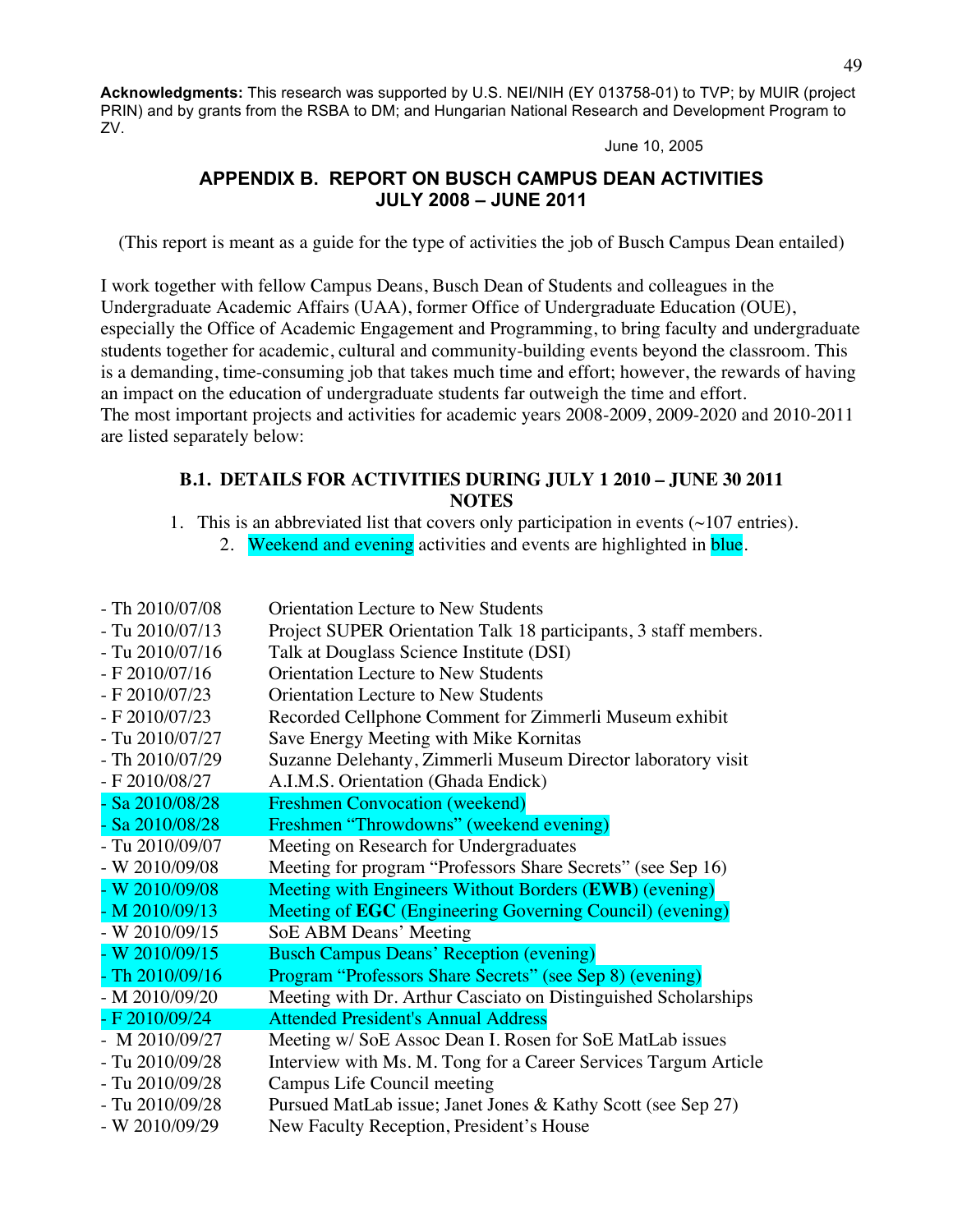**Acknowledgments:** This research was supported by U.S. NEI/NIH (EY 013758-01) to TVP; by MUIR (project PRIN) and by grants from the RSBA to DM; and Hungarian National Research and Development Program to ZV.

June 10, 2005

## APPENDIX B. REPORT ON BUSCH CAMPUS DEAN ACTIVITIES JULY 2008 – JUNE 2011

(This report is meant as a guide for the type of activities the job of Busch Campus Dean entailed)

I work together with fellow Campus Deans, Busch Dean of Students and colleagues in the Undergraduate Academic Affairs (UAA), former Office of Undergraduate Education (OUE), especially the Office of Academic Engagement and Programming, to bring faculty and undergraduate students together for academic, cultural and community-building events beyond the classroom. This is a demanding, time-consuming job that takes much time and effort; however, the rewards of having an impact on the education of undergraduate students far outweigh the time and effort.
The most important projects and activities for academic years 2008-2009, 2009-2020 and 2010-2011 are listed separately below:

### B.1. DETAILS FOR ACTIVITIES DURING JULY 1 2010 – JUNE 30 2011 NOTES

1. This is an abbreviated list that covers only participation in events (~107 entries).
2. Weekend and evening activities and events are highlighted in blue.

| | |
|---|---|
| - Th 2010/07/08 | Orientation Lecture to New Students |
| - Tu 2010/07/13 | Project SUPER Orientation Talk 18 participants, 3 staff members. |
| - Tu 2010/07/16 | Talk at Douglass Science Institute (DSI) |
| - F 2010/07/16 | Orientation Lecture to New Students |
| - F 2010/07/23 | Orientation Lecture to New Students |
| - F 2010/07/23 | Recorded Cellphone Comment for Zimmerli Museum exhibit |
| - Tu 2010/07/27 | Save Energy Meeting with Mike Kornitas |
| - Th 2010/07/29 | Suzanne Delehanty, Zimmerli Museum Director laboratory visit |
| - F 2010/08/27 | A.I.M.S. Orientation (Ghada Endick) |
| - Sa 2010/08/28 | Freshmen Convocation (weekend) |
| - Sa 2010/08/28 | Freshmen "Throwdowns" (weekend evening) |
| - Tu 2010/09/07 | Meeting on Research for Undergraduates |
| - W 2010/09/08 | Meeting for program "Professors Share Secrets" (see Sep 16) |
| - W 2010/09/08 | Meeting with Engineers Without Borders (**EWB**) (evening) |
| - M 2010/09/13 | Meeting of **EGC** (Engineering Governing Council) (evening) |
| - W 2010/09/15 | SoE ABM Deans' Meeting |
| - W 2010/09/15 | Busch Campus Deans' Reception (evening) |
| - Th 2010/09/16 | Program "Professors Share Secrets" (see Sep 8) (evening) |
| - M 2010/09/20 | Meeting with Dr. Arthur Casciato on Distinguished Scholarships |
| - F 2010/09/24 | Attended President's Annual Address |
| - M 2010/09/27 | Meeting w/ SoE Assoc Dean I. Rosen for SoE MatLab issues |
| - Tu 2010/09/28 | Interview with Ms. M. Tong for a Career Services Targum Article |
| - Tu 2010/09/28 | Campus Life Council meeting |
| - Tu 2010/09/28 | Pursued MatLab issue; Janet Jones & Kathy Scott (see Sep 27) |
| - W 2010/09/29 | New Faculty Reception, President's House |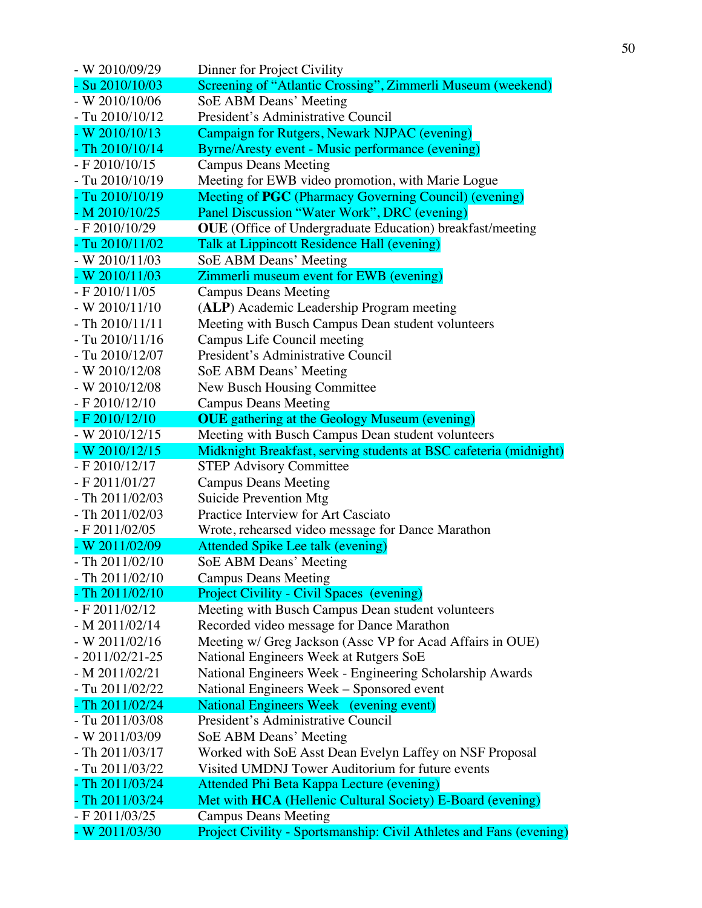- W 2010/09/29 Dinner for Project Civility
- Su 2010/10/03 Screening of "Atlantic Crossing", Zimmerli Museum (weekend)
- W 2010/10/06 SoE ABM Deans' Meeting
- Tu 2010/10/12 President's Administrative Council
- W 2010/10/13 Campaign for Rutgers, Newark NJPAC (evening)
- Th 2010/10/14 Byrne/Aresty event - Music performance (evening)
- F 2010/10/15 Campus Deans Meeting
- Tu 2010/10/19 Meeting for EWB video promotion, with Marie Logue
- Tu 2010/10/19 Meeting of **PGC** (Pharmacy Governing Council) (evening)
- M 2010/10/25 Panel Discussion "Water Work", DRC (evening)
- F 2010/10/29 **OUE** (Office of Undergraduate Education) breakfast/meeting
- Tu 2010/11/02 Talk at Lippincott Residence Hall (evening)
- W 2010/11/03 SoE ABM Deans' Meeting
- W 2010/11/03 Zimmerli museum event for EWB (evening)
- F 2010/11/05 Campus Deans Meeting
- W 2010/11/10 (**ALP**) Academic Leadership Program meeting
- Th 2010/11/11 Meeting with Busch Campus Dean student volunteers
- Tu 2010/11/16 Campus Life Council meeting
- Tu 2010/12/07 President's Administrative Council
- W 2010/12/08 SoE ABM Deans' Meeting
- W 2010/12/08 New Busch Housing Committee
- F 2010/12/10 Campus Deans Meeting
- F 2010/12/10 **OUE** gathering at the Geology Museum (evening)
- W 2010/12/15 Meeting with Busch Campus Dean student volunteers
- W 2010/12/15 Midnight Breakfast, serving students at BSC cafeteria (midnight)
- F 2010/12/17 STEP Advisory Committee
- F 2011/01/27 Campus Deans Meeting
- Th 2011/02/03 Suicide Prevention Mtg
- Th 2011/02/03 Practice Interview for Art Casciato
- F 2011/02/05 Wrote, rehearsed video message for Dance Marathon
- W 2011/02/09 Attended Spike Lee talk (evening)
- Th 2011/02/10 SoE ABM Deans' Meeting
- Th 2011/02/10 Campus Deans Meeting
- Th 2011/02/10 Project Civility - Civil Spaces (evening)
- F 2011/02/12 Meeting with Busch Campus Dean student volunteers
- M 2011/02/14 Recorded video message for Dance Marathon
- W 2011/02/16 Meeting w/ Greg Jackson (Assc VP for Acad Affairs in OUE)
- 2011/02/21-25 National Engineers Week at Rutgers SoE
- M 2011/02/21 National Engineers Week - Engineering Scholarship Awards
- Tu 2011/02/22 National Engineers Week – Sponsored event
- Th 2011/02/24 National Engineers Week (evening event)
- Tu 2011/03/08 President's Administrative Council
- W 2011/03/09 SoE ABM Deans' Meeting
- Th 2011/03/17 Worked with SoE Asst Dean Evelyn Laffey on NSF Proposal
- Tu 2011/03/22 Visited UMDNJ Tower Auditorium for future events
- Th 2011/03/24 Attended Phi Beta Kappa Lecture (evening)
- Th 2011/03/24 Met with **HCA** (Hellenic Cultural Society) E-Board (evening)
- F 2011/03/25 Campus Deans Meeting
- W 2011/03/30 Project Civility - Sportsmanship: Civil Athletes and Fans (evening)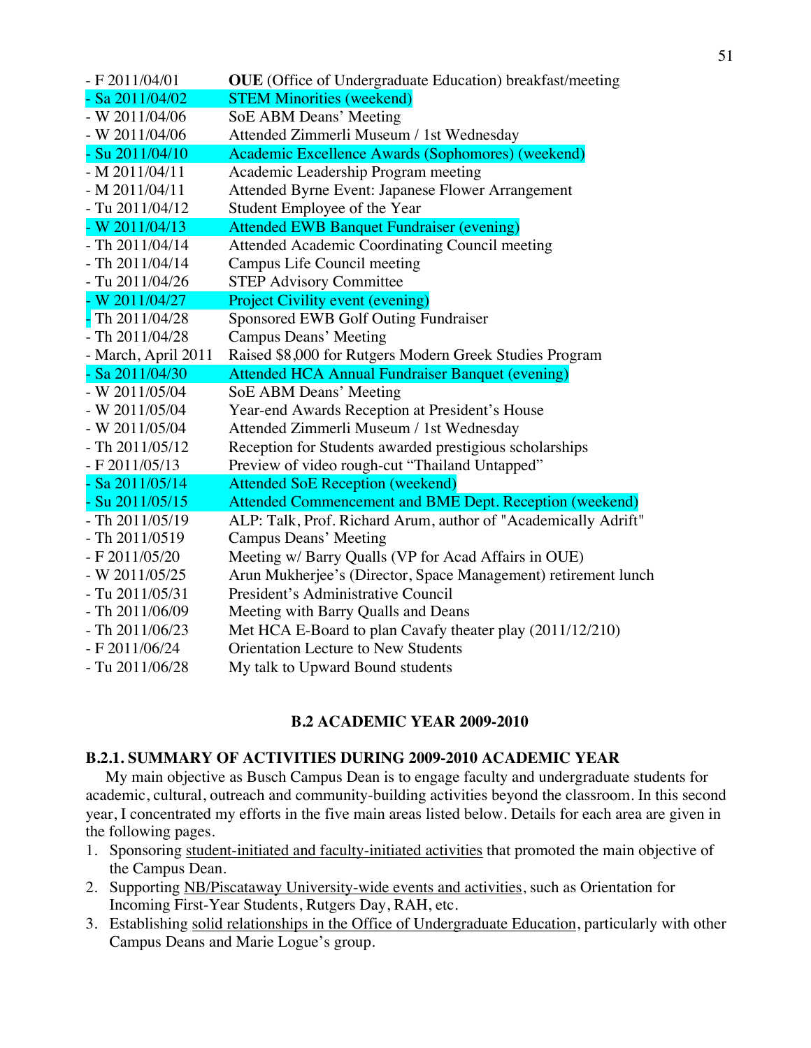- F 2011/04/01 **OUE** (Office of Undergraduate Education) breakfast/meeting
- Sa 2011/04/02 STEM Minorities (weekend)
- W 2011/04/06 SoE ABM Deans' Meeting
- W 2011/04/06 Attended Zimmerli Museum / 1st Wednesday
- Su 2011/04/10 Academic Excellence Awards (Sophomores) (weekend)
- M 2011/04/11 Academic Leadership Program meeting
- M 2011/04/11 Attended Byrne Event: Japanese Flower Arrangement
- Tu 2011/04/12 Student Employee of the Year
- W 2011/04/13 Attended EWB Banquet Fundraiser (evening)
- Th 2011/04/14 Attended Academic Coordinating Council meeting
- Th 2011/04/14 Campus Life Council meeting
- Tu 2011/04/26 STEP Advisory Committee
- W 2011/04/27 Project Civility event (evening)
- Th 2011/04/28 Sponsored EWB Golf Outing Fundraiser
- Th 2011/04/28 Campus Deans' Meeting
- March, April 2011 Raised $8,000 for Rutgers Modern Greek Studies Program
- Sa 2011/04/30 Attended HCA Annual Fundraiser Banquet (evening)
- W 2011/05/04 SoE ABM Deans' Meeting
- W 2011/05/04 Year-end Awards Reception at President's House
- W 2011/05/04 Attended Zimmerli Museum / 1st Wednesday
- Th 2011/05/12 Reception for Students awarded prestigious scholarships
- F 2011/05/13 Preview of video rough-cut "Thailand Untapped"
- Sa 2011/05/14 Attended SoE Reception (weekend)
- Su 2011/05/15 Attended Commencement and BME Dept. Reception (weekend)
- Th 2011/05/19 ALP: Talk, Prof. Richard Arum, author of "Academically Adrift"
- Th 2011/0519 Campus Deans' Meeting
- F 2011/05/20 Meeting w/ Barry Qualls (VP for Acad Affairs in OUE)
- W 2011/05/25 Arun Mukherjee's (Director, Space Management) retirement lunch
- Tu 2011/05/31 President's Administrative Council
- Th 2011/06/09 Meeting with Barry Qualls and Deans
- Th 2011/06/23 Met HCA E-Board to plan Cavafy theater play (2011/12/210)
- F 2011/06/24 Orientation Lecture to New Students
- Tu 2011/06/28 My talk to Upward Bound students

## B.2 ACADEMIC YEAR 2009-2010

### B.2.1. SUMMARY OF ACTIVITIES DURING 2009-2010 ACADEMIC YEAR

My main objective as Busch Campus Dean is to engage faculty and undergraduate students for academic, cultural, outreach and community-building activities beyond the classroom. In this second year, I concentrated my efforts in the five main areas listed below. Details for each area are given in the following pages.

1. Sponsoring student-initiated and faculty-initiated activities that promoted the main objective of the Campus Dean.
2. Supporting NB/Piscataway University-wide events and activities, such as Orientation for Incoming First-Year Students, Rutgers Day, RAH, etc.
3. Establishing solid relationships in the Office of Undergraduate Education, particularly with other Campus Deans and Marie Logue's group.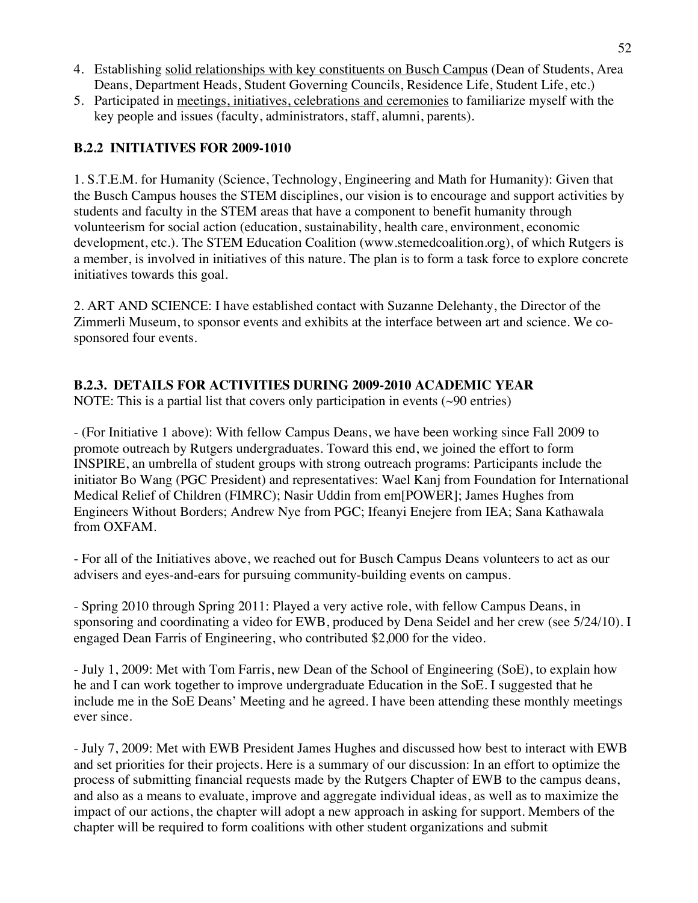4. Establishing solid relationships with key constituents on Busch Campus (Dean of Students, Area Deans, Department Heads, Student Governing Councils, Residence Life, Student Life, etc.)
5. Participated in meetings, initiatives, celebrations and ceremonies to familiarize myself with the key people and issues (faculty, administrators, staff, alumni, parents).

### B.2.2 INITIATIVES FOR 2009-1010

1. S.T.E.M. for Humanity (Science, Technology, Engineering and Math for Humanity): Given that the Busch Campus houses the STEM disciplines, our vision is to encourage and support activities by students and faculty in the STEM areas that have a component to benefit humanity through volunteerism for social action (education, sustainability, health care, environment, economic development, etc.). The STEM Education Coalition (www.stemedcoalition.org), of which Rutgers is a member, is involved in initiatives of this nature. The plan is to form a task force to explore concrete initiatives towards this goal.

2. ART AND SCIENCE: I have established contact with Suzanne Delehanty, the Director of the Zimmerli Museum, to sponsor events and exhibits at the interface between art and science. We co-sponsored four events.

### B.2.3. DETAILS FOR ACTIVITIES DURING 2009-2010 ACADEMIC YEAR

NOTE: This is a partial list that covers only participation in events (~90 entries)

- (For Initiative 1 above): With fellow Campus Deans, we have been working since Fall 2009 to promote outreach by Rutgers undergraduates. Toward this end, we joined the effort to form INSPIRE, an umbrella of student groups with strong outreach programs: Participants include the initiator Bo Wang (PGC President) and representatives: Wael Kanj from Foundation for International Medical Relief of Children (FIMRC); Nasir Uddin from em[POWER]; James Hughes from Engineers Without Borders; Andrew Nye from PGC; Ifeanyi Enejere from IEA; Sana Kathawala from OXFAM.

- For all of the Initiatives above, we reached out for Busch Campus Deans volunteers to act as our advisers and eyes-and-ears for pursuing community-building events on campus.

- Spring 2010 through Spring 2011: Played a very active role, with fellow Campus Deans, in sponsoring and coordinating a video for EWB, produced by Dena Seidel and her crew (see 5/24/10). I engaged Dean Farris of Engineering, who contributed $2,000 for the video.

- July 1, 2009: Met with Tom Farris, new Dean of the School of Engineering (SoE), to explain how he and I can work together to improve undergraduate Education in the SoE. I suggested that he include me in the SoE Deans' Meeting and he agreed. I have been attending these monthly meetings ever since.

- July 7, 2009: Met with EWB President James Hughes and discussed how best to interact with EWB and set priorities for their projects. Here is a summary of our discussion: In an effort to optimize the process of submitting financial requests made by the Rutgers Chapter of EWB to the campus deans, and also as a means to evaluate, improve and aggregate individual ideas, as well as to maximize the impact of our actions, the chapter will adopt a new approach in asking for support. Members of the chapter will be required to form coalitions with other student organizations and submit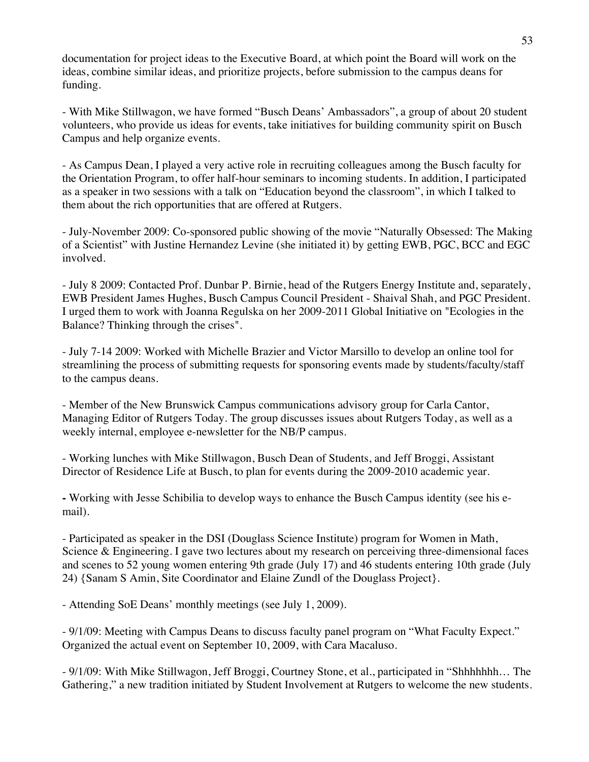documentation for project ideas to the Executive Board, at which point the Board will work on the ideas, combine similar ideas, and prioritize projects, before submission to the campus deans for funding.

- With Mike Stillwagon, we have formed "Busch Deans' Ambassadors", a group of about 20 student volunteers, who provide us ideas for events, take initiatives for building community spirit on Busch Campus and help organize events.

- As Campus Dean, I played a very active role in recruiting colleagues among the Busch faculty for the Orientation Program, to offer half-hour seminars to incoming students. In addition, I participated as a speaker in two sessions with a talk on "Education beyond the classroom", in which I talked to them about the rich opportunities that are offered at Rutgers.

- July-November 2009: Co-sponsored public showing of the movie "Naturally Obsessed: The Making of a Scientist" with Justine Hernandez Levine (she initiated it) by getting EWB, PGC, BCC and EGC involved.

- July 8 2009: Contacted Prof. Dunbar P. Birnie, head of the Rutgers Energy Institute and, separately, EWB President James Hughes, Busch Campus Council President - Shaival Shah, and PGC President. I urged them to work with Joanna Regulska on her 2009-2011 Global Initiative on "Ecologies in the Balance? Thinking through the crises".

- July 7-14 2009: Worked with Michelle Brazier and Victor Marsillo to develop an online tool for streamlining the process of submitting requests for sponsoring events made by students/faculty/staff to the campus deans.

- Member of the New Brunswick Campus communications advisory group for Carla Cantor, Managing Editor of Rutgers Today. The group discusses issues about Rutgers Today, as well as a weekly internal, employee e-newsletter for the NB/P campus.

- Working lunches with Mike Stillwagon, Busch Dean of Students, and Jeff Broggi, Assistant Director of Residence Life at Busch, to plan for events during the 2009-2010 academic year.

**-** Working with Jesse Schibilia to develop ways to enhance the Busch Campus identity (see his e-mail).

- Participated as speaker in the DSI (Douglass Science Institute) program for Women in Math, Science & Engineering. I gave two lectures about my research on perceiving three-dimensional faces and scenes to 52 young women entering 9th grade (July 17) and 46 students entering 10th grade (July 24) {Sanam S Amin, Site Coordinator and Elaine Zundl of the Douglass Project}.

- Attending SoE Deans' monthly meetings (see July 1, 2009).

- 9/1/09: Meeting with Campus Deans to discuss faculty panel program on "What Faculty Expect." Organized the actual event on September 10, 2009, with Cara Macaluso.

- 9/1/09: With Mike Stillwagon, Jeff Broggi, Courtney Stone, et al., participated in "Shhhhhhh… The Gathering," a new tradition initiated by Student Involvement at Rutgers to welcome the new students.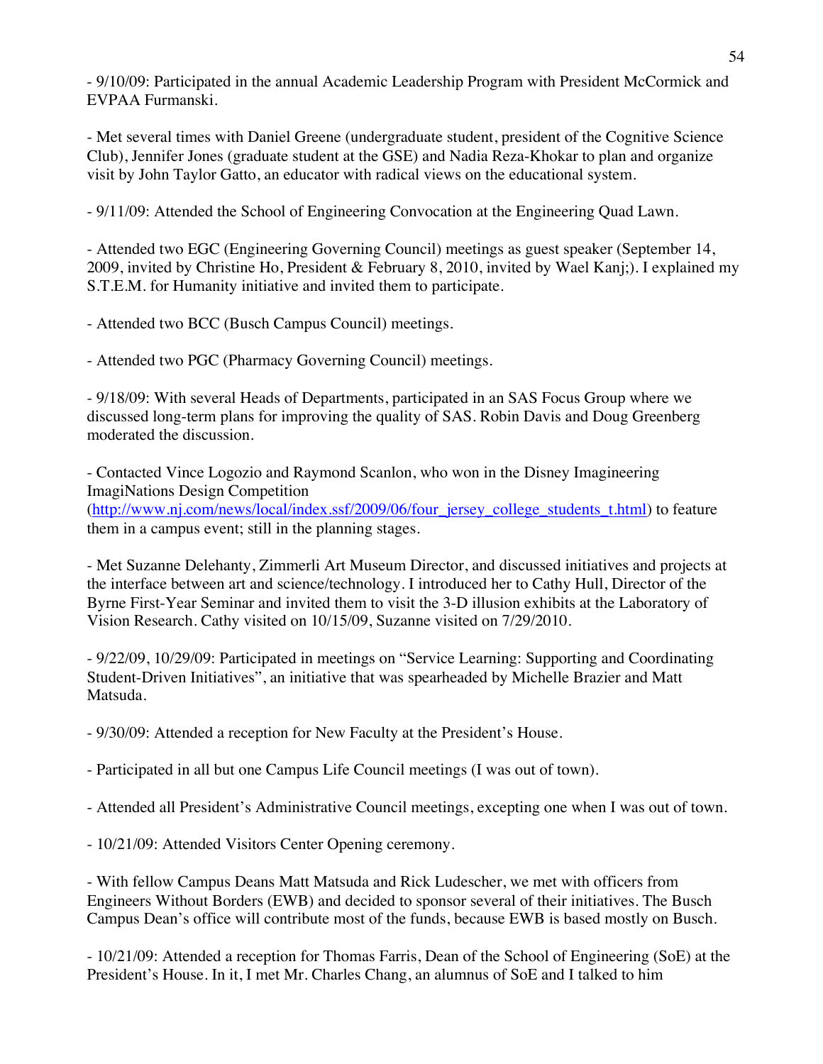- 9/10/09: Participated in the annual Academic Leadership Program with President McCormick and EVPAA Furmanski.

- Met several times with Daniel Greene (undergraduate student, president of the Cognitive Science Club), Jennifer Jones (graduate student at the GSE) and Nadia Reza-Khokar to plan and organize visit by John Taylor Gatto, an educator with radical views on the educational system.

- 9/11/09: Attended the School of Engineering Convocation at the Engineering Quad Lawn.

- Attended two EGC (Engineering Governing Council) meetings as guest speaker (September 14, 2009, invited by Christine Ho, President & February 8, 2010, invited by Wael Kanj;). I explained my S.T.E.M. for Humanity initiative and invited them to participate.

- Attended two BCC (Busch Campus Council) meetings.

- Attended two PGC (Pharmacy Governing Council) meetings.

- 9/18/09: With several Heads of Departments, participated in an SAS Focus Group where we discussed long-term plans for improving the quality of SAS. Robin Davis and Doug Greenberg moderated the discussion.

- Contacted Vince Logozio and Raymond Scanlon, who won in the Disney Imagineering ImagiNations Design Competition (http://www.nj.com/news/local/index.ssf/2009/06/four_jersey_college_students_t.html) to feature them in a campus event; still in the planning stages.

- Met Suzanne Delehanty, Zimmerli Art Museum Director, and discussed initiatives and projects at the interface between art and science/technology. I introduced her to Cathy Hull, Director of the Byrne First-Year Seminar and invited them to visit the 3-D illusion exhibits at the Laboratory of Vision Research. Cathy visited on 10/15/09, Suzanne visited on 7/29/2010.

- 9/22/09, 10/29/09: Participated in meetings on "Service Learning: Supporting and Coordinating Student-Driven Initiatives", an initiative that was spearheaded by Michelle Brazier and Matt Matsuda.

- 9/30/09: Attended a reception for New Faculty at the President's House.

- Participated in all but one Campus Life Council meetings (I was out of town).

- Attended all President's Administrative Council meetings, excepting one when I was out of town.

- 10/21/09: Attended Visitors Center Opening ceremony.

- With fellow Campus Deans Matt Matsuda and Rick Ludescher, we met with officers from Engineers Without Borders (EWB) and decided to sponsor several of their initiatives. The Busch Campus Dean's office will contribute most of the funds, because EWB is based mostly on Busch.

- 10/21/09: Attended a reception for Thomas Farris, Dean of the School of Engineering (SoE) at the President's House. In it, I met Mr. Charles Chang, an alumnus of SoE and I talked to him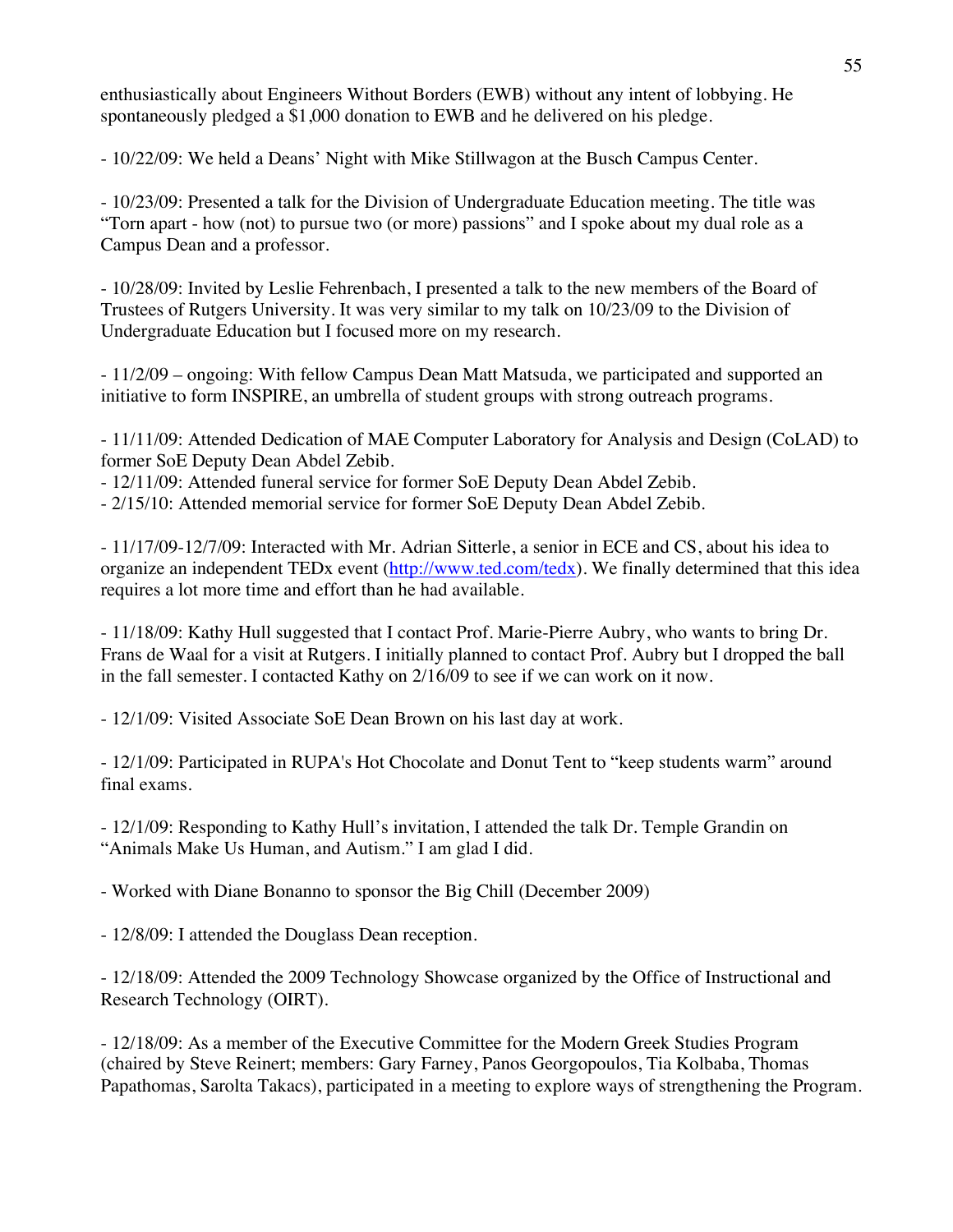enthusiastically about Engineers Without Borders (EWB) without any intent of lobbying. He spontaneously pledged a $1,000 donation to EWB and he delivered on his pledge.

- 10/22/09: We held a Deans' Night with Mike Stillwagon at the Busch Campus Center.

- 10/23/09: Presented a talk for the Division of Undergraduate Education meeting. The title was "Torn apart - how (not) to pursue two (or more) passions" and I spoke about my dual role as a Campus Dean and a professor.

- 10/28/09: Invited by Leslie Fehrenbach, I presented a talk to the new members of the Board of Trustees of Rutgers University. It was very similar to my talk on 10/23/09 to the Division of Undergraduate Education but I focused more on my research.

- 11/2/09 – ongoing: With fellow Campus Dean Matt Matsuda, we participated and supported an initiative to form INSPIRE, an umbrella of student groups with strong outreach programs.

- 11/11/09: Attended Dedication of MAE Computer Laboratory for Analysis and Design (CoLAD) to former SoE Deputy Dean Abdel Zebib.
- 12/11/09: Attended funeral service for former SoE Deputy Dean Abdel Zebib.
- 2/15/10: Attended memorial service for former SoE Deputy Dean Abdel Zebib.

- 11/17/09-12/7/09: Interacted with Mr. Adrian Sitterle, a senior in ECE and CS, about his idea to organize an independent TEDx event (http://www.ted.com/tedx). We finally determined that this idea requires a lot more time and effort than he had available.

- 11/18/09: Kathy Hull suggested that I contact Prof. Marie-Pierre Aubry, who wants to bring Dr. Frans de Waal for a visit at Rutgers. I initially planned to contact Prof. Aubry but I dropped the ball in the fall semester. I contacted Kathy on 2/16/09 to see if we can work on it now.

- 12/1/09: Visited Associate SoE Dean Brown on his last day at work.

- 12/1/09: Participated in RUPA's Hot Chocolate and Donut Tent to "keep students warm" around final exams.

- 12/1/09: Responding to Kathy Hull's invitation, I attended the talk Dr. Temple Grandin on "Animals Make Us Human, and Autism." I am glad I did.

- Worked with Diane Bonanno to sponsor the Big Chill (December 2009)

- 12/8/09: I attended the Douglass Dean reception.

- 12/18/09: Attended the 2009 Technology Showcase organized by the Office of Instructional and Research Technology (OIRT).

- 12/18/09: As a member of the Executive Committee for the Modern Greek Studies Program (chaired by Steve Reinert; members: Gary Farney, Panos Georgopoulos, Tia Kolbaba, Thomas Papathomas, Sarolta Takacs), participated in a meeting to explore ways of strengthening the Program.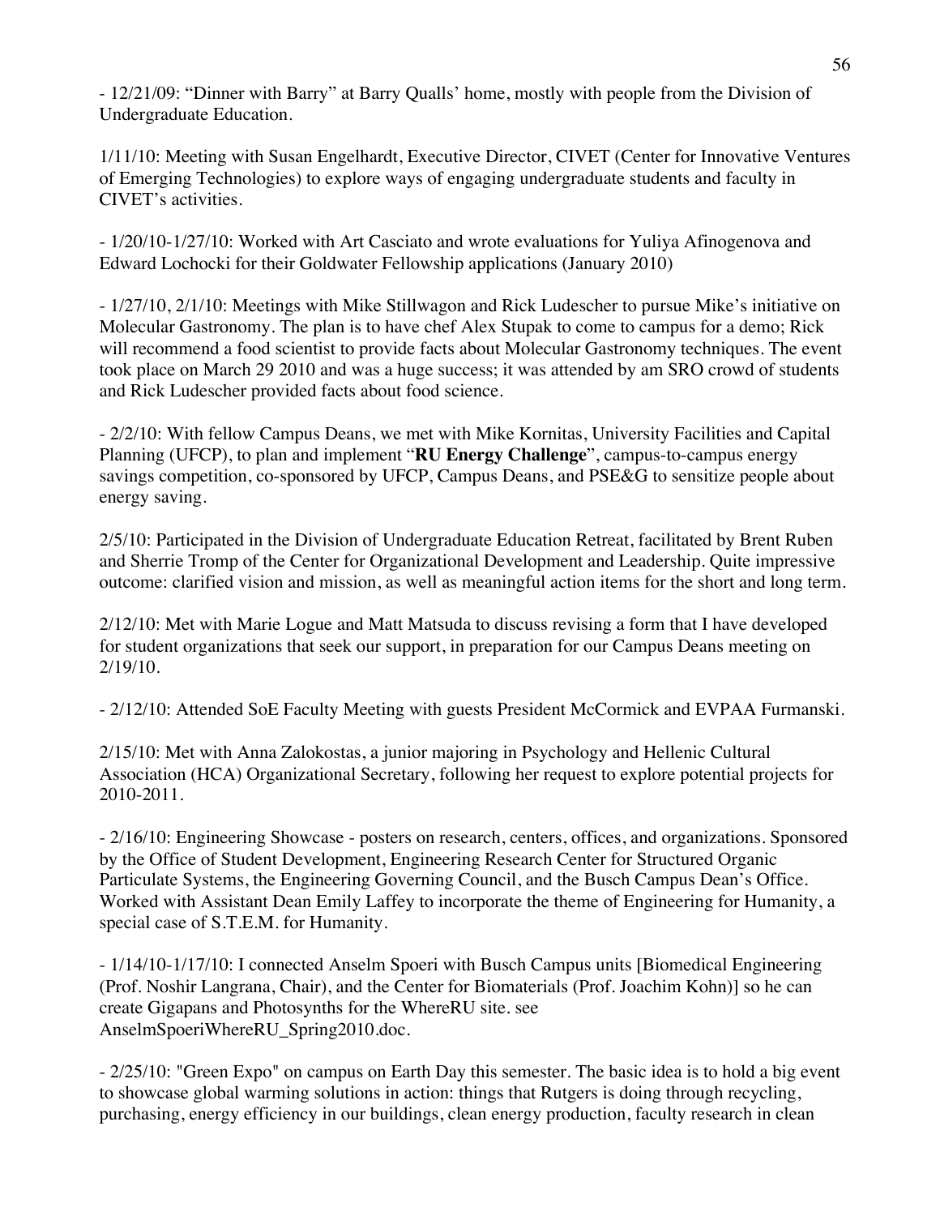- 12/21/09: "Dinner with Barry" at Barry Qualls' home, mostly with people from the Division of Undergraduate Education.

1/11/10: Meeting with Susan Engelhardt, Executive Director, CIVET (Center for Innovative Ventures of Emerging Technologies) to explore ways of engaging undergraduate students and faculty in CIVET's activities.

- 1/20/10-1/27/10: Worked with Art Casciato and wrote evaluations for Yuliya Afinogenova and Edward Lochocki for their Goldwater Fellowship applications (January 2010)

- 1/27/10, 2/1/10: Meetings with Mike Stillwagon and Rick Ludescher to pursue Mike's initiative on Molecular Gastronomy. The plan is to have chef Alex Stupak to come to campus for a demo; Rick will recommend a food scientist to provide facts about Molecular Gastronomy techniques. The event took place on March 29 2010 and was a huge success; it was attended by am SRO crowd of students and Rick Ludescher provided facts about food science.

- 2/2/10: With fellow Campus Deans, we met with Mike Kornitas, University Facilities and Capital Planning (UFCP), to plan and implement "**RU Energy Challenge**", campus-to-campus energy savings competition, co-sponsored by UFCP, Campus Deans, and PSE&G to sensitize people about energy saving.

2/5/10: Participated in the Division of Undergraduate Education Retreat, facilitated by Brent Ruben and Sherrie Tromp of the Center for Organizational Development and Leadership. Quite impressive outcome: clarified vision and mission, as well as meaningful action items for the short and long term.

2/12/10: Met with Marie Logue and Matt Matsuda to discuss revising a form that I have developed for student organizations that seek our support, in preparation for our Campus Deans meeting on 2/19/10.

- 2/12/10: Attended SoE Faculty Meeting with guests President McCormick and EVPAA Furmanski.

2/15/10: Met with Anna Zalokostas, a junior majoring in Psychology and Hellenic Cultural Association (HCA) Organizational Secretary, following her request to explore potential projects for 2010-2011.

- 2/16/10: Engineering Showcase - posters on research, centers, offices, and organizations. Sponsored by the Office of Student Development, Engineering Research Center for Structured Organic Particulate Systems, the Engineering Governing Council, and the Busch Campus Dean's Office. Worked with Assistant Dean Emily Laffey to incorporate the theme of Engineering for Humanity, a special case of S.T.E.M. for Humanity.

- 1/14/10-1/17/10: I connected Anselm Spoeri with Busch Campus units [Biomedical Engineering (Prof. Noshir Langrana, Chair), and the Center for Biomaterials (Prof. Joachim Kohn)] so he can create Gigapans and Photosynths for the WhereRU site. see AnselmSpoeriWhereRU_Spring2010.doc.

- 2/25/10: "Green Expo" on campus on Earth Day this semester. The basic idea is to hold a big event to showcase global warming solutions in action: things that Rutgers is doing through recycling, purchasing, energy efficiency in our buildings, clean energy production, faculty research in clean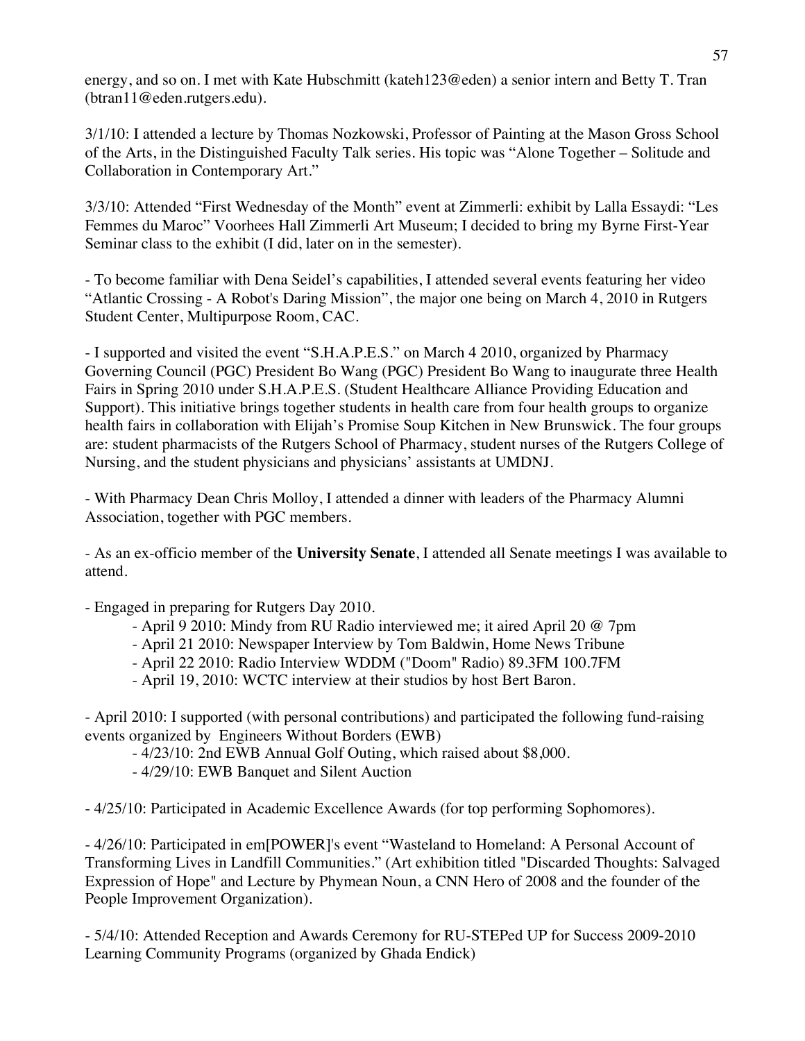energy, and so on. I met with Kate Hubschmitt (kateh123@eden) a senior intern and Betty T. Tran (btran11@eden.rutgers.edu).

3/1/10: I attended a lecture by Thomas Nozkowski, Professor of Painting at the Mason Gross School of the Arts, in the Distinguished Faculty Talk series. His topic was "Alone Together – Solitude and Collaboration in Contemporary Art."

3/3/10: Attended "First Wednesday of the Month" event at Zimmerli: exhibit by Lalla Essaydi: "Les Femmes du Maroc" Voorhees Hall Zimmerli Art Museum; I decided to bring my Byrne First-Year Seminar class to the exhibit (I did, later on in the semester).

- To become familiar with Dena Seidel's capabilities, I attended several events featuring her video "Atlantic Crossing - A Robot's Daring Mission", the major one being on March 4, 2010 in Rutgers Student Center, Multipurpose Room, CAC.

- I supported and visited the event "S.H.A.P.E.S." on March 4 2010, organized by Pharmacy Governing Council (PGC) President Bo Wang (PGC) President Bo Wang to inaugurate three Health Fairs in Spring 2010 under S.H.A.P.E.S. (Student Healthcare Alliance Providing Education and Support). This initiative brings together students in health care from four health groups to organize health fairs in collaboration with Elijah's Promise Soup Kitchen in New Brunswick. The four groups are: student pharmacists of the Rutgers School of Pharmacy, student nurses of the Rutgers College of Nursing, and the student physicians and physicians' assistants at UMDNJ.

- With Pharmacy Dean Chris Molloy, I attended a dinner with leaders of the Pharmacy Alumni Association, together with PGC members.

- As an ex-officio member of the **University Senate**, I attended all Senate meetings I was available to attend.

- Engaged in preparing for Rutgers Day 2010.
    - April 9 2010: Mindy from RU Radio interviewed me; it aired April 20 @ 7pm
    - April 21 2010: Newspaper Interview by Tom Baldwin, Home News Tribune
    - April 22 2010: Radio Interview WDDM ("Doom" Radio) 89.3FM 100.7FM
    - April 19, 2010: WCTC interview at their studios by host Bert Baron.

- April 2010: I supported (with personal contributions) and participated the following fund-raising events organized by Engineers Without Borders (EWB)
    - 4/23/10: 2nd EWB Annual Golf Outing, which raised about $8,000.
    - 4/29/10: EWB Banquet and Silent Auction

- 4/25/10: Participated in Academic Excellence Awards (for top performing Sophomores).

- 4/26/10: Participated in em[POWER]'s event "Wasteland to Homeland: A Personal Account of Transforming Lives in Landfill Communities." (Art exhibition titled "Discarded Thoughts: Salvaged Expression of Hope" and Lecture by Phymean Noun, a CNN Hero of 2008 and the founder of the People Improvement Organization).

- 5/4/10: Attended Reception and Awards Ceremony for RU-STEPed UP for Success 2009-2010 Learning Community Programs (organized by Ghada Endick)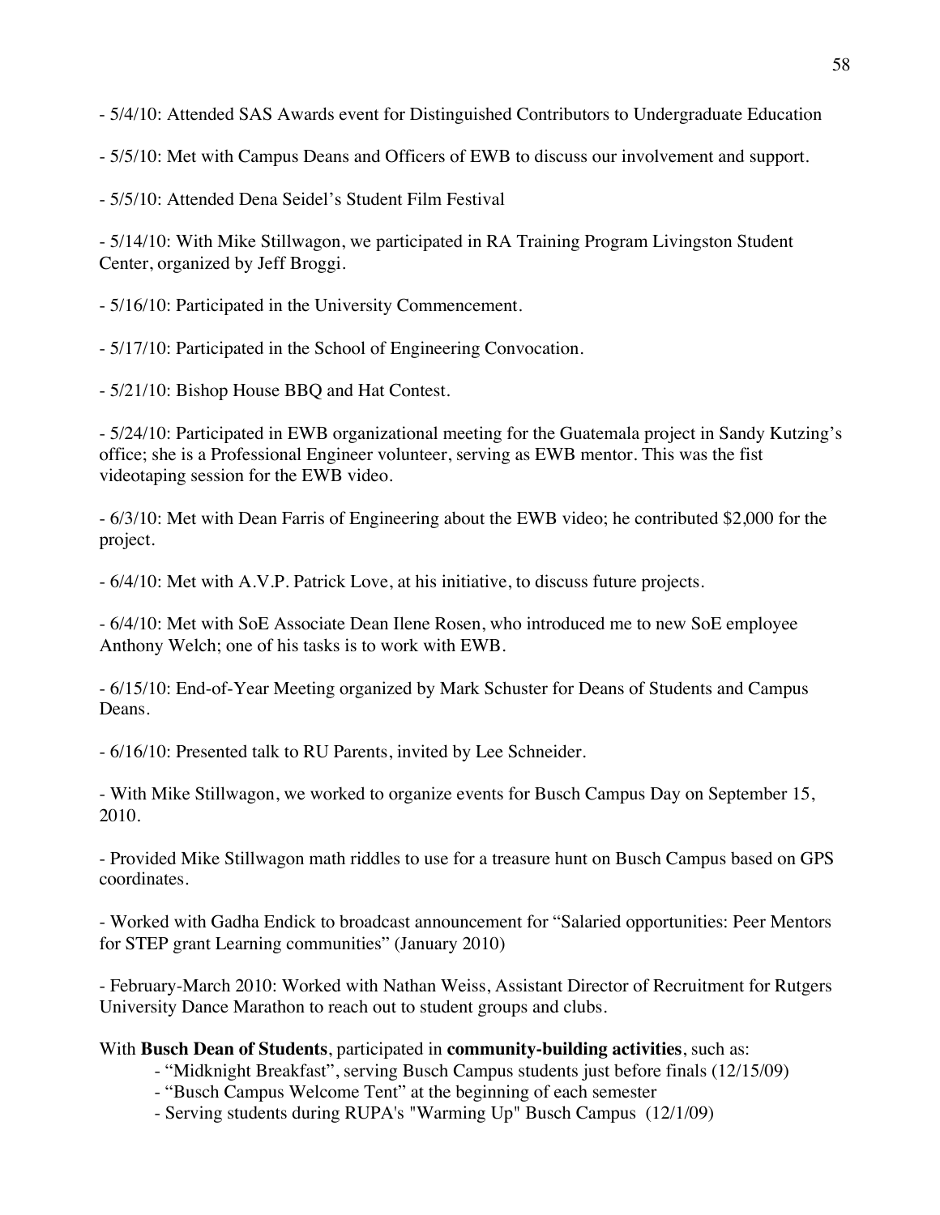- 5/4/10: Attended SAS Awards event for Distinguished Contributors to Undergraduate Education

- 5/5/10: Met with Campus Deans and Officers of EWB to discuss our involvement and support.

- 5/5/10: Attended Dena Seidel's Student Film Festival

- 5/14/10: With Mike Stillwagon, we participated in RA Training Program Livingston Student Center, organized by Jeff Broggi.

- 5/16/10: Participated in the University Commencement.

- 5/17/10: Participated in the School of Engineering Convocation.

- 5/21/10: Bishop House BBQ and Hat Contest.

- 5/24/10: Participated in EWB organizational meeting for the Guatemala project in Sandy Kutzing's office; she is a Professional Engineer volunteer, serving as EWB mentor. This was the fist videotaping session for the EWB video.

- 6/3/10: Met with Dean Farris of Engineering about the EWB video; he contributed $2,000 for the project.

- 6/4/10: Met with A.V.P. Patrick Love, at his initiative, to discuss future projects.

- 6/4/10: Met with SoE Associate Dean Ilene Rosen, who introduced me to new SoE employee Anthony Welch; one of his tasks is to work with EWB.

- 6/15/10: End-of-Year Meeting organized by Mark Schuster for Deans of Students and Campus Deans.

- 6/16/10: Presented talk to RU Parents, invited by Lee Schneider.

- With Mike Stillwagon, we worked to organize events for Busch Campus Day on September 15, 2010.

- Provided Mike Stillwagon math riddles to use for a treasure hunt on Busch Campus based on GPS coordinates.

- Worked with Gadha Endick to broadcast announcement for "Salaried opportunities: Peer Mentors for STEP grant Learning communities" (January 2010)

- February-March 2010: Worked with Nathan Weiss, Assistant Director of Recruitment for Rutgers University Dance Marathon to reach out to student groups and clubs.

With **Busch Dean of Students**, participated in **community-building activities**, such as:

- "Midknight Breakfast", serving Busch Campus students just before finals (12/15/09)
- "Busch Campus Welcome Tent" at the beginning of each semester
- Serving students during RUPA's "Warming Up" Busch Campus (12/1/09)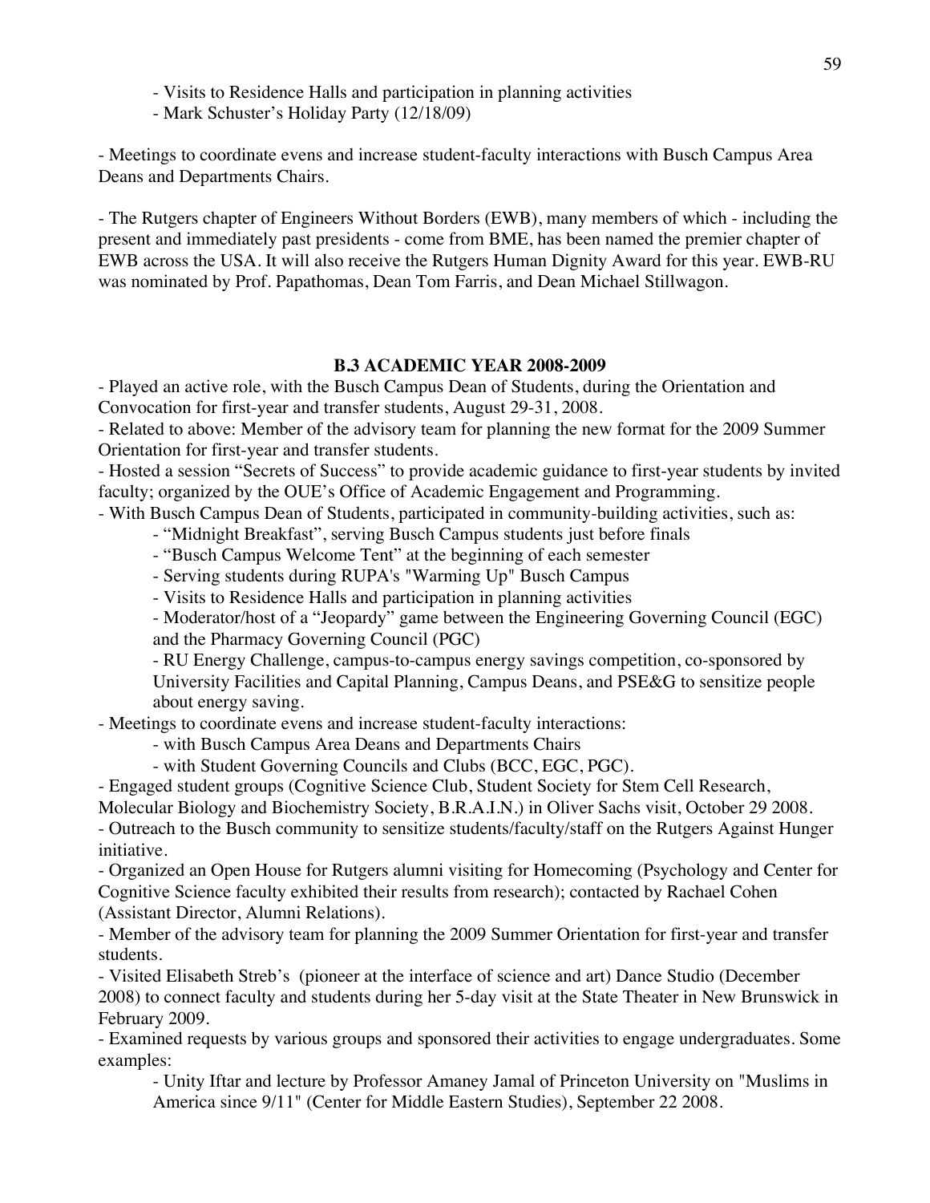- Visits to Residence Halls and participation in planning activities
  - Mark Schuster's Holiday Party (12/18/09)

- Meetings to coordinate evens and increase student-faculty interactions with Busch Campus Area Deans and Departments Chairs.

- The Rutgers chapter of Engineers Without Borders (EWB), many members of which - including the present and immediately past presidents - come from BME, has been named the premier chapter of EWB across the USA. It will also receive the Rutgers Human Dignity Award for this year. EWB-RU was nominated by Prof. Papathomas, Dean Tom Farris, and Dean Michael Stillwagon.

### B.3 ACADEMIC YEAR 2008-2009

- Played an active role, with the Busch Campus Dean of Students, during the Orientation and Convocation for first-year and transfer students, August 29-31, 2008.
- Related to above: Member of the advisory team for planning the new format for the 2009 Summer Orientation for first-year and transfer students.
- Hosted a session "Secrets of Success" to provide academic guidance to first-year students by invited faculty; organized by the OUE's Office of Academic Engagement and Programming.
- With Busch Campus Dean of Students, participated in community-building activities, such as:
  - "Midnight Breakfast", serving Busch Campus students just before finals
  - "Busch Campus Welcome Tent" at the beginning of each semester
  - Serving students during RUPA's "Warming Up" Busch Campus
  - Visits to Residence Halls and participation in planning activities
  - Moderator/host of a "Jeopardy" game between the Engineering Governing Council (EGC) and the Pharmacy Governing Council (PGC)
  - RU Energy Challenge, campus-to-campus energy savings competition, co-sponsored by University Facilities and Capital Planning, Campus Deans, and PSE&G to sensitize people about energy saving.
- Meetings to coordinate evens and increase student-faculty interactions:
  - with Busch Campus Area Deans and Departments Chairs
  - with Student Governing Councils and Clubs (BCC, EGC, PGC).
- Engaged student groups (Cognitive Science Club, Student Society for Stem Cell Research, Molecular Biology and Biochemistry Society, B.R.A.I.N.) in Oliver Sachs visit, October 29 2008.
- Outreach to the Busch community to sensitize students/faculty/staff on the Rutgers Against Hunger initiative.
- Organized an Open House for Rutgers alumni visiting for Homecoming (Psychology and Center for Cognitive Science faculty exhibited their results from research); contacted by Rachael Cohen (Assistant Director, Alumni Relations).
- Member of the advisory team for planning the 2009 Summer Orientation for first-year and transfer students.
- Visited Elisabeth Streb's (pioneer at the interface of science and art) Dance Studio (December 2008) to connect faculty and students during her 5-day visit at the State Theater in New Brunswick in February 2009.
- Examined requests by various groups and sponsored their activities to engage undergraduates. Some examples:
  - Unity Iftar and lecture by Professor Amaney Jamal of Princeton University on "Muslims in America since 9/11" (Center for Middle Eastern Studies), September 22 2008.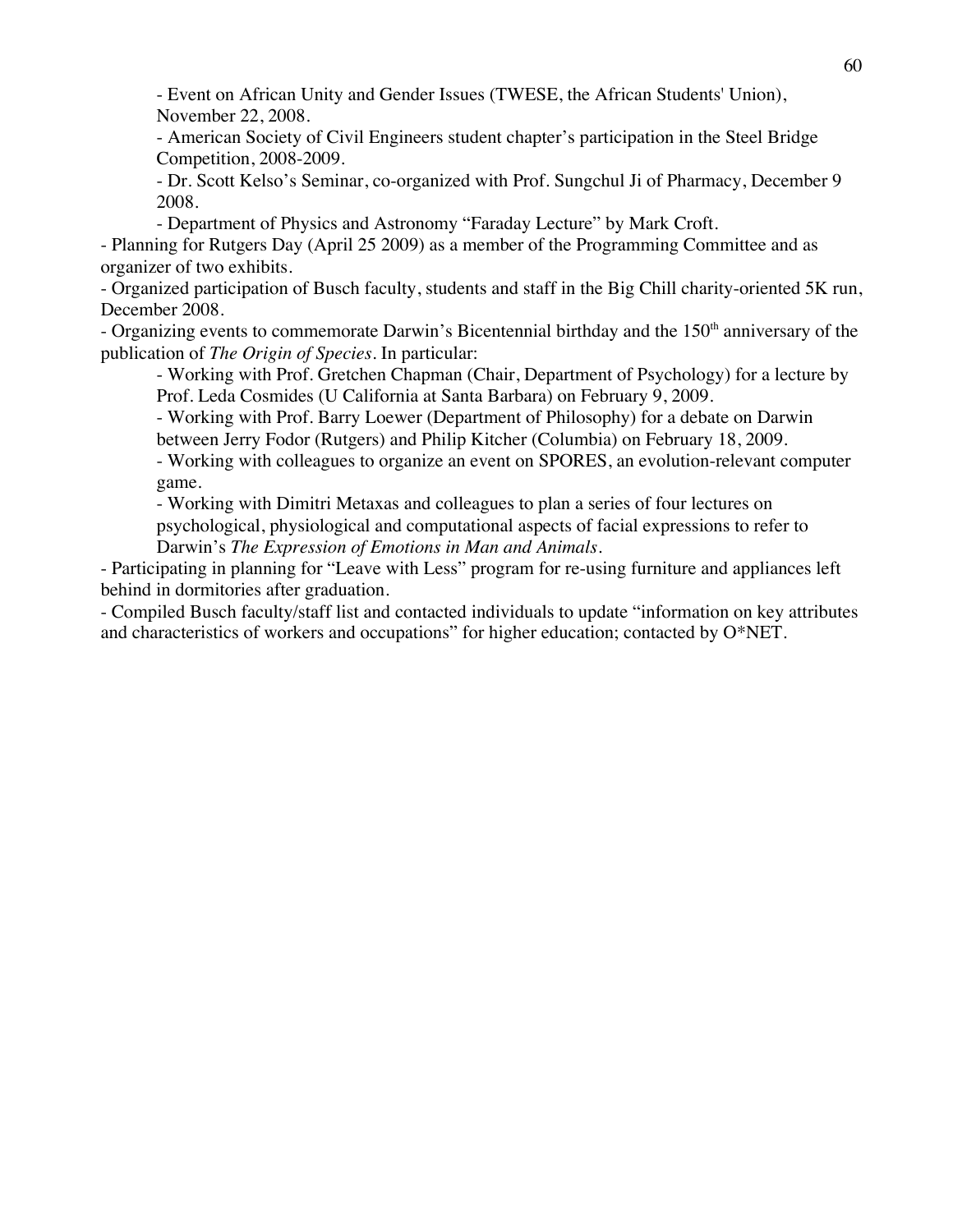- Event on African Unity and Gender Issues (TWESE, the African Students' Union), November 22, 2008.
- American Society of Civil Engineers student chapter's participation in the Steel Bridge Competition, 2008-2009.
- Dr. Scott Kelso's Seminar, co-organized with Prof. Sungchul Ji of Pharmacy, December 9 2008.
- Department of Physics and Astronomy "Faraday Lecture" by Mark Croft.

- Planning for Rutgers Day (April 25 2009) as a member of the Programming Committee and as organizer of two exhibits.
- Organized participation of Busch faculty, students and staff in the Big Chill charity-oriented 5K run, December 2008.
- Organizing events to commemorate Darwin's Bicentennial birthday and the 150th anniversary of the publication of *The Origin of Species*. In particular:
  - Working with Prof. Gretchen Chapman (Chair, Department of Psychology) for a lecture by Prof. Leda Cosmides (U California at Santa Barbara) on February 9, 2009.
  - Working with Prof. Barry Loewer (Department of Philosophy) for a debate on Darwin between Jerry Fodor (Rutgers) and Philip Kitcher (Columbia) on February 18, 2009.
  - Working with colleagues to organize an event on SPORES, an evolution-relevant computer game.
  - Working with Dimitri Metaxas and colleagues to plan a series of four lectures on psychological, physiological and computational aspects of facial expressions to refer to Darwin's *The Expression of Emotions in Man and Animals*.
- Participating in planning for "Leave with Less" program for re-using furniture and appliances left behind in dormitories after graduation.
- Compiled Busch faculty/staff list and contacted individuals to update "information on key attributes and characteristics of workers and occupations" for higher education; contacted by O*NET.